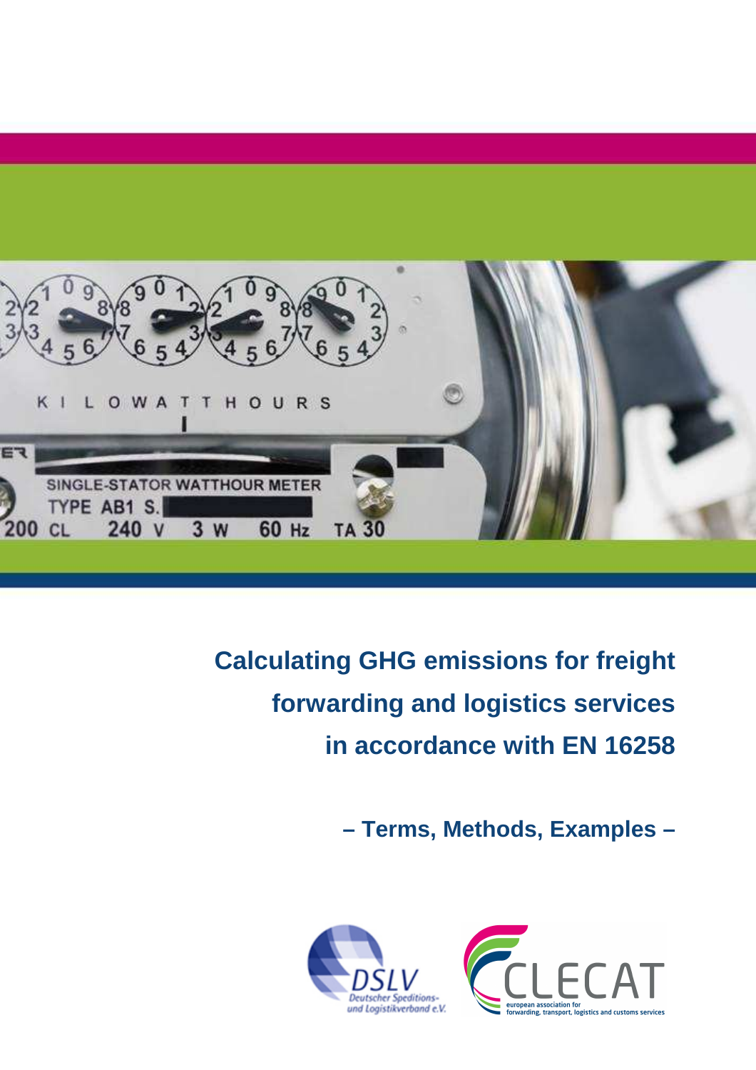# Calculating GHG emissions for freight forwarding and logistics services in accordance with EN 16258

**– Terms, Methods, Examples –**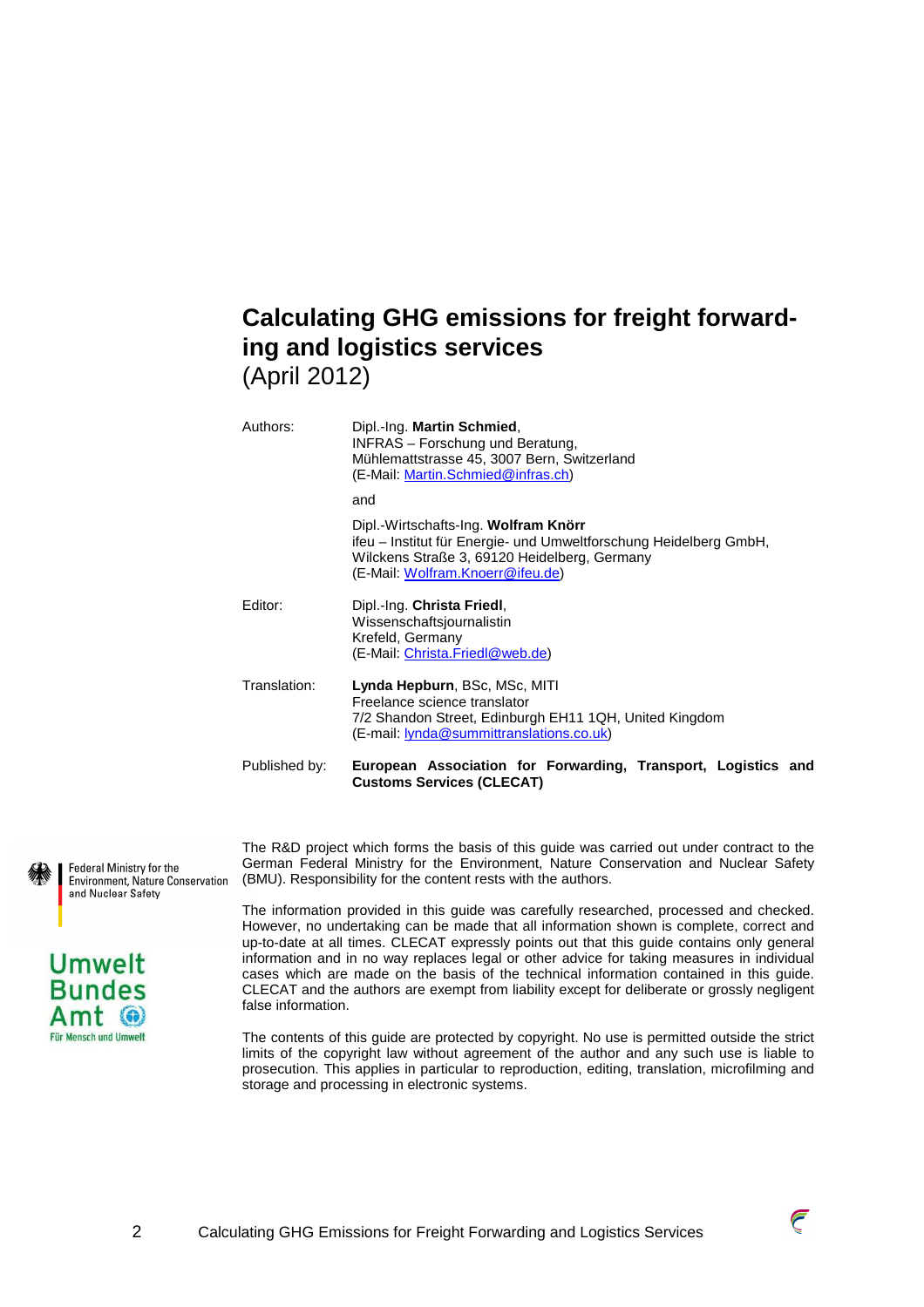# Calculating GHG emissions for freight forwarding and logistics services

(April 2012)

| | |
|---|---|
| Authors: | Dipl.-Ing. **Martin Schmied**, INFRAS – Forschung und Beratung, Mühlemattstrasse 45, 3007 Bern, Switzerland (E-Mail: Martin.Schmied@infras.ch) |
| | and |
| | Dipl.-Wirtschafts-Ing. **Wolfram Knörr** ifeu – Institut für Energie- und Umweltforschung Heidelberg GmbH, Wilckens Straße 3, 69120 Heidelberg, Germany (E-Mail: Wolfram.Knoerr@ifeu.de) |
| Editor: | Dipl.-Ing. **Christa Friedl**, Wissenschaftsjournalistin Krefeld, Germany (E-Mail: Christa.Friedl@web.de) |
| Translation: | **Lynda Hepburn**, BSc, MSc, MITI Freelance science translator 7/2 Shandon Street, Edinburgh EH11 1QH, United Kingdom (E-mail: lynda@summittranslations.co.uk) |
| Published by: | **European Association for Forwarding, Transport, Logistics and Customs Services (CLECAT)** |

Federal Ministry for the Environment, Nature Conservation and Nuclear Safety

Umwelt Bundes Amt – Für Mensch und Umwelt

The R&D project which forms the basis of this guide was carried out under contract to the German Federal Ministry for the Environment, Nature Conservation and Nuclear Safety (BMU). Responsibility for the content rests with the authors.

The information provided in this guide was carefully researched, processed and checked. However, no undertaking can be made that all information shown is complete, correct and up-to-date at all times. CLECAT expressly points out that this guide contains only general information and in no way replaces legal or other advice for taking measures in individual cases which are made on the basis of the technical information contained in this guide. CLECAT and the authors are exempt from liability except for deliberate or grossly negligent false information.

The contents of this guide are protected by copyright. No use is permitted outside the strict limits of the copyright law without agreement of the author and any such use is liable to prosecution. This applies in particular to reproduction, editing, translation, microfilming and storage and processing in electronic systems.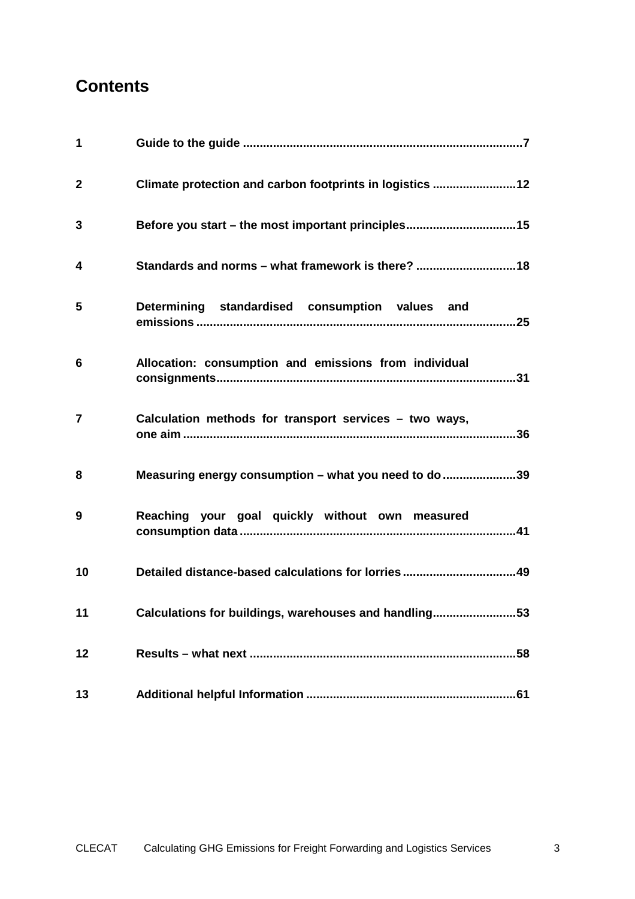# Contents

| | | |
|---|---|---|
| 1 | Guide to the guide | 7 |
| 2 | Climate protection and carbon footprints in logistics | 12 |
| 3 | Before you start – the most important principles | 15 |
| 4 | Standards and norms – what framework is there? | 18 |
| 5 | Determining standardised consumption values and emissions | 25 |
| 6 | Allocation: consumption and emissions from individual consignments | 31 |
| 7 | Calculation methods for transport services – two ways, one aim | 36 |
| 8 | Measuring energy consumption – what you need to do | 39 |
| 9 | Reaching your goal quickly without own measured consumption data | 41 |
| 10 | Detailed distance-based calculations for lorries | 49 |
| 11 | Calculations for buildings, warehouses and handling | 53 |
| 12 | Results – what next | 58 |
| 13 | Additional helpful Information | 61 |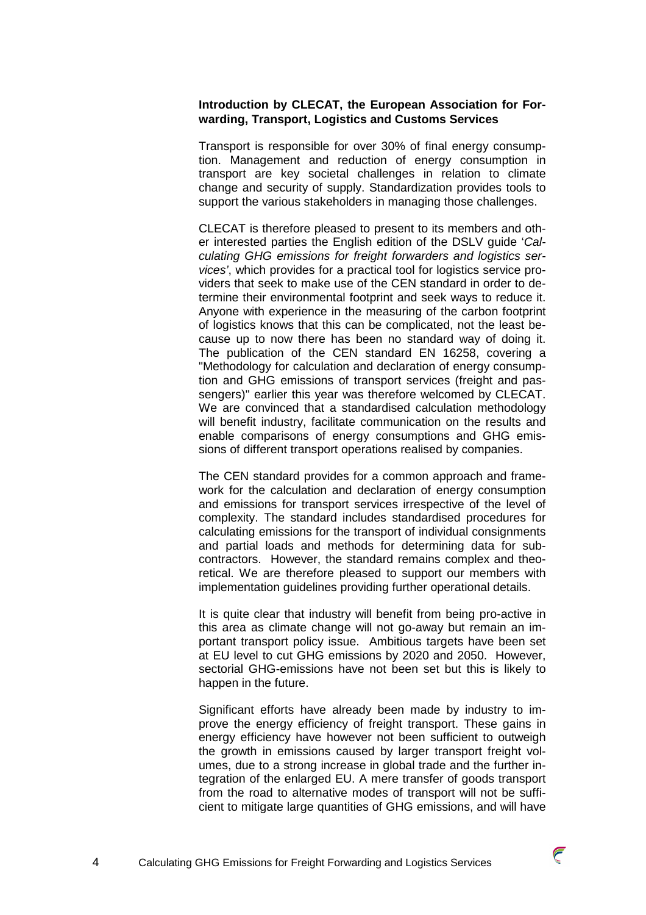**Introduction by CLECAT, the European Association for Forwarding, Transport, Logistics and Customs Services**

Transport is responsible for over 30% of final energy consumption. Management and reduction of energy consumption in transport are key societal challenges in relation to climate change and security of supply. Standardization provides tools to support the various stakeholders in managing those challenges.

CLECAT is therefore pleased to present to its members and other interested parties the English edition of the DSLV guide '*Calculating GHG emissions for freight forwarders and logistics services'*, which provides for a practical tool for logistics service providers that seek to make use of the CEN standard in order to determine their environmental footprint and seek ways to reduce it. Anyone with experience in the measuring of the carbon footprint of logistics knows that this can be complicated, not the least because up to now there has been no standard way of doing it. The publication of the CEN standard EN 16258, covering a "Methodology for calculation and declaration of energy consumption and GHG emissions of transport services (freight and passengers)" earlier this year was therefore welcomed by CLECAT. We are convinced that a standardised calculation methodology will benefit industry, facilitate communication on the results and enable comparisons of energy consumptions and GHG emissions of different transport operations realised by companies.

The CEN standard provides for a common approach and framework for the calculation and declaration of energy consumption and emissions for transport services irrespective of the level of complexity. The standard includes standardised procedures for calculating emissions for the transport of individual consignments and partial loads and methods for determining data for subcontractors. However, the standard remains complex and theoretical. We are therefore pleased to support our members with implementation guidelines providing further operational details.

It is quite clear that industry will benefit from being pro-active in this area as climate change will not go-away but remain an important transport policy issue. Ambitious targets have been set at EU level to cut GHG emissions by 2020 and 2050. However, sectorial GHG-emissions have not been set but this is likely to happen in the future.

Significant efforts have already been made by industry to improve the energy efficiency of freight transport. These gains in energy efficiency have however not been sufficient to outweigh the growth in emissions caused by larger transport freight volumes, due to a strong increase in global trade and the further integration of the enlarged EU. A mere transfer of goods transport from the road to alternative modes of transport will not be sufficient to mitigate large quantities of GHG emissions, and will have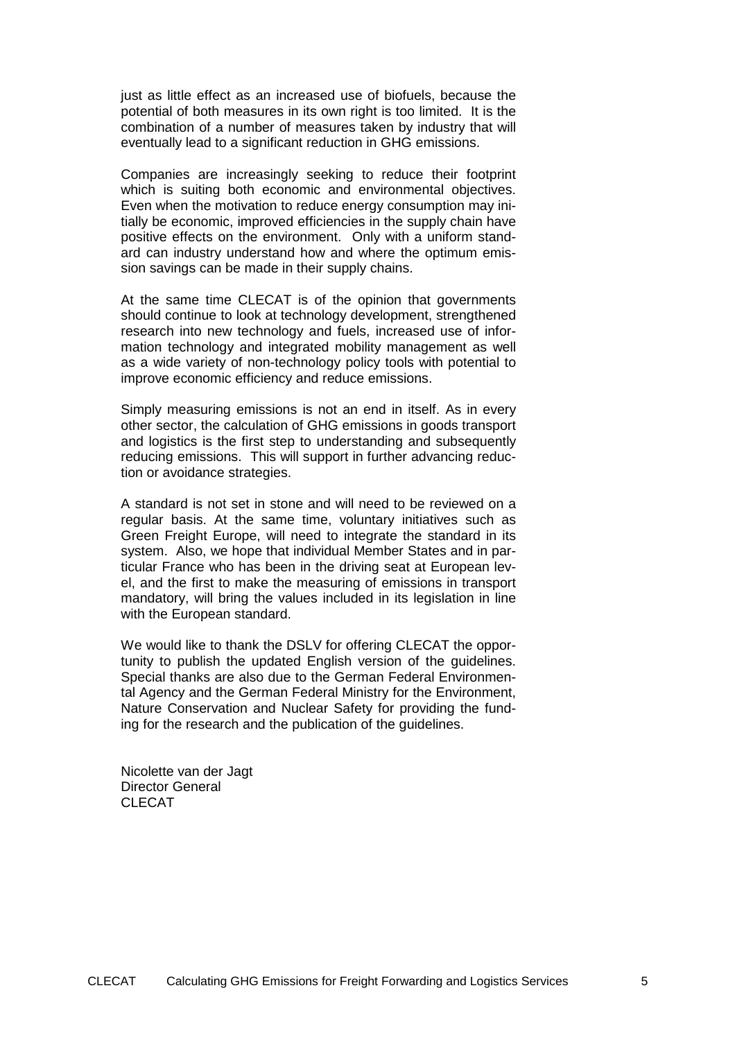just as little effect as an increased use of biofuels, because the potential of both measures in its own right is too limited. It is the combination of a number of measures taken by industry that will eventually lead to a significant reduction in GHG emissions.

Companies are increasingly seeking to reduce their footprint which is suiting both economic and environmental objectives. Even when the motivation to reduce energy consumption may initially be economic, improved efficiencies in the supply chain have positive effects on the environment. Only with a uniform standard can industry understand how and where the optimum emission savings can be made in their supply chains.

At the same time CLECAT is of the opinion that governments should continue to look at technology development, strengthened research into new technology and fuels, increased use of information technology and integrated mobility management as well as a wide variety of non-technology policy tools with potential to improve economic efficiency and reduce emissions.

Simply measuring emissions is not an end in itself. As in every other sector, the calculation of GHG emissions in goods transport and logistics is the first step to understanding and subsequently reducing emissions. This will support in further advancing reduction or avoidance strategies.

A standard is not set in stone and will need to be reviewed on a regular basis. At the same time, voluntary initiatives such as Green Freight Europe, will need to integrate the standard in its system. Also, we hope that individual Member States and in particular France who has been in the driving seat at European level, and the first to make the measuring of emissions in transport mandatory, will bring the values included in its legislation in line with the European standard.

We would like to thank the DSLV for offering CLECAT the opportunity to publish the updated English version of the guidelines. Special thanks are also due to the German Federal Environmental Agency and the German Federal Ministry for the Environment, Nature Conservation and Nuclear Safety for providing the funding for the research and the publication of the guidelines.

Nicolette van der Jagt
Director General
CLECAT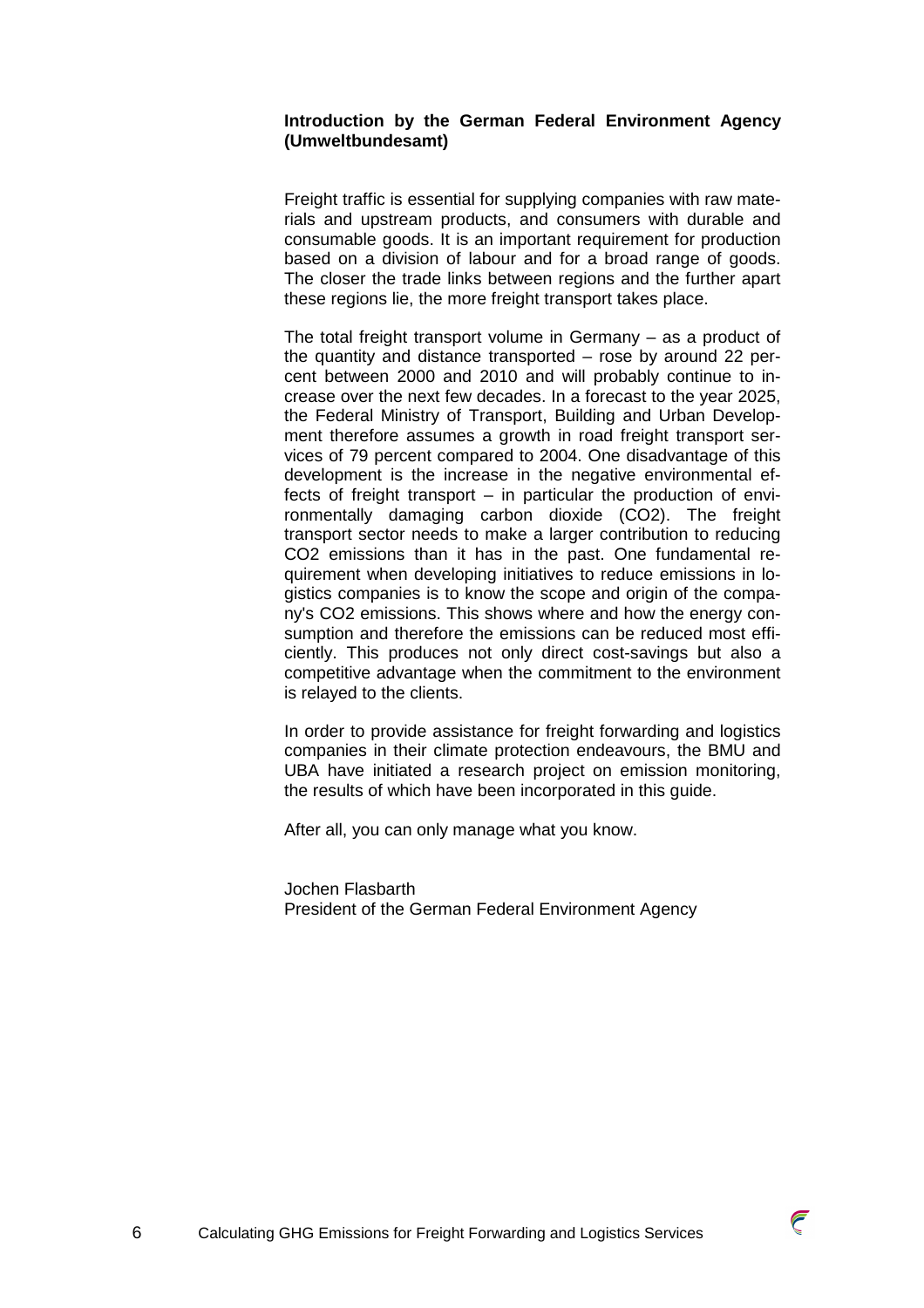## Introduction by the German Federal Environment Agency (Umweltbundesamt)

Freight traffic is essential for supplying companies with raw materials and upstream products, and consumers with durable and consumable goods. It is an important requirement for production based on a division of labour and for a broad range of goods. The closer the trade links between regions and the further apart these regions lie, the more freight transport takes place.

The total freight transport volume in Germany – as a product of the quantity and distance transported – rose by around 22 percent between 2000 and 2010 and will probably continue to increase over the next few decades. In a forecast to the year 2025, the Federal Ministry of Transport, Building and Urban Development therefore assumes a growth in road freight transport services of 79 percent compared to 2004. One disadvantage of this development is the increase in the negative environmental effects of freight transport – in particular the production of environmentally damaging carbon dioxide ($CO_2$). The freight transport sector needs to make a larger contribution to reducing $CO_2$ emissions than it has in the past. One fundamental requirement when developing initiatives to reduce emissions in logistics companies is to know the scope and origin of the company's $CO_2$ emissions. This shows where and how the energy consumption and therefore the emissions can be reduced most efficiently. This produces not only direct cost-savings but also a competitive advantage when the commitment to the environment is relayed to the clients.

In order to provide assistance for freight forwarding and logistics companies in their climate protection endeavours, the BMU and UBA have initiated a research project on emission monitoring, the results of which have been incorporated in this guide.

After all, you can only manage what you know.

Jochen Flasbarth
President of the German Federal Environment Agency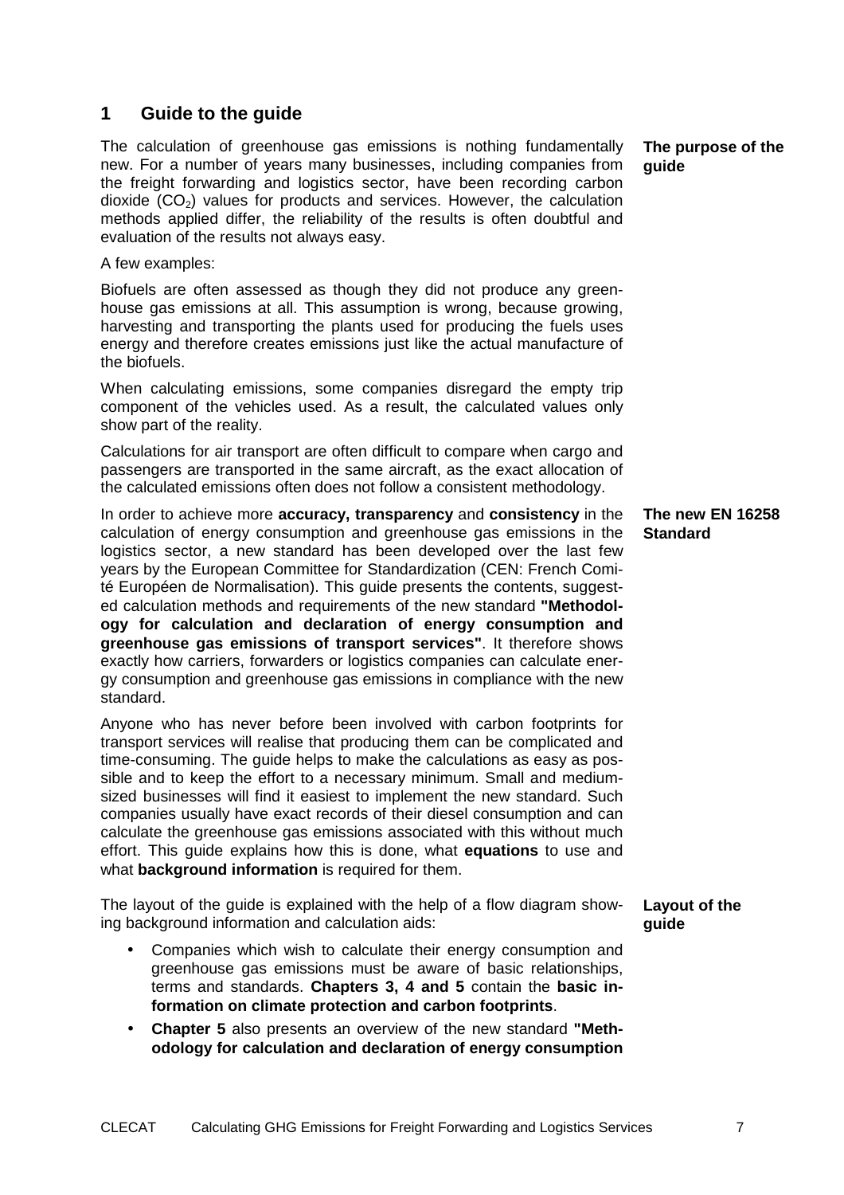# 1 Guide to the guide

**The purpose of the guide**

The calculation of greenhouse gas emissions is nothing fundamentally new. For a number of years many businesses, including companies from the freight forwarding and logistics sector, have been recording carbon dioxide ($CO_2$) values for products and services. However, the calculation methods applied differ, the reliability of the results is often doubtful and evaluation of the results not always easy.

A few examples:

Biofuels are often assessed as though they did not produce any greenhouse gas emissions at all. This assumption is wrong, because growing, harvesting and transporting the plants used for producing the fuels uses energy and therefore creates emissions just like the actual manufacture of the biofuels.

When calculating emissions, some companies disregard the empty trip component of the vehicles used. As a result, the calculated values only show part of the reality.

Calculations for air transport are often difficult to compare when cargo and passengers are transported in the same aircraft, as the exact allocation of the calculated emissions often does not follow a consistent methodology.

**The new EN 16258 Standard**

In order to achieve more **accuracy, transparency** and **consistency** in the calculation of energy consumption and greenhouse gas emissions in the logistics sector, a new standard has been developed over the last few years by the European Committee for Standardization (CEN: French Comité Européen de Normalisation). This guide presents the contents, suggested calculation methods and requirements of the new standard **"Methodology for calculation and declaration of energy consumption and greenhouse gas emissions of transport services"**. It therefore shows exactly how carriers, forwarders or logistics companies can calculate energy consumption and greenhouse gas emissions in compliance with the new standard.

Anyone who has never before been involved with carbon footprints for transport services will realise that producing them can be complicated and time-consuming. The guide helps to make the calculations as easy as possible and to keep the effort to a necessary minimum. Small and medium-sized businesses will find it easiest to implement the new standard. Such companies usually have exact records of their diesel consumption and can calculate the greenhouse gas emissions associated with this without much effort. This guide explains how this is done, what **equations** to use and what **background information** is required for them.

**Layout of the guide**

The layout of the guide is explained with the help of a flow diagram showing background information and calculation aids:

- Companies which wish to calculate their energy consumption and greenhouse gas emissions must be aware of basic relationships, terms and standards. **Chapters 3, 4 and 5** contain the **basic information on climate protection and carbon footprints**.
- **Chapter 5** also presents an overview of the new standard **"Methodology for calculation and declaration of energy consumption**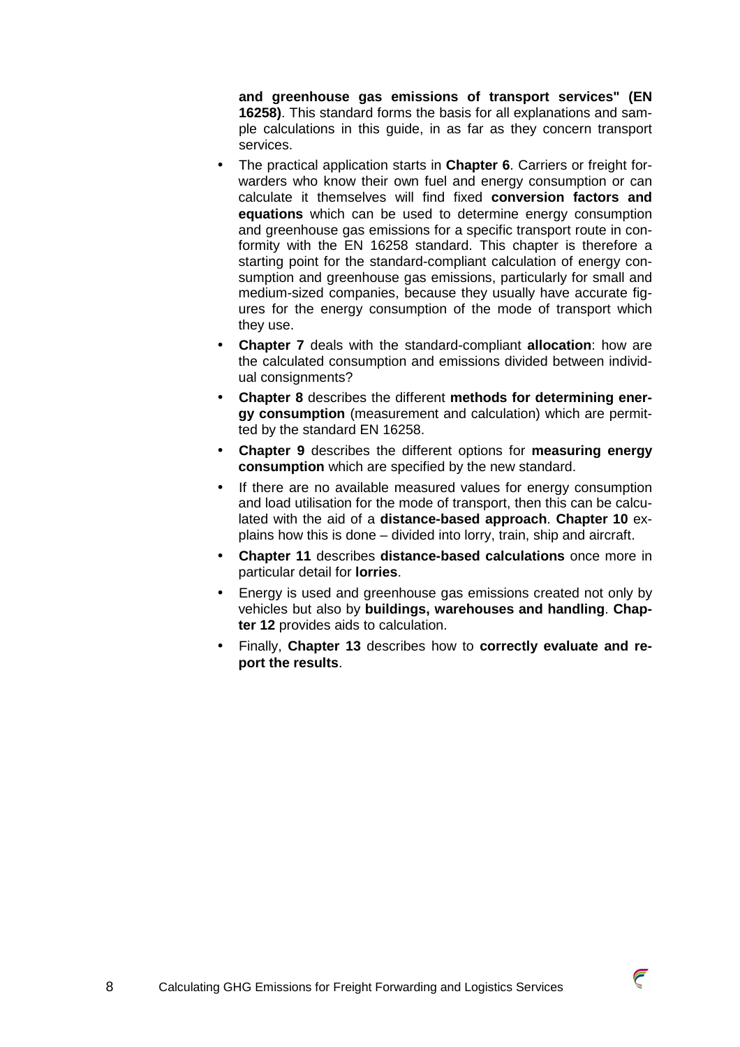**and greenhouse gas emissions of transport services" (EN 16258)**. This standard forms the basis for all explanations and sample calculations in this guide, in as far as they concern transport services.

- The practical application starts in **Chapter 6**. Carriers or freight forwarders who know their own fuel and energy consumption or can calculate it themselves will find fixed **conversion factors and equations** which can be used to determine energy consumption and greenhouse gas emissions for a specific transport route in conformity with the EN 16258 standard. This chapter is therefore a starting point for the standard-compliant calculation of energy consumption and greenhouse gas emissions, particularly for small and medium-sized companies, because they usually have accurate figures for the energy consumption of the mode of transport which they use.
- **Chapter 7** deals with the standard-compliant **allocation**: how are the calculated consumption and emissions divided between individual consignments?
- **Chapter 8** describes the different **methods for determining energy consumption** (measurement and calculation) which are permitted by the standard EN 16258.
- **Chapter 9** describes the different options for **measuring energy consumption** which are specified by the new standard.
- If there are no available measured values for energy consumption and load utilisation for the mode of transport, then this can be calculated with the aid of a **distance-based approach**. **Chapter 10** explains how this is done – divided into lorry, train, ship and aircraft.
- **Chapter 11** describes **distance-based calculations** once more in particular detail for **lorries**.
- Energy is used and greenhouse gas emissions created not only by vehicles but also by **buildings, warehouses and handling**. **Chapter 12** provides aids to calculation.
- Finally, **Chapter 13** describes how to **correctly evaluate and report the results**.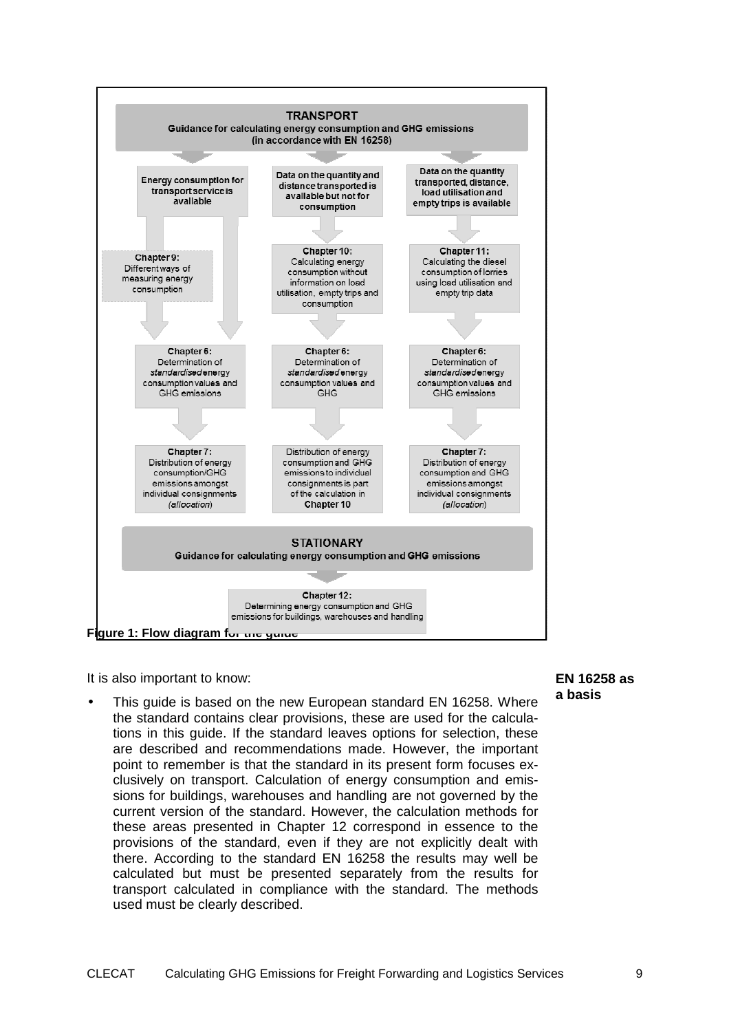**TRANSPORT**
**Guidance for calculating energy consumption and GHG emissions (in accordance with EN 16258)**

| Energy consumption for transport service is available | Data on the quantity and distance transported is available but not for consumption | Data on the quantity transported, distance, load utilisation and empty trips is available |
|---|---|---|
| **Chapter 9:** Different ways of measuring energy consumption | **Chapter 10:** Calculating energy consumption without information on load utilisation, empty trips and consumption | **Chapter 11:** Calculating the diesel consumption of lorries using load utilisation and empty trip data |
| **Chapter 6:** Determination of *standardised* energy consumption values and GHG emissions | **Chapter 6:** Determination of *standardised* energy consumption values and GHG | **Chapter 6:** Determination of *standardised* energy consumption values and GHG emissions |
| **Chapter 7:** Distribution of energy consumption/GHG emissions amongst individual consignments (*allocation*) | Distribution of energy consumption and GHG emissions to individual consignments is part of the calculation in **Chapter 10** | **Chapter 7:** Distribution of energy consumption and GHG emissions amongst individual consignments (*allocation*) |

**STATIONARY**
**Guidance for calculating energy consumption and GHG emissions**

**Chapter 12:** Determining energy consumption and GHG emissions for buildings, warehouses and handling

**Figure 1: Flow diagram for the guide**

It is also important to know:

**EN 16258 as a basis**

- This guide is based on the new European standard EN 16258. Where the standard contains clear provisions, these are used for the calculations in this guide. If the standard leaves options for selection, these are described and recommendations made. However, the important point to remember is that the standard in its present form focuses exclusively on transport. Calculation of energy consumption and emissions for buildings, warehouses and handling are not governed by the current version of the standard. However, the calculation methods for these areas presented in Chapter 12 correspond in essence to the provisions of the standard, even if they are not explicitly dealt with there. According to the standard EN 16258 the results may well be calculated but must be presented separately from the results for transport calculated in compliance with the standard. The methods used must be clearly described.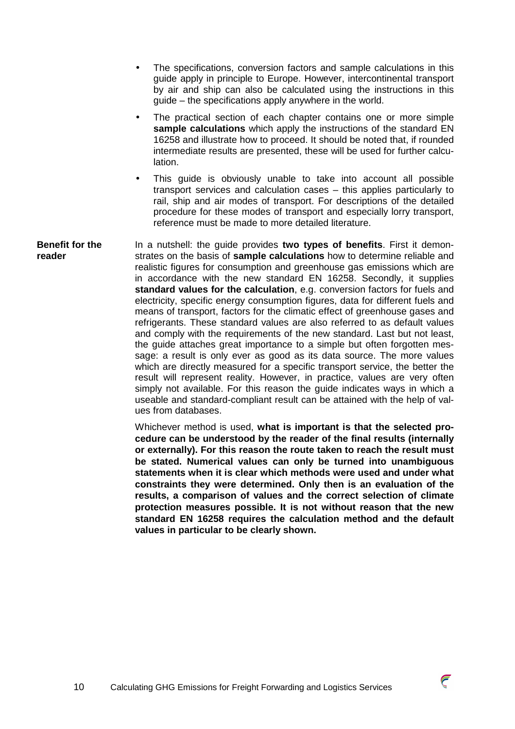- The specifications, conversion factors and sample calculations in this guide apply in principle to Europe. However, intercontinental transport by air and ship can also be calculated using the instructions in this guide – the specifications apply anywhere in the world.
- The practical section of each chapter contains one or more simple **sample calculations** which apply the instructions of the standard EN 16258 and illustrate how to proceed. It should be noted that, if rounded intermediate results are presented, these will be used for further calculation.
- This guide is obviously unable to take into account all possible transport services and calculation cases – this applies particularly to rail, ship and air modes of transport. For descriptions of the detailed procedure for these modes of transport and especially lorry transport, reference must be made to more detailed literature.

**Benefit for the reader**

In a nutshell: the guide provides **two types of benefits**. First it demonstrates on the basis of **sample calculations** how to determine reliable and realistic figures for consumption and greenhouse gas emissions which are in accordance with the new standard EN 16258. Secondly, it supplies **standard values for the calculation**, e.g. conversion factors for fuels and electricity, specific energy consumption figures, data for different fuels and means of transport, factors for the climatic effect of greenhouse gases and refrigerants. These standard values are also referred to as default values and comply with the requirements of the new standard. Last but not least, the guide attaches great importance to a simple but often forgotten message: a result is only ever as good as its data source. The more values which are directly measured for a specific transport service, the better the result will represent reality. However, in practice, values are very often simply not available. For this reason the guide indicates ways in which a useable and standard-compliant result can be attained with the help of values from databases.

Whichever method is used, **what is important is that the selected procedure can be understood by the reader of the final results (internally or externally). For this reason the route taken to reach the result must be stated. Numerical values can only be turned into unambiguous statements when it is clear which methods were used and under what constraints they were determined. Only then is an evaluation of the results, a comparison of values and the correct selection of climate protection measures possible. It is not without reason that the new standard EN 16258 requires the calculation method and the default values in particular to be clearly shown.**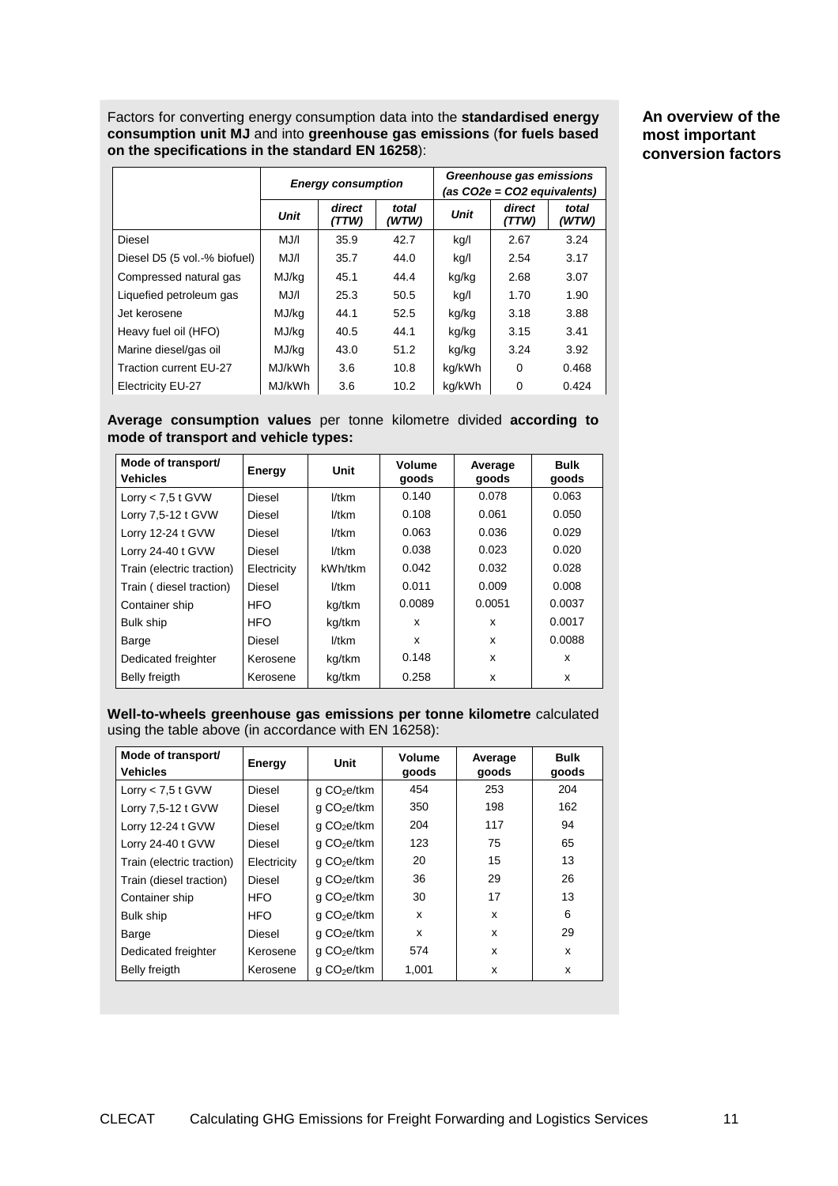**An overview of the most important conversion factors**

Factors for converting energy consumption data into the **standardised energy consumption unit MJ** and into **greenhouse gas emissions** (**for fuels based on the specifications in the standard EN 16258**):

| | *Energy consumption* | | | *Greenhouse gas emissions (as CO2e = CO2 equivalents)* | | |
|---|---|---|---|---|---|---|
| | ***Unit*** | ***direct (TTW)*** | ***total (WTW)*** | ***Unit*** | ***direct (TTW)*** | ***total (WTW)*** |
| Diesel | MJ/l | 35.9 | 42.7 | kg/l | 2.67 | 3.24 |
| Diesel D5 (5 vol.-% biofuel) | MJ/l | 35.7 | 44.0 | kg/l | 2.54 | 3.17 |
| Compressed natural gas | MJ/kg | 45.1 | 44.4 | kg/kg | 2.68 | 3.07 |
| Liquefied petroleum gas | MJ/l | 25.3 | 50.5 | kg/l | 1.70 | 1.90 |
| Jet kerosene | MJ/kg | 44.1 | 52.5 | kg/kg | 3.18 | 3.88 |
| Heavy fuel oil (HFO) | MJ/kg | 40.5 | 44.1 | kg/kg | 3.15 | 3.41 |
| Marine diesel/gas oil | MJ/kg | 43.0 | 51.2 | kg/kg | 3.24 | 3.92 |
| Traction current EU-27 | MJ/kWh | 3.6 | 10.8 | kg/kWh | 0 | 0.468 |
| Electricity EU-27 | MJ/kWh | 3.6 | 10.2 | kg/kWh | 0 | 0.424 |

**Average consumption values** per tonne kilometre divided **according to mode of transport and vehicle types:**

| Mode of transport/ Vehicles | Energy | Unit | Volume goods | Average goods | Bulk goods |
|---|---|---|---|---|---|
| Lorry < 7,5 t GVW | Diesel | l/tkm | 0.140 | 0.078 | 0.063 |
| Lorry 7,5-12 t GVW | Diesel | l/tkm | 0.108 | 0.061 | 0.050 |
| Lorry 12-24 t GVW | Diesel | l/tkm | 0.063 | 0.036 | 0.029 |
| Lorry 24-40 t GVW | Diesel | l/tkm | 0.038 | 0.023 | 0.020 |
| Train (electric traction) | Electricity | kWh/tkm | 0.042 | 0.032 | 0.028 |
| Train ( diesel traction) | Diesel | l/tkm | 0.011 | 0.009 | 0.008 |
| Container ship | HFO | kg/tkm | 0.0089 | 0.0051 | 0.0037 |
| Bulk ship | HFO | kg/tkm | x | x | 0.0017 |
| Barge | Diesel | l/tkm | x | x | 0.0088 |
| Dedicated freighter | Kerosene | kg/tkm | 0.148 | x | x |
| Belly freigth | Kerosene | kg/tkm | 0.258 | x | x |

**Well-to-wheels greenhouse gas emissions per tonne kilometre** calculated using the table above (in accordance with EN 16258):

| Mode of transport/ Vehicles | Energy | Unit | Volume goods | Average goods | Bulk goods |
|---|---|---|---|---|---|
| Lorry < 7,5 t GVW | Diesel | g $CO_2$e/tkm | 454 | 253 | 204 |
| Lorry 7,5-12 t GVW | Diesel | g $CO_2$e/tkm | 350 | 198 | 162 |
| Lorry 12-24 t GVW | Diesel | g $CO_2$e/tkm | 204 | 117 | 94 |
| Lorry 24-40 t GVW | Diesel | g $CO_2$e/tkm | 123 | 75 | 65 |
| Train (electric traction) | Electricity | g $CO_2$e/tkm | 20 | 15 | 13 |
| Train (diesel traction) | Diesel | g $CO_2$e/tkm | 36 | 29 | 26 |
| Container ship | HFO | g $CO_2$e/tkm | 30 | 17 | 13 |
| Bulk ship | HFO | g $CO_2$e/tkm | x | x | 6 |
| Barge | Diesel | g $CO_2$e/tkm | x | x | 29 |
| Dedicated freighter | Kerosene | g $CO_2$e/tkm | 574 | x | x |
| Belly freigth | Kerosene | g $CO_2$e/tkm | 1,001 | x | x |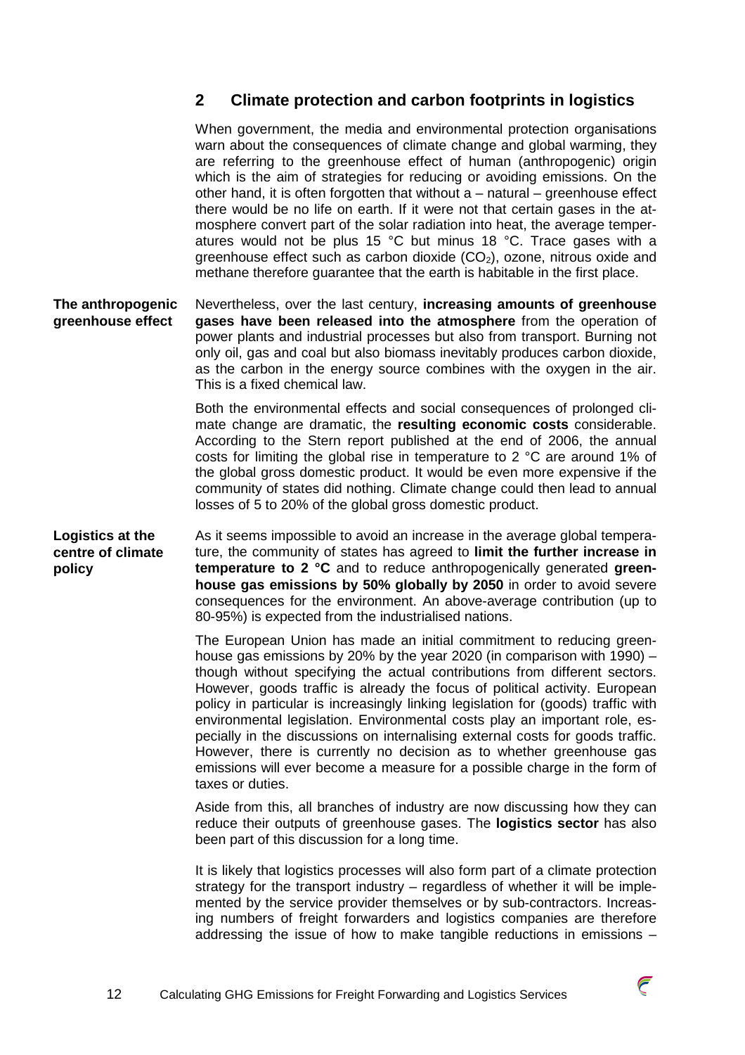## 2 Climate protection and carbon footprints in logistics

When government, the media and environmental protection organisations warn about the consequences of climate change and global warming, they are referring to the greenhouse effect of human (anthropogenic) origin which is the aim of strategies for reducing or avoiding emissions. On the other hand, it is often forgotten that without a – natural – greenhouse effect there would be no life on earth. If it were not that certain gases in the atmosphere convert part of the solar radiation into heat, the average temperatures would not be plus 15 °C but minus 18 °C. Trace gases with a greenhouse effect such as carbon dioxide ($CO_2$), ozone, nitrous oxide and methane therefore guarantee that the earth is habitable in the first place.

**The anthropogenic greenhouse effect**

Nevertheless, over the last century, **increasing amounts of greenhouse gases have been released into the atmosphere** from the operation of power plants and industrial processes but also from transport. Burning not only oil, gas and coal but also biomass inevitably produces carbon dioxide, as the carbon in the energy source combines with the oxygen in the air. This is a fixed chemical law.

Both the environmental effects and social consequences of prolonged climate change are dramatic, the **resulting economic costs** considerable. According to the Stern report published at the end of 2006, the annual costs for limiting the global rise in temperature to 2 °C are around 1% of the global gross domestic product. It would be even more expensive if the community of states did nothing. Climate change could then lead to annual losses of 5 to 20% of the global gross domestic product.

**Logistics at the centre of climate policy**

As it seems impossible to avoid an increase in the average global temperature, the community of states has agreed to **limit the further increase in temperature to 2 °C** and to reduce anthropogenically generated **greenhouse gas emissions by 50% globally by 2050** in order to avoid severe consequences for the environment. An above-average contribution (up to 80-95%) is expected from the industrialised nations.

The European Union has made an initial commitment to reducing greenhouse gas emissions by 20% by the year 2020 (in comparison with 1990) – though without specifying the actual contributions from different sectors. However, goods traffic is already the focus of political activity. European policy in particular is increasingly linking legislation for (goods) traffic with environmental legislation. Environmental costs play an important role, especially in the discussions on internalising external costs for goods traffic. However, there is currently no decision as to whether greenhouse gas emissions will ever become a measure for a possible charge in the form of taxes or duties.

Aside from this, all branches of industry are now discussing how they can reduce their outputs of greenhouse gases. The **logistics sector** has also been part of this discussion for a long time.

It is likely that logistics processes will also form part of a climate protection strategy for the transport industry – regardless of whether it will be implemented by the service provider themselves or by sub-contractors. Increasing numbers of freight forwarders and logistics companies are therefore addressing the issue of how to make tangible reductions in emissions –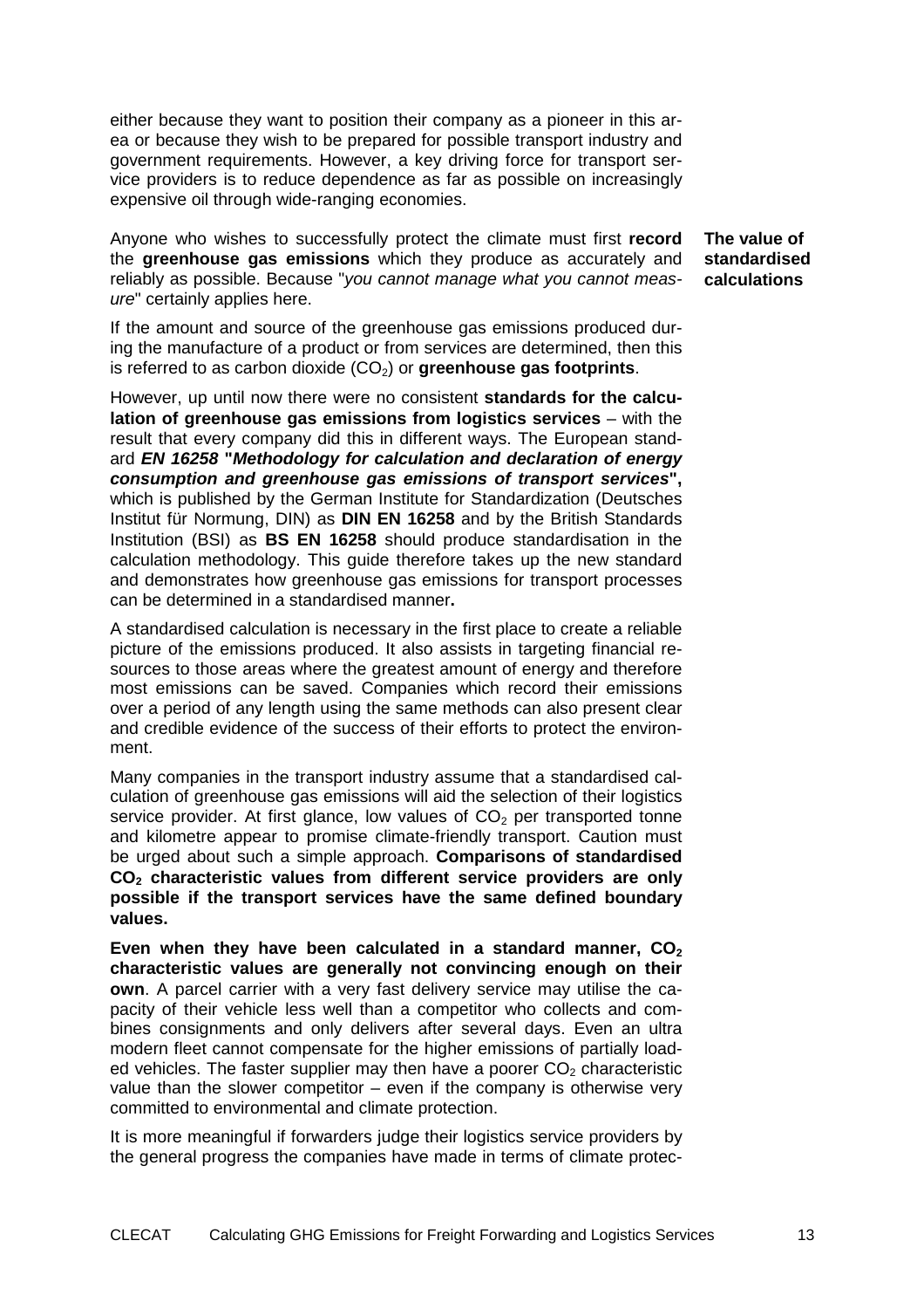either because they want to position their company as a pioneer in this area or because they wish to be prepared for possible transport industry and government requirements. However, a key driving force for transport service providers is to reduce dependence as far as possible on increasingly expensive oil through wide-ranging economies.

**The value of standardised calculations**

Anyone who wishes to successfully protect the climate must first **record** the **greenhouse gas emissions** which they produce as accurately and reliably as possible. Because "*you cannot manage what you cannot measure*" certainly applies here.

If the amount and source of the greenhouse gas emissions produced during the manufacture of a product or from services are determined, then this is referred to as carbon dioxide ($CO_2$) or **greenhouse gas footprints**.

However, up until now there were no consistent **standards for the calculation of greenhouse gas emissions from logistics services** – with the result that every company did this in different ways. The European standard ***EN 16258* "*Methodology for calculation and declaration of energy consumption and greenhouse gas emissions of transport services*",** which is published by the German Institute for Standardization (Deutsches Institut für Normung, DIN) as **DIN EN 16258** and by the British Standards Institution (BSI) as **BS EN 16258** should produce standardisation in the calculation methodology. This guide therefore takes up the new standard and demonstrates how greenhouse gas emissions for transport processes can be determined in a standardised manner**.**

A standardised calculation is necessary in the first place to create a reliable picture of the emissions produced. It also assists in targeting financial resources to those areas where the greatest amount of energy and therefore most emissions can be saved. Companies which record their emissions over a period of any length using the same methods can also present clear and credible evidence of the success of their efforts to protect the environment.

Many companies in the transport industry assume that a standardised calculation of greenhouse gas emissions will aid the selection of their logistics service provider. At first glance, low values of $CO_2$ per transported tonne and kilometre appear to promise climate-friendly transport. Caution must be urged about such a simple approach. **Comparisons of standardised $CO_2$ characteristic values from different service providers are only possible if the transport services have the same defined boundary values.**

**Even when they have been calculated in a standard manner, $CO_2$ characteristic values are generally not convincing enough on their own**. A parcel carrier with a very fast delivery service may utilise the capacity of their vehicle less well than a competitor who collects and combines consignments and only delivers after several days. Even an ultra modern fleet cannot compensate for the higher emissions of partially loaded vehicles. The faster supplier may then have a poorer $CO_2$ characteristic value than the slower competitor – even if the company is otherwise very committed to environmental and climate protection.

It is more meaningful if forwarders judge their logistics service providers by the general progress the companies have made in terms of climate protec-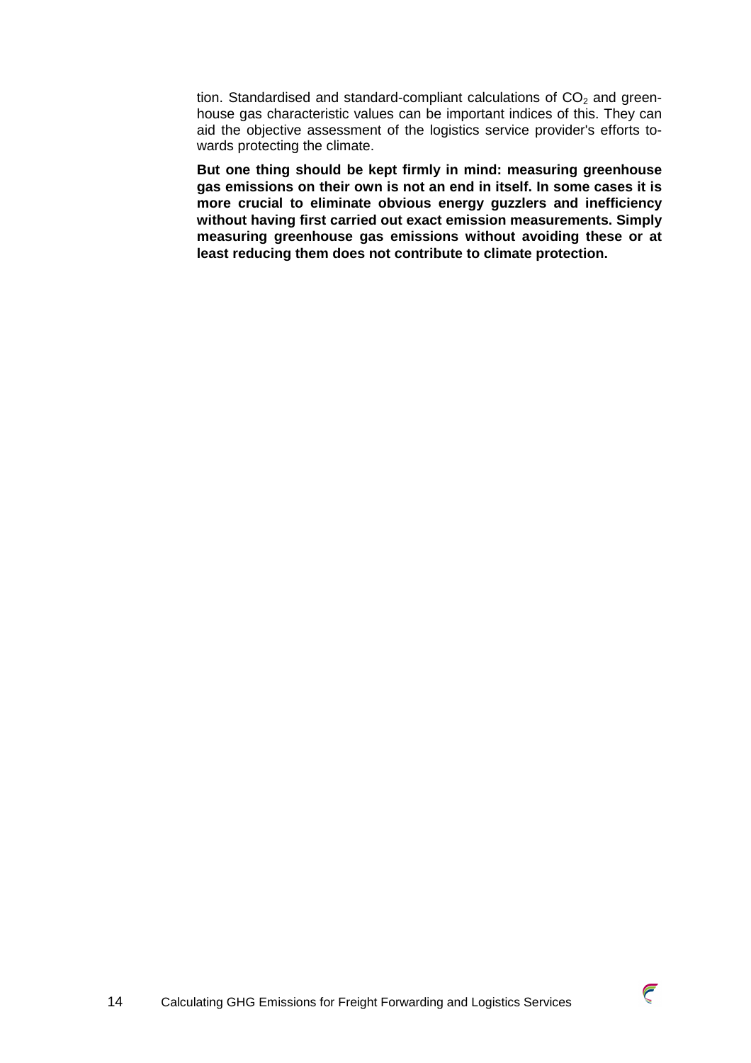tion. Standardised and standard-compliant calculations of $CO_2$ and greenhouse gas characteristic values can be important indices of this. They can aid the objective assessment of the logistics service provider's efforts towards protecting the climate.

**But one thing should be kept firmly in mind: measuring greenhouse gas emissions on their own is not an end in itself. In some cases it is more crucial to eliminate obvious energy guzzlers and inefficiency without having first carried out exact emission measurements. Simply measuring greenhouse gas emissions without avoiding these or at least reducing them does not contribute to climate protection.**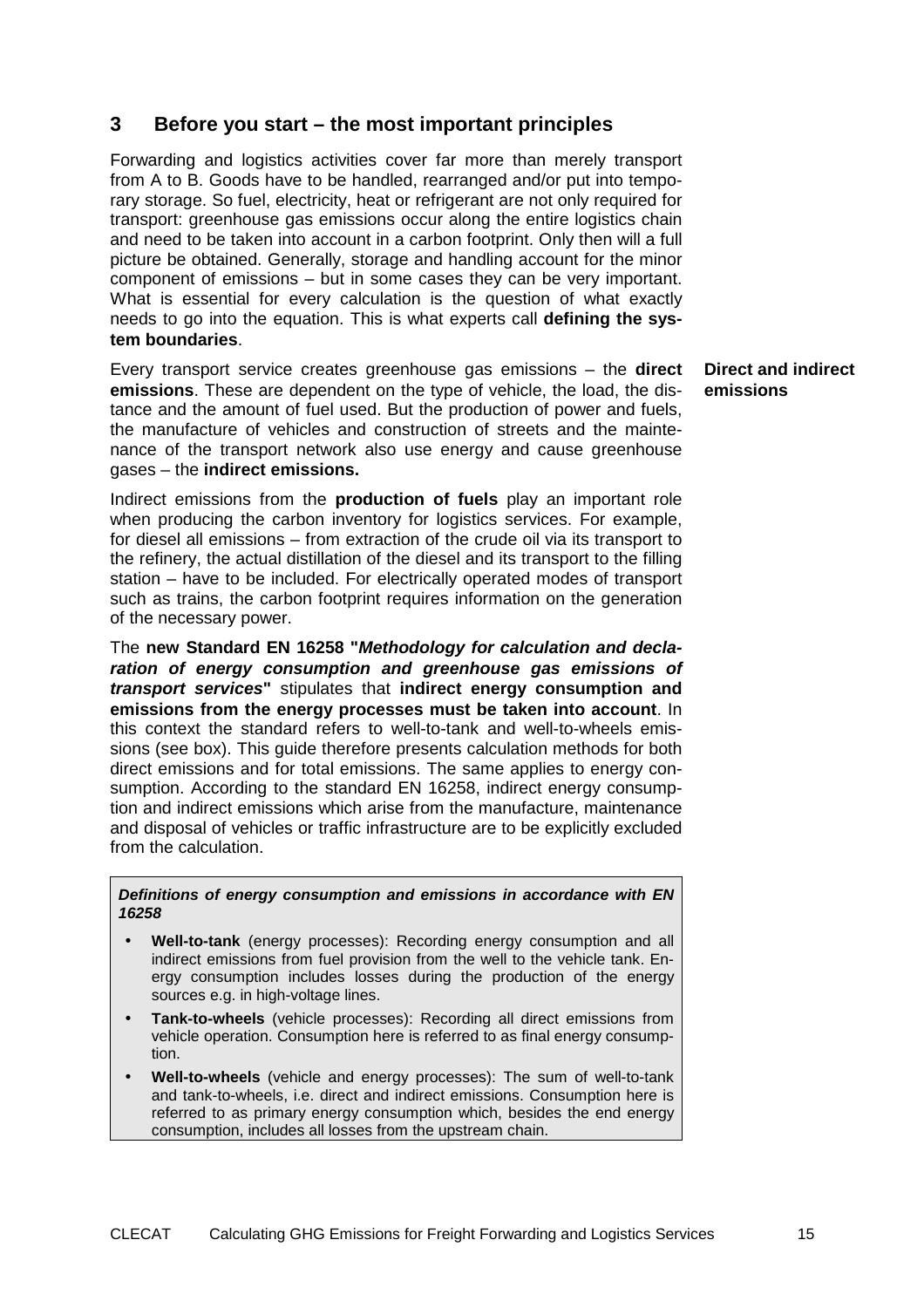## 3 Before you start – the most important principles

Forwarding and logistics activities cover far more than merely transport from A to B. Goods have to be handled, rearranged and/or put into temporary storage. So fuel, electricity, heat or refrigerant are not only required for transport: greenhouse gas emissions occur along the entire logistics chain and need to be taken into account in a carbon footprint. Only then will a full picture be obtained. Generally, storage and handling account for the minor component of emissions – but in some cases they can be very important. What is essential for every calculation is the question of what exactly needs to go into the equation. This is what experts call **defining the system boundaries**.

**Direct and indirect emissions**

Every transport service creates greenhouse gas emissions – the **direct emissions**. These are dependent on the type of vehicle, the load, the distance and the amount of fuel used. But the production of power and fuels, the manufacture of vehicles and construction of streets and the maintenance of the transport network also use energy and cause greenhouse gases – the **indirect emissions.**

Indirect emissions from the **production of fuels** play an important role when producing the carbon inventory for logistics services. For example, for diesel all emissions – from extraction of the crude oil via its transport to the refinery, the actual distillation of the diesel and its transport to the filling station – have to be included. For electrically operated modes of transport such as trains, the carbon footprint requires information on the generation of the necessary power.

The **new Standard EN 16258 "*Methodology for calculation and declaration of energy consumption and greenhouse gas emissions of transport services*"** stipulates that **indirect energy consumption and emissions from the energy processes must be taken into account**. In this context the standard refers to well-to-tank and well-to-wheels emissions (see box). This guide therefore presents calculation methods for both direct emissions and for total emissions. The same applies to energy consumption. According to the standard EN 16258, indirect energy consumption and indirect emissions which arise from the manufacture, maintenance and disposal of vehicles or traffic infrastructure are to be explicitly excluded from the calculation.

> ***Definitions of energy consumption and emissions in accordance with EN 16258***
>
> - **Well-to-tank** (energy processes): Recording energy consumption and all indirect emissions from fuel provision from the well to the vehicle tank. Energy consumption includes losses during the production of the energy sources e.g. in high-voltage lines.
> - **Tank-to-wheels** (vehicle processes): Recording all direct emissions from vehicle operation. Consumption here is referred to as final energy consumption.
> - **Well-to-wheels** (vehicle and energy processes): The sum of well-to-tank and tank-to-wheels, i.e. direct and indirect emissions. Consumption here is referred to as primary energy consumption which, besides the end energy consumption, includes all losses from the upstream chain.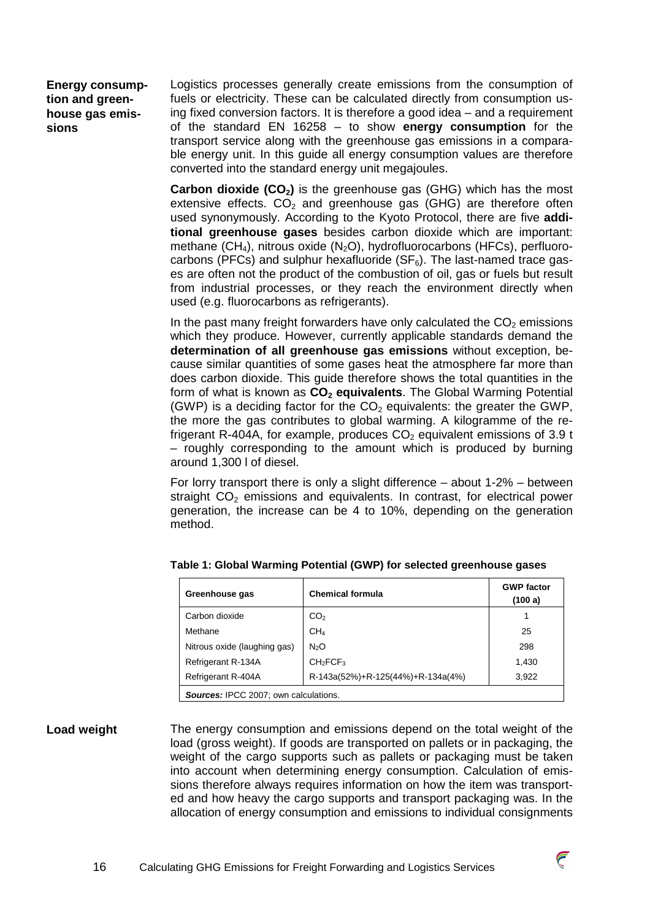### Energy consumption and greenhouse gas emissions

Logistics processes generally create emissions from the consumption of fuels or electricity. These can be calculated directly from consumption using fixed conversion factors. It is therefore a good idea – and a requirement of the standard EN 16258 – to show **energy consumption** for the transport service along with the greenhouse gas emissions in a comparable energy unit. In this guide all energy consumption values are therefore converted into the standard energy unit megajoules.

**Carbon dioxide ($CO_2$)** is the greenhouse gas (GHG) which has the most extensive effects. $CO_2$ and greenhouse gas (GHG) are therefore often used synonymously. According to the Kyoto Protocol, there are five **additional greenhouse gases** besides carbon dioxide which are important: methane ($CH_4$), nitrous oxide ($N_2O$), hydrofluorocarbons (HFCs), perfluorocarbons (PFCs) and sulphur hexafluoride ($SF_6$). The last-named trace gases are often not the product of the combustion of oil, gas or fuels but result from industrial processes, or they reach the environment directly when used (e.g. fluorocarbons as refrigerants).

In the past many freight forwarders have only calculated the $CO_2$ emissions which they produce. However, currently applicable standards demand the **determination of all greenhouse gas emissions** without exception, because similar quantities of some gases heat the atmosphere far more than does carbon dioxide. This guide therefore shows the total quantities in the form of what is known as **$CO_2$ equivalents**. The Global Warming Potential (GWP) is a deciding factor for the $CO_2$ equivalents: the greater the GWP, the more the gas contributes to global warming. A kilogramme of the refrigerant R-404A, for example, produces $CO_2$ equivalent emissions of 3.9 t – roughly corresponding to the amount which is produced by burning around 1,300 l of diesel.

For lorry transport there is only a slight difference – about 1-2% – between straight $CO_2$ emissions and equivalents. In contrast, for electrical power generation, the increase can be 4 to 10%, depending on the generation method.

**Table 1: Global Warming Potential (GWP) for selected greenhouse gases**

| Greenhouse gas | Chemical formula | GWP factor (100 a) |
|---|---|---|
| Carbon dioxide | $CO_2$ | 1 |
| Methane | $CH_4$ | 25 |
| Nitrous oxide (laughing gas) | $N_2O$ | 298 |
| Refrigerant R-134A | $CH_2FCF_3$ | 1,430 |
| Refrigerant R-404A | R-143a(52%)+R-125(44%)+R-134a(4%) | 3,922 |

***Sources:*** IPCC 2007; own calculations.

### Load weight

The energy consumption and emissions depend on the total weight of the load (gross weight). If goods are transported on pallets or in packaging, the weight of the cargo supports such as pallets or packaging must be taken into account when determining energy consumption. Calculation of emissions therefore always requires information on how the item was transported and how heavy the cargo supports and transport packaging was. In the allocation of energy consumption and emissions to individual consignments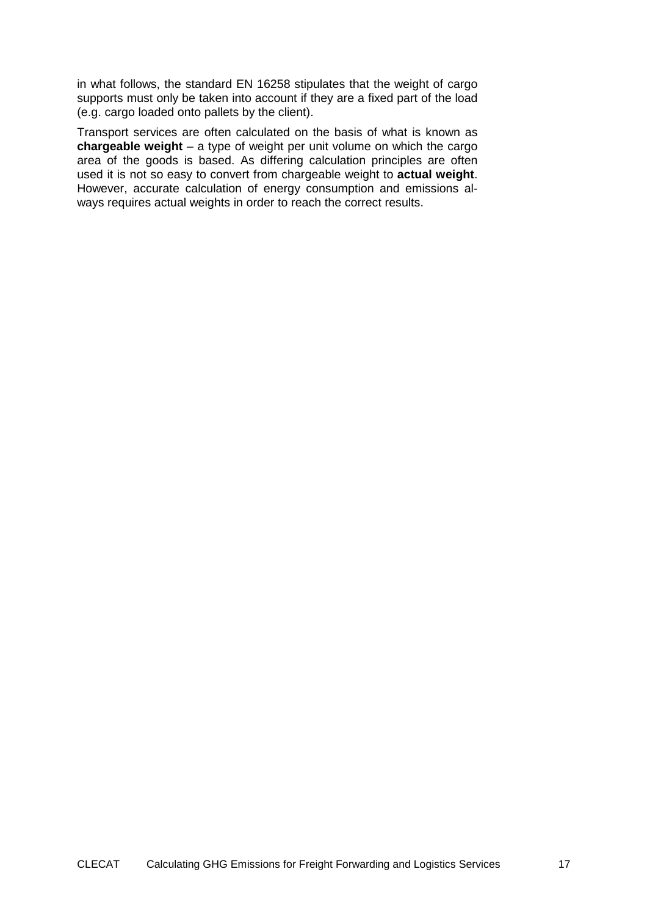in what follows, the standard EN 16258 stipulates that the weight of cargo supports must only be taken into account if they are a fixed part of the load (e.g. cargo loaded onto pallets by the client).

Transport services are often calculated on the basis of what is known as **chargeable weight** – a type of weight per unit volume on which the cargo area of the goods is based. As differing calculation principles are often used it is not so easy to convert from chargeable weight to **actual weight**. However, accurate calculation of energy consumption and emissions always requires actual weights in order to reach the correct results.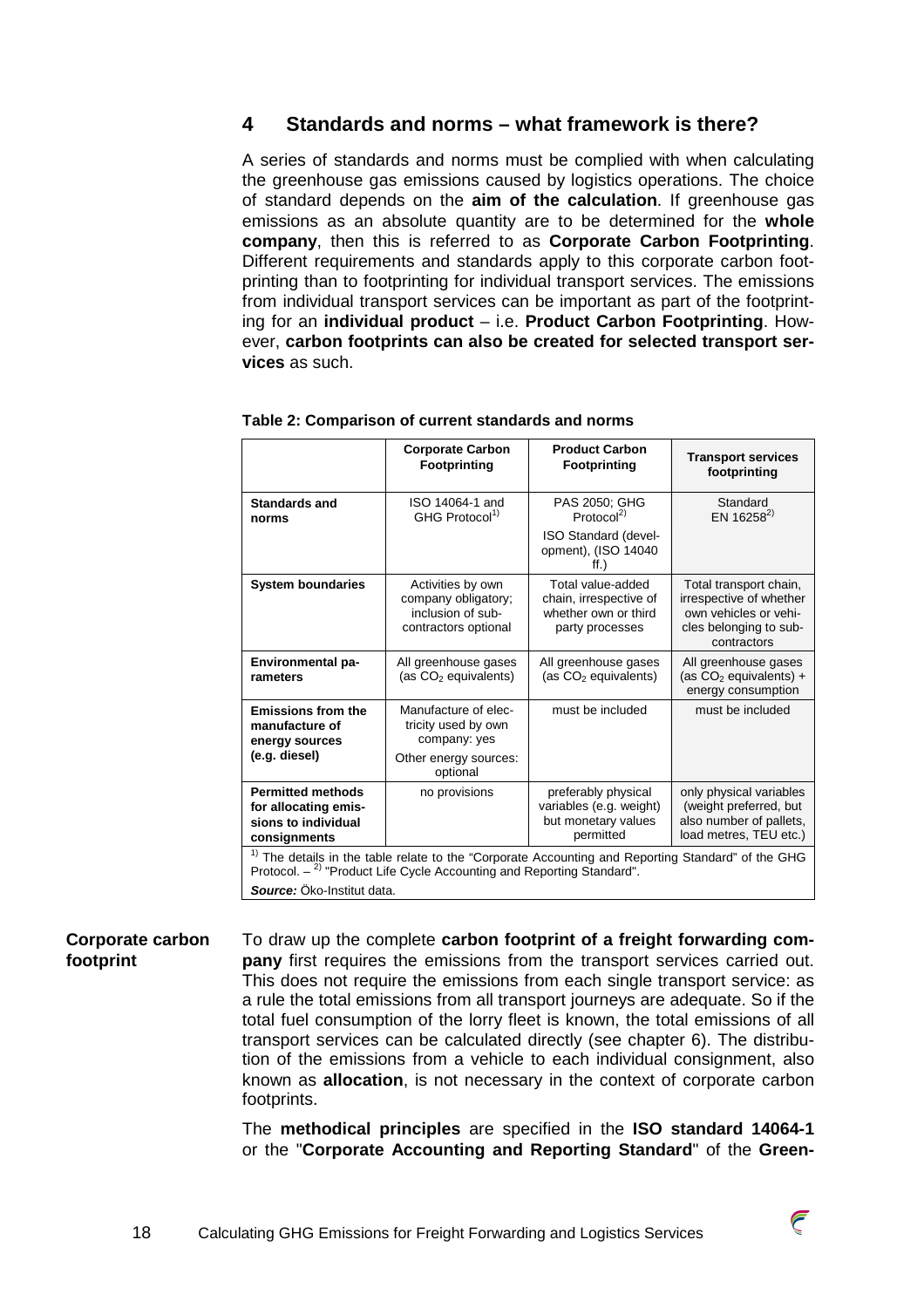## 4 Standards and norms – what framework is there?

A series of standards and norms must be complied with when calculating the greenhouse gas emissions caused by logistics operations. The choice of standard depends on the **aim of the calculation**. If greenhouse gas emissions as an absolute quantity are to be determined for the **whole company**, then this is referred to as **Corporate Carbon Footprinting**. Different requirements and standards apply to this corporate carbon footprinting than to footprinting for individual transport services. The emissions from individual transport services can be important as part of the footprinting for an **individual product** – i.e. **Product Carbon Footprinting**. However, **carbon footprints can also be created for selected transport services** as such.

**Table 2: Comparison of current standards and norms**

| | Corporate Carbon Footprinting | Product Carbon Footprinting | Transport services footprinting |
|---|---|---|---|
| **Standards and norms** | ISO 14064-1 and GHG Protocol[1] | PAS 2050; GHG Protocol[2]<br>ISO Standard (development), (ISO 14040 ff.) | Standard EN 16258[2] |
| **System boundaries** | Activities by own company obligatory; inclusion of subcontractors optional | Total value-added chain, irrespective of whether own or third party processes | Total transport chain, irrespective of whether own vehicles or vehicles belonging to subcontractors |
| **Environmental parameters** | All greenhouse gases (as $CO_2$ equivalents) | All greenhouse gases (as $CO_2$ equivalents) | All greenhouse gases (as $CO_2$ equivalents) + energy consumption |
| **Emissions from the manufacture of energy sources (e.g. diesel)** | Manufacture of electricity used by own company: yes<br>Other energy sources: optional | must be included | must be included |
| **Permitted methods for allocating emissions to individual consignments** | no provisions | preferably physical variables (e.g. weight) but monetary values permitted | only physical variables (weight preferred, but also number of pallets, load metres, TEU etc.) |

[1] The details in the table relate to the "Corporate Accounting and Reporting Standard" of the GHG Protocol. – [2] "Product Life Cycle Accounting and Reporting Standard".

***Source:*** Öko-Institut data.

**Corporate carbon footprint**

To draw up the complete **carbon footprint of a freight forwarding company** first requires the emissions from the transport services carried out. This does not require the emissions from each single transport service: as a rule the total emissions from all transport journeys are adequate. So if the total fuel consumption of the lorry fleet is known, the total emissions of all transport services can be calculated directly (see chapter 6). The distribution of the emissions from a vehicle to each individual consignment, also known as **allocation**, is not necessary in the context of corporate carbon footprints.

The **methodical principles** are specified in the **ISO standard 14064-1** or the "**Corporate Accounting and Reporting Standard**" of the **Green-**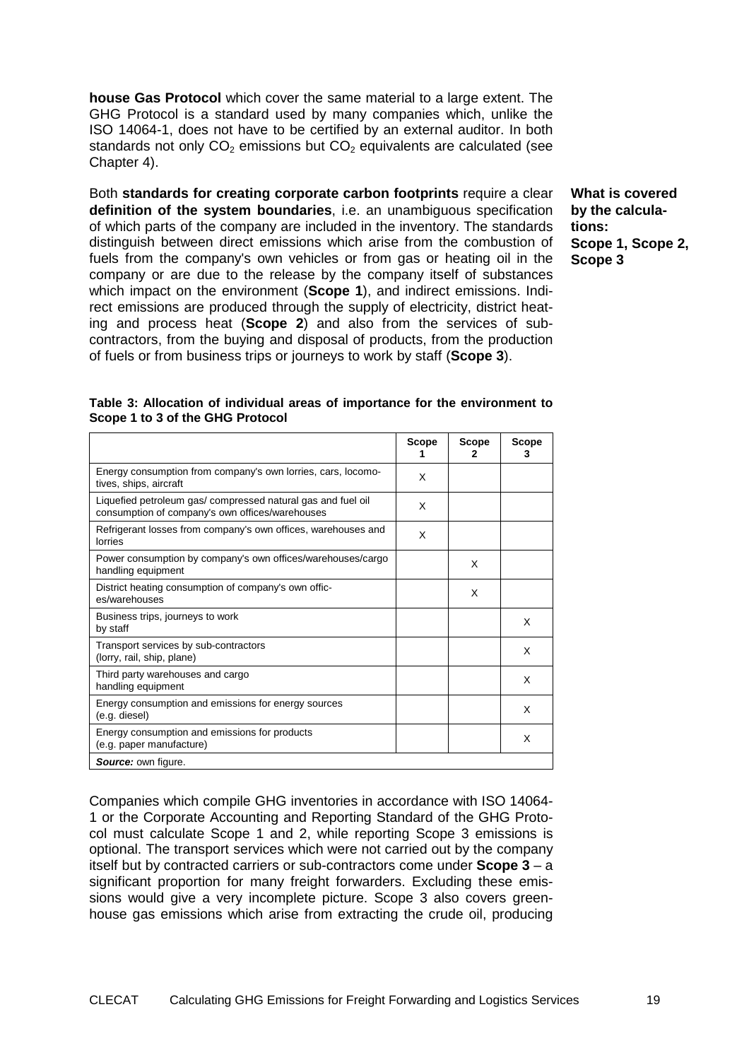**house Gas Protocol** which cover the same material to a large extent. The GHG Protocol is a standard used by many companies which, unlike the ISO 14064-1, does not have to be certified by an external auditor. In both standards not only $CO_2$ emissions but $CO_2$ equivalents are calculated (see Chapter 4).

**What is covered by the calculations: Scope 1, Scope 2, Scope 3**

Both **standards for creating corporate carbon footprints** require a clear **definition of the system boundaries**, i.e. an unambiguous specification of which parts of the company are included in the inventory. The standards distinguish between direct emissions which arise from the combustion of fuels from the company's own vehicles or from gas or heating oil in the company or are due to the release by the company itself of substances which impact on the environment (**Scope 1**), and indirect emissions. Indirect emissions are produced through the supply of electricity, district heating and process heat (**Scope 2**) and also from the services of sub-contractors, from the buying and disposal of products, from the production of fuels or from business trips or journeys to work by staff (**Scope 3**).

**Table 3: Allocation of individual areas of importance for the environment to Scope 1 to 3 of the GHG Protocol**

| | Scope 1 | Scope 2 | Scope 3 |
|---|---|---|---|
| Energy consumption from company's own lorries, cars, locomotives, ships, aircraft | X | | |
| Liquefied petroleum gas/ compressed natural gas and fuel oil consumption of company's own offices/warehouses | X | | |
| Refrigerant losses from company's own offices, warehouses and lorries | X | | |
| Power consumption by company's own offices/warehouses/cargo handling equipment | | X | |
| District heating consumption of company's own offices/warehouses | | X | |
| Business trips, journeys to work by staff | | | X |
| Transport services by sub-contractors (lorry, rail, ship, plane) | | | X |
| Third party warehouses and cargo handling equipment | | | X |
| Energy consumption and emissions for energy sources (e.g. diesel) | | | X |
| Energy consumption and emissions for products (e.g. paper manufacture) | | | X |

***Source:*** own figure.

Companies which compile GHG inventories in accordance with ISO 14064-1 or the Corporate Accounting and Reporting Standard of the GHG Protocol must calculate Scope 1 and 2, while reporting Scope 3 emissions is optional. The transport services which were not carried out by the company itself but by contracted carriers or sub-contractors come under **Scope 3** – a significant proportion for many freight forwarders. Excluding these emissions would give a very incomplete picture. Scope 3 also covers greenhouse gas emissions which arise from extracting the crude oil, producing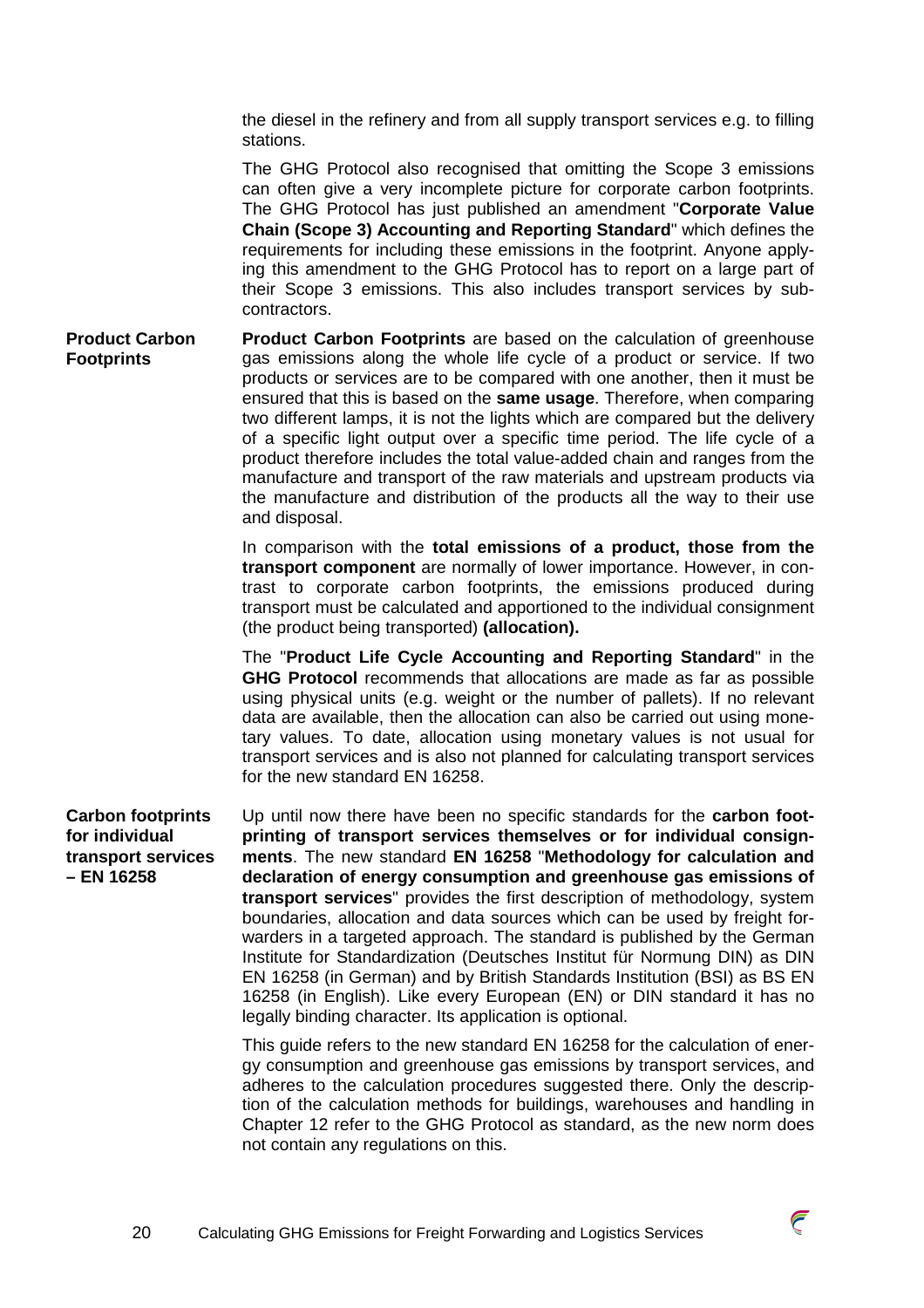the diesel in the refinery and from all supply transport services e.g. to filling stations.

The GHG Protocol also recognised that omitting the Scope 3 emissions can often give a very incomplete picture for corporate carbon footprints. The GHG Protocol has just published an amendment "**Corporate Value Chain (Scope 3) Accounting and Reporting Standard**" which defines the requirements for including these emissions in the footprint. Anyone applying this amendment to the GHG Protocol has to report on a large part of their Scope 3 emissions. This also includes transport services by subcontractors.

**Product Carbon Footprints**

**Product Carbon Footprints** are based on the calculation of greenhouse gas emissions along the whole life cycle of a product or service. If two products or services are to be compared with one another, then it must be ensured that this is based on the **same usage**. Therefore, when comparing two different lamps, it is not the lights which are compared but the delivery of a specific light output over a specific time period. The life cycle of a product therefore includes the total value-added chain and ranges from the manufacture and transport of the raw materials and upstream products via the manufacture and distribution of the products all the way to their use and disposal.

In comparison with the **total emissions of a product, those from the transport component** are normally of lower importance. However, in contrast to corporate carbon footprints, the emissions produced during transport must be calculated and apportioned to the individual consignment (the product being transported) **(allocation).**

The "**Product Life Cycle Accounting and Reporting Standard**" in the **GHG Protocol** recommends that allocations are made as far as possible using physical units (e.g. weight or the number of pallets). If no relevant data are available, then the allocation can also be carried out using monetary values. To date, allocation using monetary values is not usual for transport services and is also not planned for calculating transport services for the new standard EN 16258.

**Carbon footprints for individual transport services – EN 16258**

Up until now there have been no specific standards for the **carbon footprinting of transport services themselves or for individual consignments**. The new standard **EN 16258** "**Methodology for calculation and declaration of energy consumption and greenhouse gas emissions of transport services**" provides the first description of methodology, system boundaries, allocation and data sources which can be used by freight forwarders in a targeted approach. The standard is published by the German Institute for Standardization (Deutsches Institut für Normung DIN) as DIN EN 16258 (in German) and by British Standards Institution (BSI) as BS EN 16258 (in English). Like every European (EN) or DIN standard it has no legally binding character. Its application is optional.

This guide refers to the new standard EN 16258 for the calculation of energy consumption and greenhouse gas emissions by transport services, and adheres to the calculation procedures suggested there. Only the description of the calculation methods for buildings, warehouses and handling in Chapter 12 refer to the GHG Protocol as standard, as the new norm does not contain any regulations on this.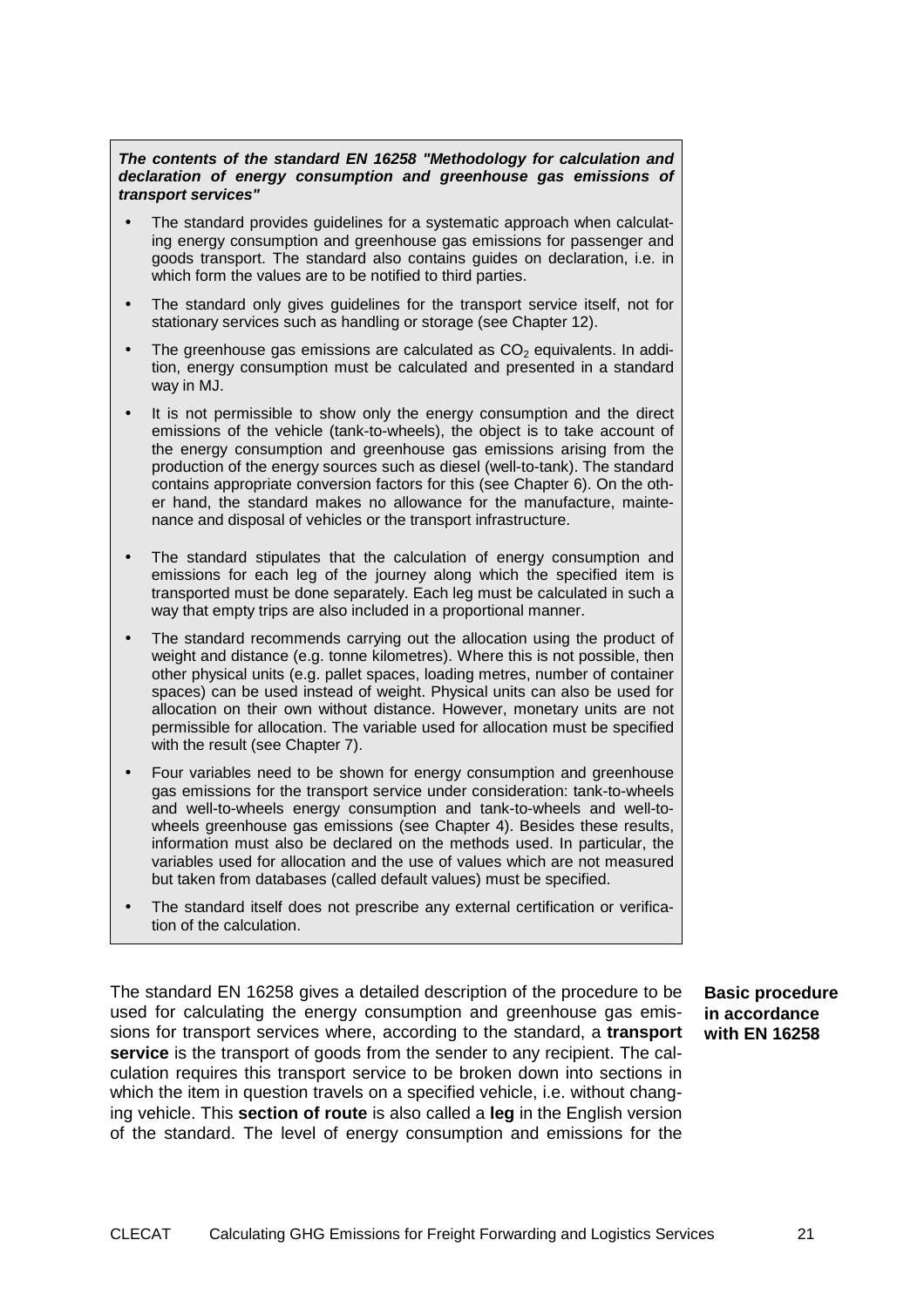***The contents of the standard EN 16258 "Methodology for calculation and declaration of energy consumption and greenhouse gas emissions of transport services"***

- The standard provides guidelines for a systematic approach when calculating energy consumption and greenhouse gas emissions for passenger and goods transport. The standard also contains guides on declaration, i.e. in which form the values are to be notified to third parties.
- The standard only gives guidelines for the transport service itself, not for stationary services such as handling or storage (see Chapter 12).
- The greenhouse gas emissions are calculated as $CO_2$ equivalents. In addition, energy consumption must be calculated and presented in a standard way in MJ.
- It is not permissible to show only the energy consumption and the direct emissions of the vehicle (tank-to-wheels), the object is to take account of the energy consumption and greenhouse gas emissions arising from the production of the energy sources such as diesel (well-to-tank). The standard contains appropriate conversion factors for this (see Chapter 6). On the other hand, the standard makes no allowance for the manufacture, maintenance and disposal of vehicles or the transport infrastructure.
- The standard stipulates that the calculation of energy consumption and emissions for each leg of the journey along which the specified item is transported must be done separately. Each leg must be calculated in such a way that empty trips are also included in a proportional manner.
- The standard recommends carrying out the allocation using the product of weight and distance (e.g. tonne kilometres). Where this is not possible, then other physical units (e.g. pallet spaces, loading metres, number of container spaces) can be used instead of weight. Physical units can also be used for allocation on their own without distance. However, monetary units are not permissible for allocation. The variable used for allocation must be specified with the result (see Chapter 7).
- Four variables need to be shown for energy consumption and greenhouse gas emissions for the transport service under consideration: tank-to-wheels and well-to-wheels energy consumption and tank-to-wheels and well-to-wheels greenhouse gas emissions (see Chapter 4). Besides these results, information must also be declared on the methods used. In particular, the variables used for allocation and the use of values which are not measured but taken from databases (called default values) must be specified.
- The standard itself does not prescribe any external certification or verification of the calculation.

**Basic procedure in accordance with EN 16258**

The standard EN 16258 gives a detailed description of the procedure to be used for calculating the energy consumption and greenhouse gas emissions for transport services where, according to the standard, a **transport service** is the transport of goods from the sender to any recipient. The calculation requires this transport service to be broken down into sections in which the item in question travels on a specified vehicle, i.e. without changing vehicle. This **section of route** is also called a **leg** in the English version of the standard. The level of energy consumption and emissions for the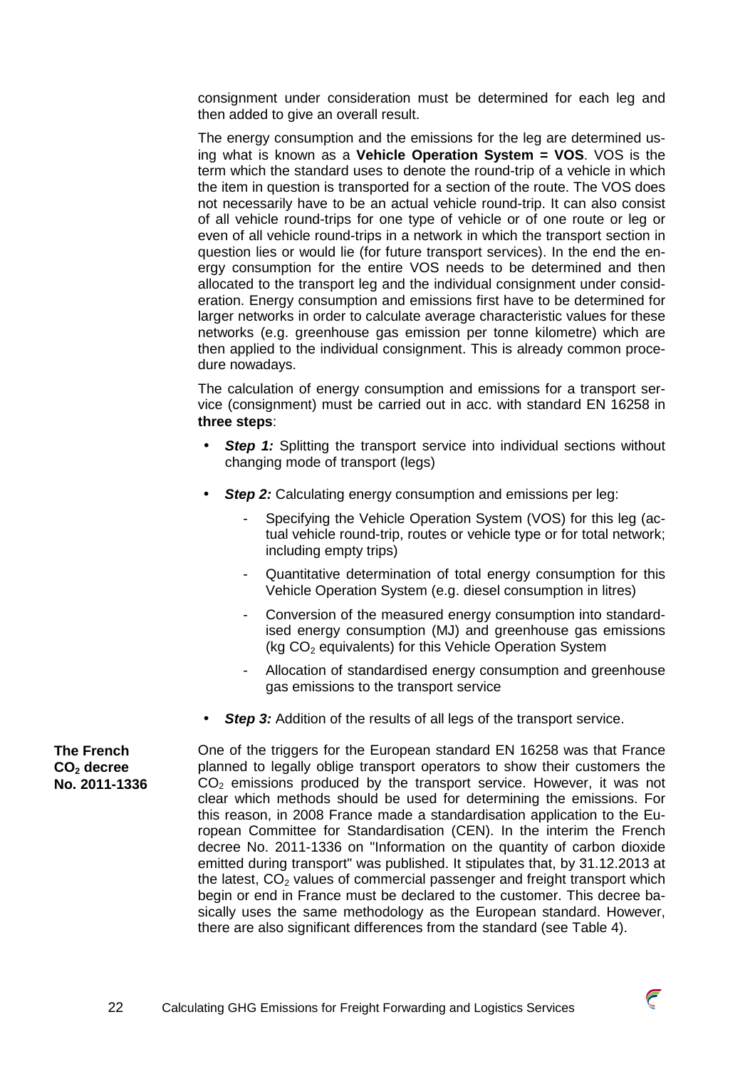consignment under consideration must be determined for each leg and then added to give an overall result.

The energy consumption and the emissions for the leg are determined using what is known as a **Vehicle Operation System = VOS**. VOS is the term which the standard uses to denote the round-trip of a vehicle in which the item in question is transported for a section of the route. The VOS does not necessarily have to be an actual vehicle round-trip. It can also consist of all vehicle round-trips for one type of vehicle or of one route or leg or even of all vehicle round-trips in a network in which the transport section in question lies or would lie (for future transport services). In the end the energy consumption for the entire VOS needs to be determined and then allocated to the transport leg and the individual consignment under consideration. Energy consumption and emissions first have to be determined for larger networks in order to calculate average characteristic values for these networks (e.g. greenhouse gas emission per tonne kilometre) which are then applied to the individual consignment. This is already common procedure nowadays.

The calculation of energy consumption and emissions for a transport service (consignment) must be carried out in acc. with standard EN 16258 in **three steps**:

- ***Step 1:*** Splitting the transport service into individual sections without changing mode of transport (legs)
- ***Step 2:*** Calculating energy consumption and emissions per leg:
  - Specifying the Vehicle Operation System (VOS) for this leg (actual vehicle round-trip, routes or vehicle type or for total network; including empty trips)
  - Quantitative determination of total energy consumption for this Vehicle Operation System (e.g. diesel consumption in litres)
  - Conversion of the measured energy consumption into standardised energy consumption (MJ) and greenhouse gas emissions (kg $CO_2$ equivalents) for this Vehicle Operation System
  - Allocation of standardised energy consumption and greenhouse gas emissions to the transport service
- ***Step 3:*** Addition of the results of all legs of the transport service.

**The French $CO_2$ decree No. 2011-1336**

One of the triggers for the European standard EN 16258 was that France planned to legally oblige transport operators to show their customers the $CO_2$ emissions produced by the transport service. However, it was not clear which methods should be used for determining the emissions. For this reason, in 2008 France made a standardisation application to the European Committee for Standardisation (CEN). In the interim the French decree No. 2011-1336 on "Information on the quantity of carbon dioxide emitted during transport" was published. It stipulates that, by 31.12.2013 at the latest, $CO_2$ values of commercial passenger and freight transport which begin or end in France must be declared to the customer. This decree basically uses the same methodology as the European standard. However, there are also significant differences from the standard (see Table 4).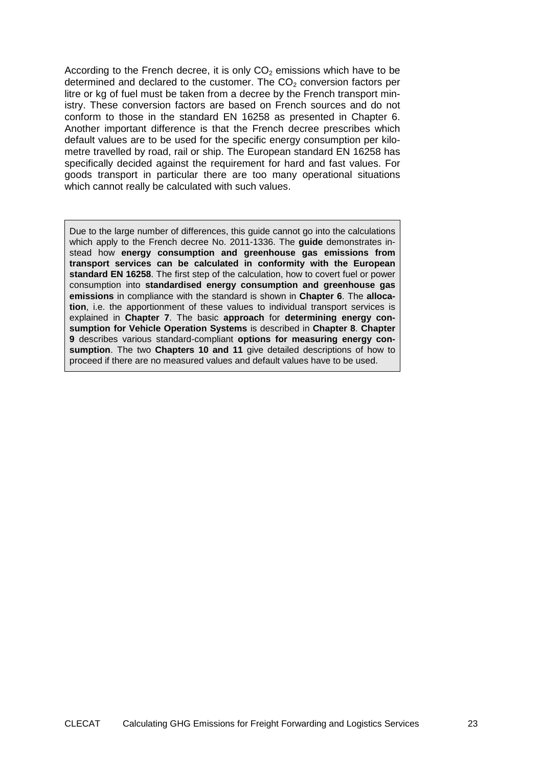According to the French decree, it is only $CO_2$ emissions which have to be determined and declared to the customer. The $CO_2$ conversion factors per litre or kg of fuel must be taken from a decree by the French transport ministry. These conversion factors are based on French sources and do not conform to those in the standard EN 16258 as presented in Chapter 6. Another important difference is that the French decree prescribes which default values are to be used for the specific energy consumption per kilometre travelled by road, rail or ship. The European standard EN 16258 has specifically decided against the requirement for hard and fast values. For goods transport in particular there are too many operational situations which cannot really be calculated with such values.

Due to the large number of differences, this guide cannot go into the calculations which apply to the French decree No. 2011-1336. The **guide** demonstrates instead how **energy consumption and greenhouse gas emissions from transport services can be calculated in conformity with the European standard EN 16258**. The first step of the calculation, how to covert fuel or power consumption into **standardised energy consumption and greenhouse gas emissions** in compliance with the standard is shown in **Chapter 6**. The **allocation**, i.e. the apportionment of these values to individual transport services is explained in **Chapter 7**. The basic **approach** for **determining energy consumption for Vehicle Operation Systems** is described in **Chapter 8**. **Chapter 9** describes various standard-compliant **options for measuring energy consumption**. The two **Chapters 10 and 11** give detailed descriptions of how to proceed if there are no measured values and default values have to be used.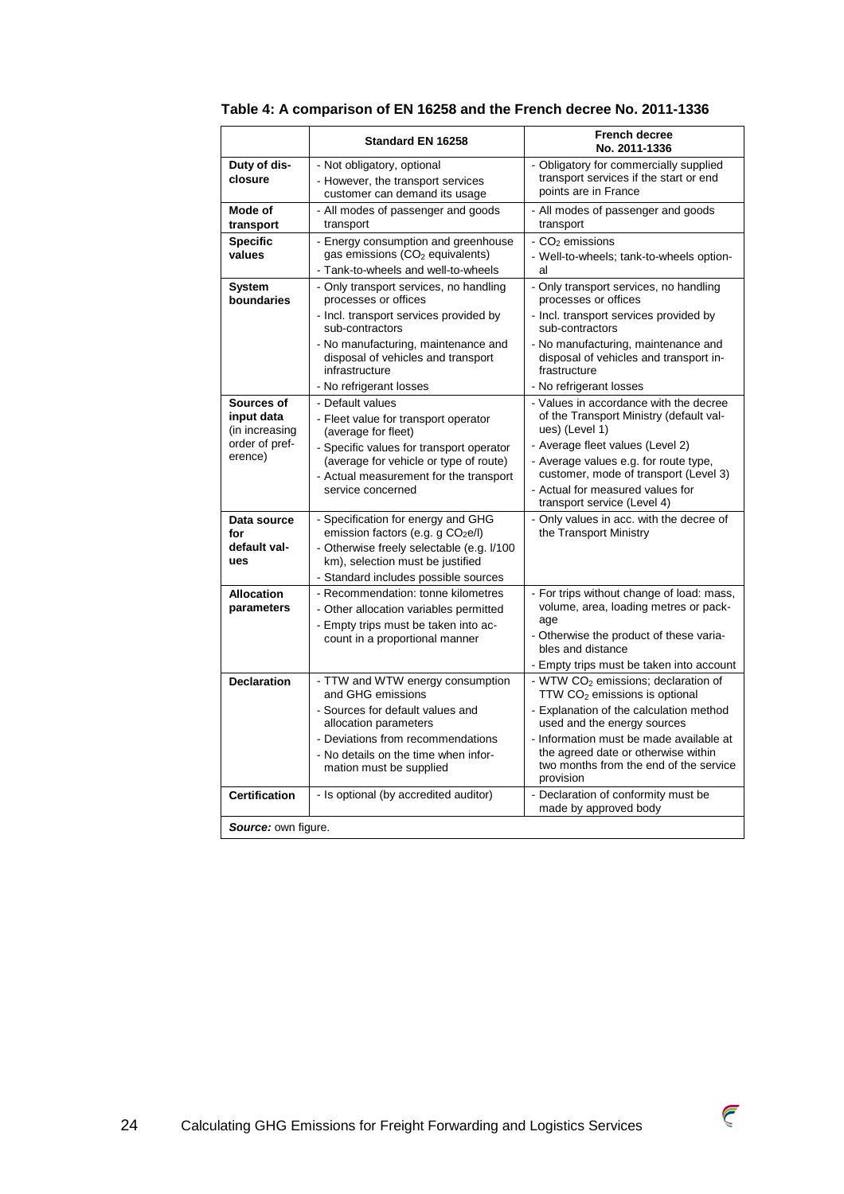**Table 4: A comparison of EN 16258 and the French decree No. 2011-1336**

| | Standard EN 16258 | French decree No. 2011-1336 |
|---|---|---|
| **Duty of disclosure** | - Not obligatory, optional<br>- However, the transport services customer can demand its usage | - Obligatory for commercially supplied transport services if the start or end points are in France |
| **Mode of transport** | - All modes of passenger and goods transport | - All modes of passenger and goods transport |
| **Specific values** | - Energy consumption and greenhouse gas emissions ($CO_2$ equivalents)<br>- Tank-to-wheels and well-to-wheels | - $CO_2$ emissions<br>- Well-to-wheels; tank-to-wheels optional |
| **System boundaries** | - Only transport services, no handling processes or offices<br>- Incl. transport services provided by sub-contractors<br>- No manufacturing, maintenance and disposal of vehicles and transport infrastructure<br>- No refrigerant losses | - Only transport services, no handling processes or offices<br>- Incl. transport services provided by sub-contractors<br>- No manufacturing, maintenance and disposal of vehicles and transport infrastructure<br>- No refrigerant losses |
| **Sources of input data** (in increasing order of preference) | - Default values<br>- Fleet value for transport operator (average for fleet)<br>- Specific values for transport operator (average for vehicle or type of route)<br>- Actual measurement for the transport service concerned | - Values in accordance with the decree of the Transport Ministry (default values) (Level 1)<br>- Average fleet values (Level 2)<br>- Average values e.g. for route type, customer, mode of transport (Level 3)<br>- Actual for measured values for transport service (Level 4) |
| **Data source for default values** | - Specification for energy and GHG emission factors (e.g. g $CO_2$e/l)<br>- Otherwise freely selectable (e.g. l/100 km), selection must be justified<br>- Standard includes possible sources | - Only values in acc. with the decree of the Transport Ministry |
| **Allocation parameters** | - Recommendation: tonne kilometres<br>- Other allocation variables permitted<br>- Empty trips must be taken into account in a proportional manner | - For trips without change of load: mass, volume, area, loading metres or package<br>- Otherwise the product of these variables and distance<br>- Empty trips must be taken into account |
| **Declaration** | - TTW and WTW energy consumption and GHG emissions<br>- Sources for default values and allocation parameters<br>- Deviations from recommendations<br>- No details on the time when information must be supplied | - WTW $CO_2$ emissions; declaration of TTW $CO_2$ emissions is optional<br>- Explanation of the calculation method used and the energy sources<br>- Information must be made available at the agreed date or otherwise within two months from the end of the service provision |
| **Certification** | - Is optional (by accredited auditor) | - Declaration of conformity must be made by approved body |

***Source:*** own figure.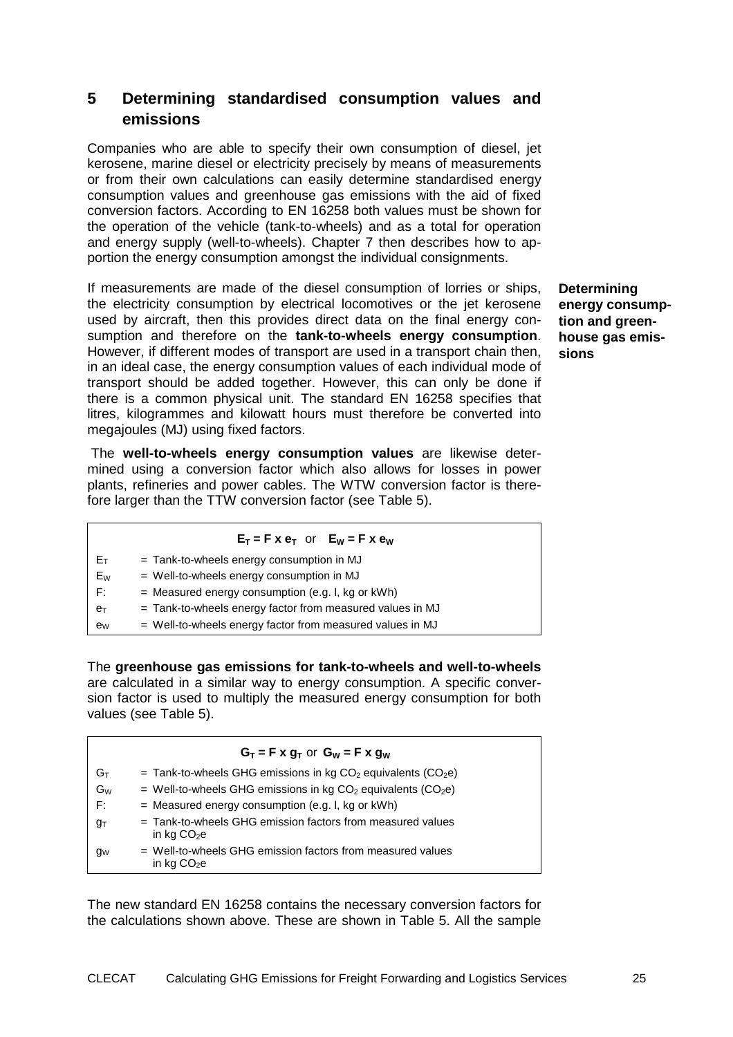## 5 Determining standardised consumption values and emissions

Companies who are able to specify their own consumption of diesel, jet kerosene, marine diesel or electricity precisely by means of measurements or from their own calculations can easily determine standardised energy consumption values and greenhouse gas emissions with the aid of fixed conversion factors. According to EN 16258 both values must be shown for the operation of the vehicle (tank-to-wheels) and as a total for operation and energy supply (well-to-wheels). Chapter 7 then describes how to apportion the energy consumption amongst the individual consignments.

**Determining energy consumption and greenhouse gas emissions**

If measurements are made of the diesel consumption of lorries or ships, the electricity consumption by electrical locomotives or the jet kerosene used by aircraft, then this provides direct data on the final energy consumption and therefore on the **tank-to-wheels energy consumption**. However, if different modes of transport are used in a transport chain then, in an ideal case, the energy consumption values of each individual mode of transport should be added together. However, this can only be done if there is a common physical unit. The standard EN 16258 specifies that litres, kilogrammes and kilowatt hours must therefore be converted into megajoules (MJ) using fixed factors.

The **well-to-wheels energy consumption values** are likewise determined using a conversion factor which also allows for losses in power plants, refineries and power cables. The WTW conversion factor is therefore larger than the TTW conversion factor (see Table 5).

$$E_T = F \times e_T \quad \text{or} \quad E_W = F \times e_W$$

| | |
|---|---|
| $E_T$ | = Tank-to-wheels energy consumption in MJ |
| $E_W$ | = Well-to-wheels energy consumption in MJ |
| F: | = Measured energy consumption (e.g. l, kg or kWh) |
| $e_T$ | = Tank-to-wheels energy factor from measured values in MJ |
| $e_W$ | = Well-to-wheels energy factor from measured values in MJ |

The **greenhouse gas emissions for tank-to-wheels and well-to-wheels** are calculated in a similar way to energy consumption. A specific conversion factor is used to multiply the measured energy consumption for both values (see Table 5).

$$G_T = F \times g_T \quad \text{or} \quad G_W = F \times g_W$$

| | |
|---|---|
| $G_T$ | = Tank-to-wheels GHG emissions in kg $CO_2$ equivalents ($CO_2e$) |
| $G_W$ | = Well-to-wheels GHG emissions in kg $CO_2$ equivalents ($CO_2e$) |
| F: | = Measured energy consumption (e.g. l, kg or kWh) |
| $g_T$ | = Tank-to-wheels GHG emission factors from measured values in kg $CO_2e$ |
| $g_W$ | = Well-to-wheels GHG emission factors from measured values in kg $CO_2e$ |

The new standard EN 16258 contains the necessary conversion factors for the calculations shown above. These are shown in Table 5. All the sample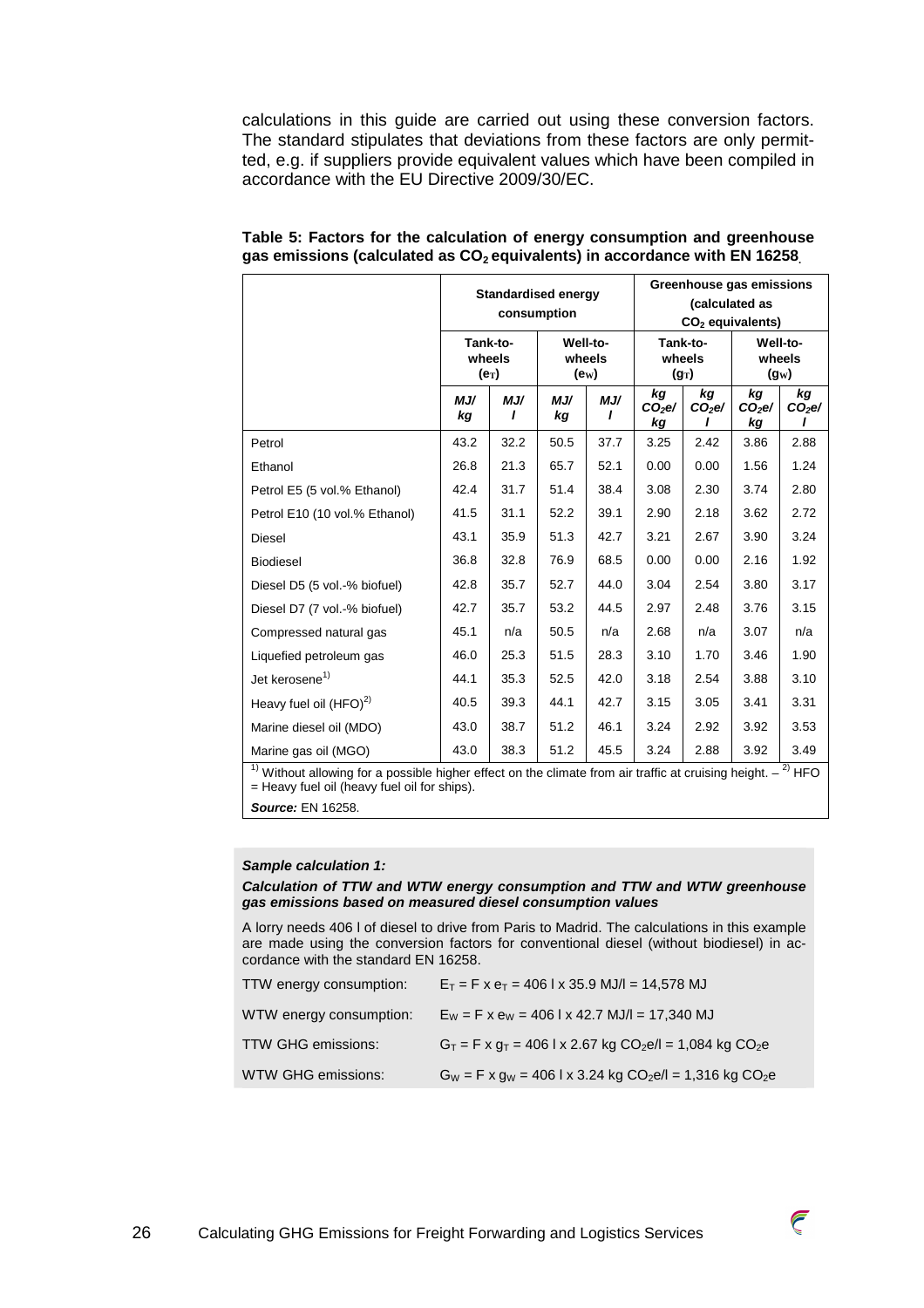calculations in this guide are carried out using these conversion factors. The standard stipulates that deviations from these factors are only permitted, e.g. if suppliers provide equivalent values which have been compiled in accordance with the EU Directive 2009/30/EC.

**Table 5: Factors for the calculation of energy consumption and greenhouse gas emissions (calculated as $CO_2$ equivalents) in accordance with EN 16258**

| | Standardised energy consumption | | | | Greenhouse gas emissions (calculated as $CO_2$ equivalents) | | | |
|---|---|---|---|---|---|---|---|---|
| | Tank-to-wheels ($e_T$) | | Well-to-wheels ($e_W$) | | Tank-to-wheels ($g_T$) | | Well-to-wheels ($g_W$) | |
| | *MJ/kg* | *MJ/l* | *MJ/kg* | *MJ/l* | *kg $CO_2$e/kg* | *kg $CO_2$e/l* | *kg $CO_2$e/kg* | *kg $CO_2$e/l* |
| Petrol | 43.2 | 32.2 | 50.5 | 37.7 | 3.25 | 2.42 | 3.86 | 2.88 |
| Ethanol | 26.8 | 21.3 | 65.7 | 52.1 | 0.00 | 0.00 | 1.56 | 1.24 |
| Petrol E5 (5 vol.% Ethanol) | 42.4 | 31.7 | 51.4 | 38.4 | 3.08 | 2.30 | 3.74 | 2.80 |
| Petrol E10 (10 vol.% Ethanol) | 41.5 | 31.1 | 52.2 | 39.1 | 2.90 | 2.18 | 3.62 | 2.72 |
| Diesel | 43.1 | 35.9 | 51.3 | 42.7 | 3.21 | 2.67 | 3.90 | 3.24 |
| Biodiesel | 36.8 | 32.8 | 76.9 | 68.5 | 0.00 | 0.00 | 2.16 | 1.92 |
| Diesel D5 (5 vol.-% biofuel) | 42.8 | 35.7 | 52.7 | 44.0 | 3.04 | 2.54 | 3.80 | 3.17 |
| Diesel D7 (7 vol.-% biofuel) | 42.7 | 35.7 | 53.2 | 44.5 | 2.97 | 2.48 | 3.76 | 3.15 |
| Compressed natural gas | 45.1 | n/a | 50.5 | n/a | 2.68 | n/a | 3.07 | n/a |
| Liquefied petroleum gas | 46.0 | 25.3 | 51.5 | 28.3 | 3.10 | 1.70 | 3.46 | 1.90 |
| Jet kerosene[1)] | 44.1 | 35.3 | 52.5 | 42.0 | 3.18 | 2.54 | 3.88 | 3.10 |
| Heavy fuel oil (HFO)[2)] | 40.5 | 39.3 | 44.1 | 42.7 | 3.15 | 3.05 | 3.41 | 3.31 |
| Marine diesel oil (MDO) | 43.0 | 38.7 | 51.2 | 46.1 | 3.24 | 2.92 | 3.92 | 3.53 |
| Marine gas oil (MGO) | 43.0 | 38.3 | 51.2 | 45.5 | 3.24 | 2.88 | 3.92 | 3.49 |

[1)] Without allowing for a possible higher effect on the climate from air traffic at cruising height. – [2)] HFO = Heavy fuel oil (heavy fuel oil for ships).

***Source:*** EN 16258.

***Sample calculation 1:***

***Calculation of TTW and WTW energy consumption and TTW and WTW greenhouse gas emissions based on measured diesel consumption values***

A lorry needs 406 l of diesel to drive from Paris to Madrid. The calculations in this example are made using the conversion factors for conventional diesel (without biodiesel) in accordance with the standard EN 16258.

| | |
|---|---|
| TTW energy consumption: | $E_T = F \times e_T$ = 406 l x 35.9 MJ/l = 14,578 MJ |
| WTW energy consumption: | $E_W = F \times e_W$ = 406 l x 42.7 MJ/l = 17,340 MJ |
| TTW GHG emissions: | $G_T = F \times g_T$ = 406 l x 2.67 kg $CO_2$e/l = 1,084 kg $CO_2$e |
| WTW GHG emissions: | $G_W = F \times g_W$ = 406 l x 3.24 kg $CO_2$e/l = 1,316 kg $CO_2$e |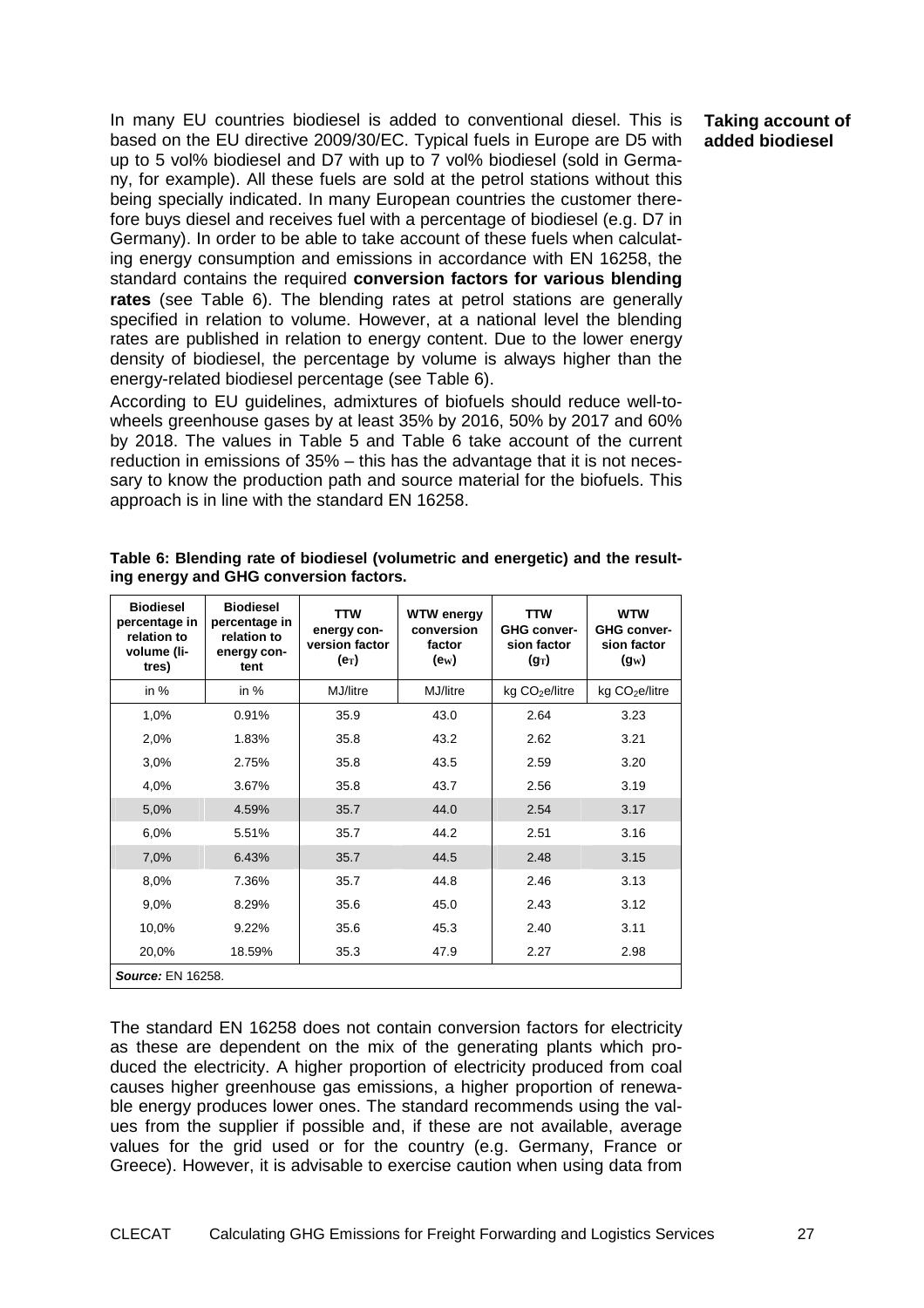**Taking account of added biodiesel**

In many EU countries biodiesel is added to conventional diesel. This is based on the EU directive 2009/30/EC. Typical fuels in Europe are D5 with up to 5 vol% biodiesel and D7 with up to 7 vol% biodiesel (sold in Germany, for example). All these fuels are sold at the petrol stations without this being specially indicated. In many European countries the customer therefore buys diesel and receives fuel with a percentage of biodiesel (e.g. D7 in Germany). In order to be able to take account of these fuels when calculating energy consumption and emissions in accordance with EN 16258, the standard contains the required **conversion factors for various blending rates** (see Table 6). The blending rates at petrol stations are generally specified in relation to volume. However, at a national level the blending rates are published in relation to energy content. Due to the lower energy density of biodiesel, the percentage by volume is always higher than the energy-related biodiesel percentage (see Table 6).

According to EU guidelines, admixtures of biofuels should reduce well-to-wheels greenhouse gases by at least 35% by 2016, 50% by 2017 and 60% by 2018. The values in Table 5 and Table 6 take account of the current reduction in emissions of 35% – this has the advantage that it is not necessary to know the production path and source material for the biofuels. This approach is in line with the standard EN 16258.

**Table 6: Blending rate of biodiesel (volumetric and energetic) and the resulting energy and GHG conversion factors.**

| Biodiesel percentage in relation to volume (litres) | Biodiesel percentage in relation to energy content | TTW energy conversion factor ($e_T$) | WTW energy conversion factor ($e_W$) | TTW GHG conversion factor ($g_T$) | WTW GHG conversion factor ($g_W$) |
|---|---|---|---|---|---|
| in % | in % | MJ/litre | MJ/litre | kg $CO_2$e/litre | kg $CO_2$e/litre |
| 1,0% | 0.91% | 35.9 | 43.0 | 2.64 | 3.23 |
| 2,0% | 1.83% | 35.8 | 43.2 | 2.62 | 3.21 |
| 3,0% | 2.75% | 35.8 | 43.5 | 2.59 | 3.20 |
| 4,0% | 3.67% | 35.8 | 43.7 | 2.56 | 3.19 |
| 5,0% | 4.59% | 35.7 | 44.0 | 2.54 | 3.17 |
| 6,0% | 5.51% | 35.7 | 44.2 | 2.51 | 3.16 |
| 7,0% | 6.43% | 35.7 | 44.5 | 2.48 | 3.15 |
| 8,0% | 7.36% | 35.7 | 44.8 | 2.46 | 3.13 |
| 9,0% | 8.29% | 35.6 | 45.0 | 2.43 | 3.12 |
| 10,0% | 9.22% | 35.6 | 45.3 | 2.40 | 3.11 |
| 20,0% | 18.59% | 35.3 | 47.9 | 2.27 | 2.98 |

***Source:*** EN 16258.

The standard EN 16258 does not contain conversion factors for electricity as these are dependent on the mix of the generating plants which produced the electricity. A higher proportion of electricity produced from coal causes higher greenhouse gas emissions, a higher proportion of renewable energy produces lower ones. The standard recommends using the values from the supplier if possible and, if these are not available, average values for the grid used or for the country (e.g. Germany, France or Greece). However, it is advisable to exercise caution when using data from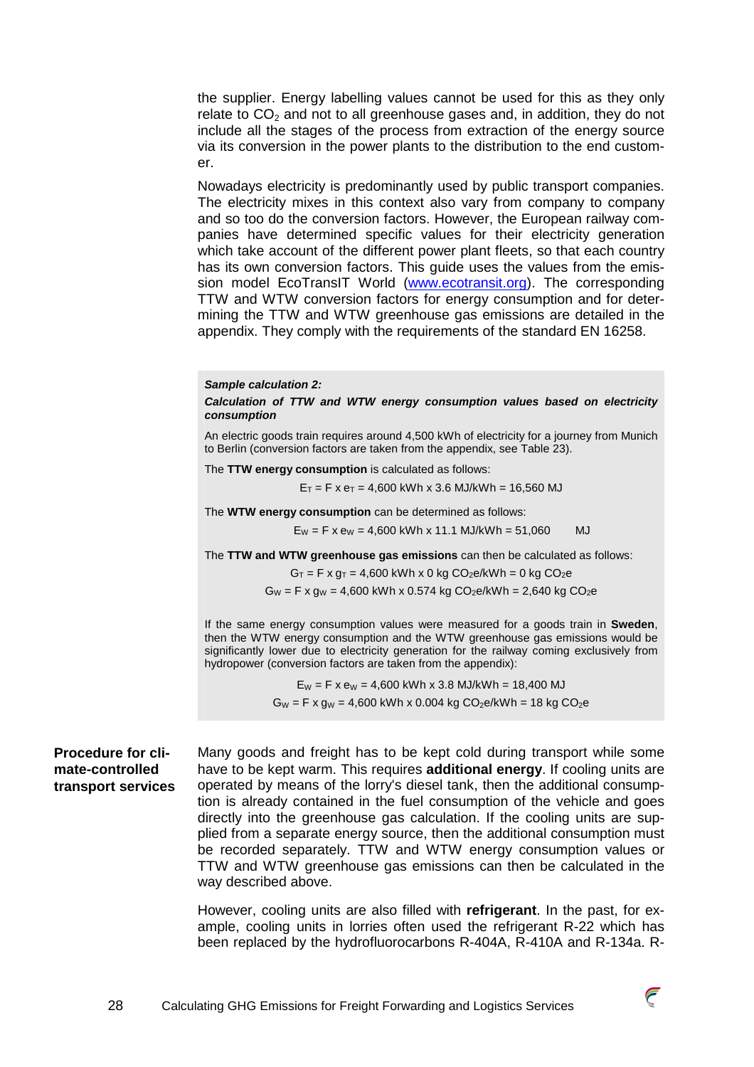the supplier. Energy labelling values cannot be used for this as they only relate to $CO_2$ and not to all greenhouse gases and, in addition, they do not include all the stages of the process from extraction of the energy source via its conversion in the power plants to the distribution to the end customer.

Nowadays electricity is predominantly used by public transport companies. The electricity mixes in this context also vary from company to company and so too do the conversion factors. However, the European railway companies have determined specific values for their electricity generation which take account of the different power plant fleets, so that each country has its own conversion factors. This guide uses the values from the emission model EcoTransIT World (www.ecotransit.org). The corresponding TTW and WTW conversion factors for energy consumption and for determining the TTW and WTW greenhouse gas emissions are detailed in the appendix. They comply with the requirements of the standard EN 16258.

> ***Sample calculation 2:***
>
> ***Calculation of TTW and WTW energy consumption values based on electricity consumption***
>
> An electric goods train requires around 4,500 kWh of electricity for a journey from Munich to Berlin (conversion factors are taken from the appendix, see Table 23).
>
> The **TTW energy consumption** is calculated as follows:
>
> $$E_T = F \times e_T = 4{,}600 \text{ kWh} \times 3.6 \text{ MJ/kWh} = 16{,}560 \text{ MJ}$$
>
> The **WTW energy consumption** can be determined as follows:
>
> $$E_W = F \times e_W = 4{,}600 \text{ kWh} \times 11.1 \text{ MJ/kWh} = 51{,}060 \text{ MJ}$$
>
> The **TTW and WTW greenhouse gas emissions** can then be calculated as follows:
>
> $$G_T = F \times g_T = 4{,}600 \text{ kWh} \times 0 \text{ kg } CO_2e\text{/kWh} = 0 \text{ kg } CO_2e$$
>
> $$G_W = F \times g_W = 4{,}600 \text{ kWh} \times 0.574 \text{ kg } CO_2e\text{/kWh} = 2{,}640 \text{ kg } CO_2e$$
>
> If the same energy consumption values were measured for a goods train in **Sweden**, then the WTW energy consumption and the WTW greenhouse gas emissions would be significantly lower due to electricity generation for the railway coming exclusively from hydropower (conversion factors are taken from the appendix):
>
> $$E_W = F \times e_W = 4{,}600 \text{ kWh} \times 3.8 \text{ MJ/kWh} = 18{,}400 \text{ MJ}$$
>
> $$G_W = F \times g_W = 4{,}600 \text{ kWh} \times 0.004 \text{ kg } CO_2e\text{/kWh} = 18 \text{ kg } CO_2e$$

**Procedure for climate-controlled transport services**

Many goods and freight has to be kept cold during transport while some have to be kept warm. This requires **additional energy**. If cooling units are operated by means of the lorry's diesel tank, then the additional consumption is already contained in the fuel consumption of the vehicle and goes directly into the greenhouse gas calculation. If the cooling units are supplied from a separate energy source, then the additional consumption must be recorded separately. TTW and WTW energy consumption values or TTW and WTW greenhouse gas emissions can then be calculated in the way described above.

However, cooling units are also filled with **refrigerant**. In the past, for example, cooling units in lorries often used the refrigerant R-22 which has been replaced by the hydrofluorocarbons R-404A, R-410A and R-134a. R-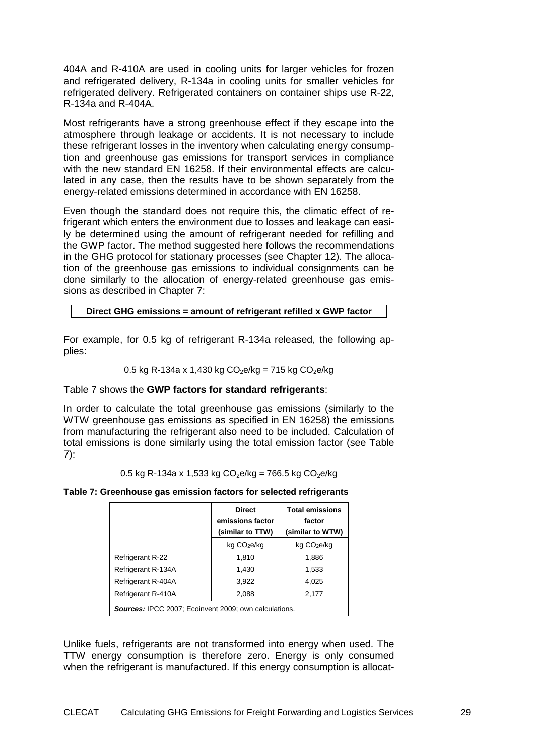404A and R-410A are used in cooling units for larger vehicles for frozen and refrigerated delivery, R-134a in cooling units for smaller vehicles for refrigerated delivery. Refrigerated containers on container ships use R-22, R-134a and R-404A.

Most refrigerants have a strong greenhouse effect if they escape into the atmosphere through leakage or accidents. It is not necessary to include these refrigerant losses in the inventory when calculating energy consumption and greenhouse gas emissions for transport services in compliance with the new standard EN 16258. If their environmental effects are calculated in any case, then the results have to be shown separately from the energy-related emissions determined in accordance with EN 16258.

Even though the standard does not require this, the climatic effect of refrigerant which enters the environment due to losses and leakage can easily be determined using the amount of refrigerant needed for refilling and the GWP factor. The method suggested here follows the recommendations in the GHG protocol for stationary processes (see Chapter 12). The allocation of the greenhouse gas emissions to individual consignments can be done similarly to the allocation of energy-related greenhouse gas emissions as described in Chapter 7:

**Direct GHG emissions = amount of refrigerant refilled x GWP factor**

For example, for 0.5 kg of refrigerant R-134a released, the following applies:

0.5 kg R-134a x 1,430 kg $CO_2$e/kg = 715 kg $CO_2$e/kg

Table 7 shows the **GWP factors for standard refrigerants**:

In order to calculate the total greenhouse gas emissions (similarly to the WTW greenhouse gas emissions as specified in EN 16258) the emissions from manufacturing the refrigerant also need to be included. Calculation of total emissions is done similarly using the total emission factor (see Table 7):

0.5 kg R-134a x 1,533 kg $CO_2$e/kg = 766.5 kg $CO_2$e/kg

**Table 7: Greenhouse gas emission factors for selected refrigerants**

| | Direct emissions factor (similar to TTW) | Total emissions factor (similar to WTW) |
|---|---|---|
| | kg $CO_2$e/kg | kg $CO_2$e/kg |
| Refrigerant R-22 | 1,810 | 1,886 |
| Refrigerant R-134A | 1,430 | 1,533 |
| Refrigerant R-404A | 3,922 | 4,025 |
| Refrigerant R-410A | 2,088 | 2,177 |

***Sources:*** IPCC 2007; Ecoinvent 2009; own calculations.

Unlike fuels, refrigerants are not transformed into energy when used. The TTW energy consumption is therefore zero. Energy is only consumed when the refrigerant is manufactured. If this energy consumption is allocat-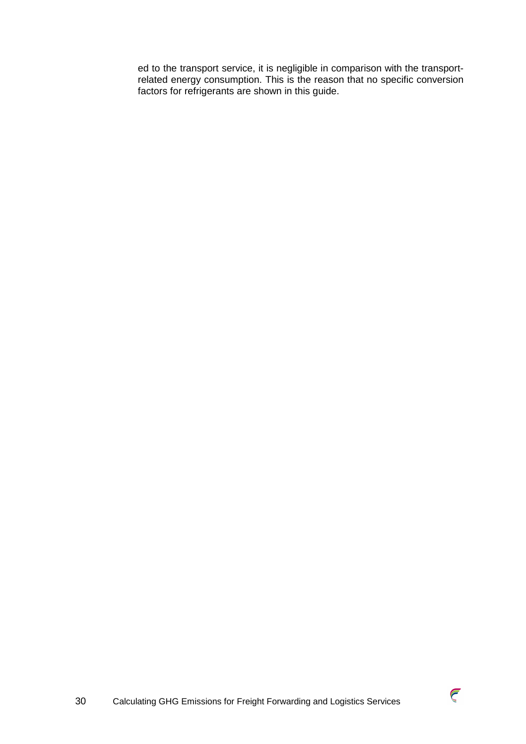ed to the transport service, it is negligible in comparison with the transport-related energy consumption. This is the reason that no specific conversion factors for refrigerants are shown in this guide.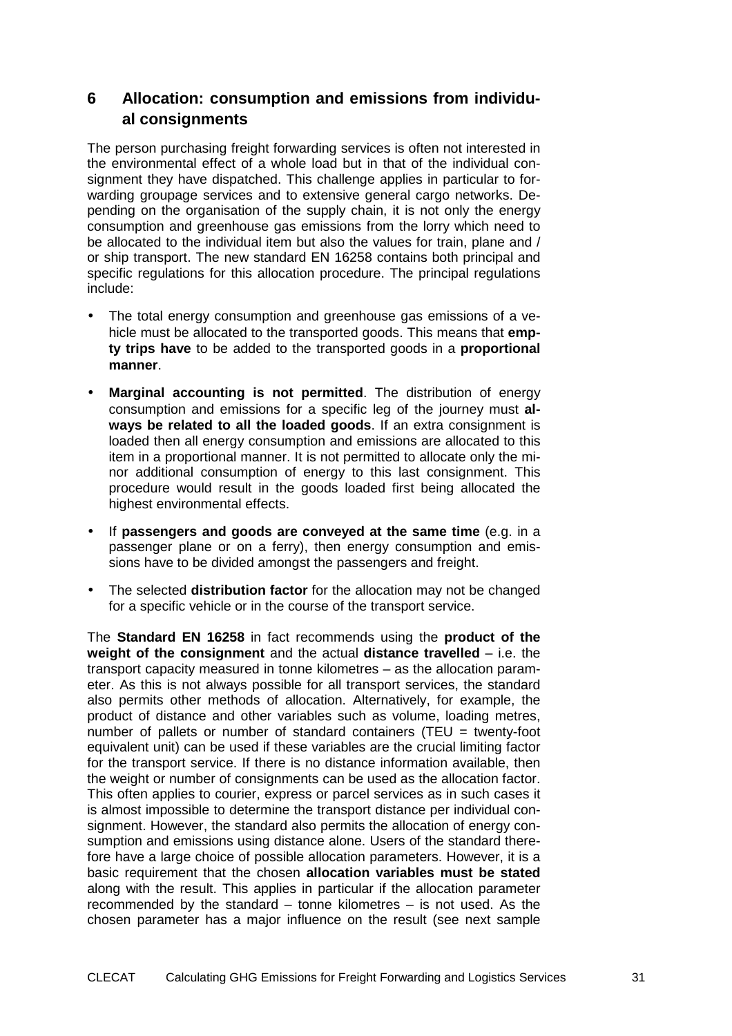# 6 Allocation: consumption and emissions from individual consignments

The person purchasing freight forwarding services is often not interested in the environmental effect of a whole load but in that of the individual consignment they have dispatched. This challenge applies in particular to forwarding groupage services and to extensive general cargo networks. Depending on the organisation of the supply chain, it is not only the energy consumption and greenhouse gas emissions from the lorry which need to be allocated to the individual item but also the values for train, plane and / or ship transport. The new standard EN 16258 contains both principal and specific regulations for this allocation procedure. The principal regulations include:

- The total energy consumption and greenhouse gas emissions of a vehicle must be allocated to the transported goods. This means that **empty trips have** to be added to the transported goods in a **proportional manner**.
- **Marginal accounting is not permitted**. The distribution of energy consumption and emissions for a specific leg of the journey must **always be related to all the loaded goods**. If an extra consignment is loaded then all energy consumption and emissions are allocated to this item in a proportional manner. It is not permitted to allocate only the minor additional consumption of energy to this last consignment. This procedure would result in the goods loaded first being allocated the highest environmental effects.
- If **passengers and goods are conveyed at the same time** (e.g. in a passenger plane or on a ferry), then energy consumption and emissions have to be divided amongst the passengers and freight.
- The selected **distribution factor** for the allocation may not be changed for a specific vehicle or in the course of the transport service.

The **Standard EN 16258** in fact recommends using the **product of the weight of the consignment** and the actual **distance travelled** – i.e. the transport capacity measured in tonne kilometres – as the allocation parameter. As this is not always possible for all transport services, the standard also permits other methods of allocation. Alternatively, for example, the product of distance and other variables such as volume, loading metres, number of pallets or number of standard containers (TEU = twenty-foot equivalent unit) can be used if these variables are the crucial limiting factor for the transport service. If there is no distance information available, then the weight or number of consignments can be used as the allocation factor. This often applies to courier, express or parcel services as in such cases it is almost impossible to determine the transport distance per individual consignment. However, the standard also permits the allocation of energy consumption and emissions using distance alone. Users of the standard therefore have a large choice of possible allocation parameters. However, it is a basic requirement that the chosen **allocation variables must be stated** along with the result. This applies in particular if the allocation parameter recommended by the standard – tonne kilometres – is not used. As the chosen parameter has a major influence on the result (see next sample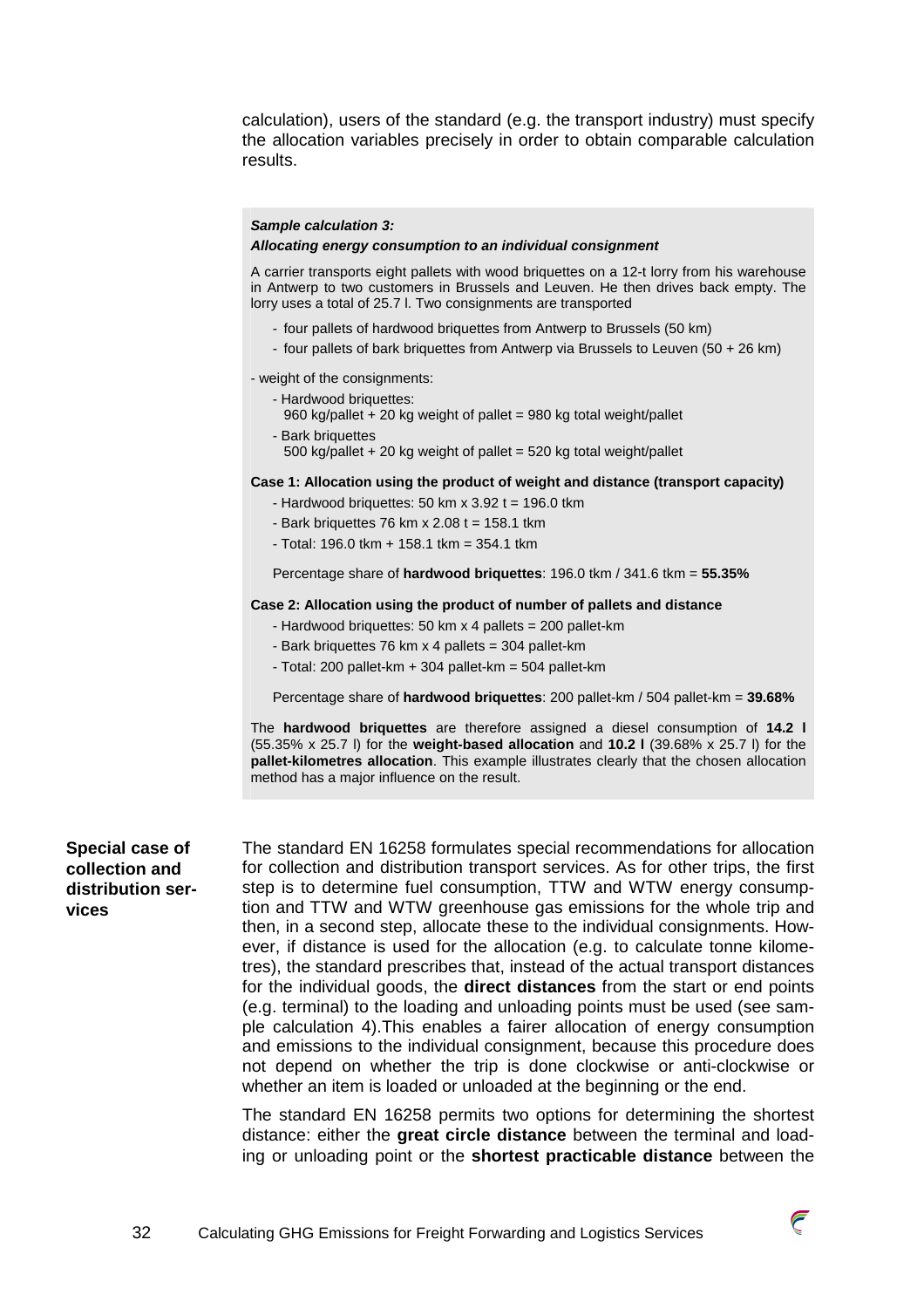calculation), users of the standard (e.g. the transport industry) must specify the allocation variables precisely in order to obtain comparable calculation results.

> ***Sample calculation 3:***
> ***Allocating energy consumption to an individual consignment***
>
> A carrier transports eight pallets with wood briquettes on a 12-t lorry from his warehouse in Antwerp to two customers in Brussels and Leuven. He then drives back empty. The lorry uses a total of 25.7 l. Two consignments are transported
>
> - four pallets of hardwood briquettes from Antwerp to Brussels (50 km)
> - four pallets of bark briquettes from Antwerp via Brussels to Leuven (50 + 26 km)
>
> - weight of the consignments:
>   - Hardwood briquettes:
>     960 kg/pallet + 20 kg weight of pallet = 980 kg total weight/pallet
>   - Bark briquettes
>     500 kg/pallet + 20 kg weight of pallet = 520 kg total weight/pallet
>
> **Case 1: Allocation using the product of weight and distance (transport capacity)**
>
> - Hardwood briquettes: 50 km x 3.92 t = 196.0 tkm
> - Bark briquettes 76 km x 2.08 t = 158.1 tkm
> - Total: 196.0 tkm + 158.1 tkm = 354.1 tkm
>
> Percentage share of **hardwood briquettes**: 196.0 tkm / 341.6 tkm = **55.35%**
>
> **Case 2: Allocation using the product of number of pallets and distance**
>
> - Hardwood briquettes: 50 km x 4 pallets = 200 pallet-km
> - Bark briquettes 76 km x 4 pallets = 304 pallet-km
> - Total: 200 pallet-km + 304 pallet-km = 504 pallet-km
>
> Percentage share of **hardwood briquettes**: 200 pallet-km / 504 pallet-km = **39.68%**
>
> The **hardwood briquettes** are therefore assigned a diesel consumption of **14.2 l** (55.35% x 25.7 l) for the **weight-based allocation** and **10.2 l** (39.68% x 25.7 l) for the **pallet-kilometres allocation**. This example illustrates clearly that the chosen allocation method has a major influence on the result.

**Special case of collection and distribution services**

The standard EN 16258 formulates special recommendations for allocation for collection and distribution transport services. As for other trips, the first step is to determine fuel consumption, TTW and WTW energy consumption and TTW and WTW greenhouse gas emissions for the whole trip and then, in a second step, allocate these to the individual consignments. However, if distance is used for the allocation (e.g. to calculate tonne kilometres), the standard prescribes that, instead of the actual transport distances for the individual goods, the **direct distances** from the start or end points (e.g. terminal) to the loading and unloading points must be used (see sample calculation 4).This enables a fairer allocation of energy consumption and emissions to the individual consignment, because this procedure does not depend on whether the trip is done clockwise or anti-clockwise or whether an item is loaded or unloaded at the beginning or the end.

The standard EN 16258 permits two options for determining the shortest distance: either the **great circle distance** between the terminal and loading or unloading point or the **shortest practicable distance** between the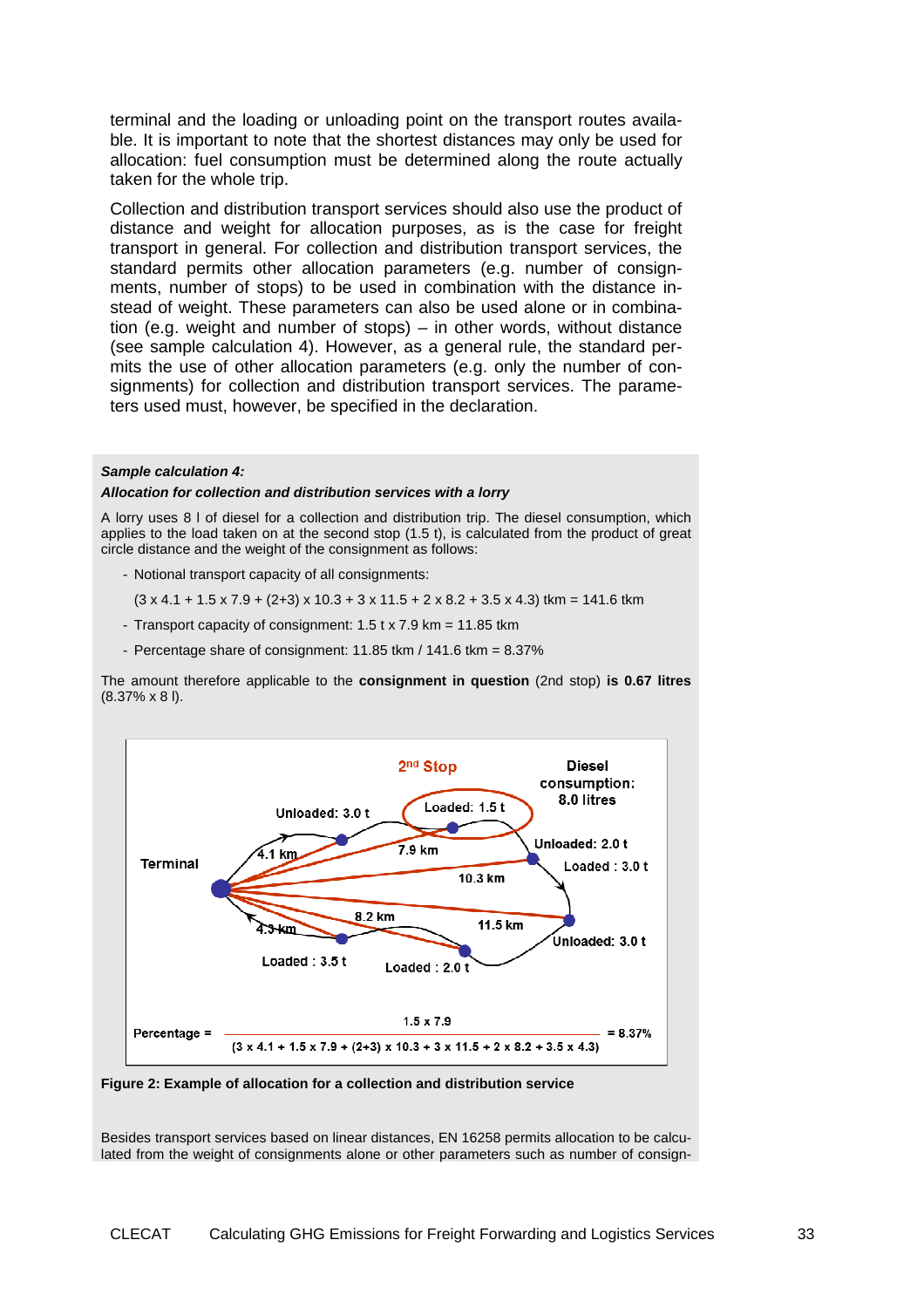terminal and the loading or unloading point on the transport routes available. It is important to note that the shortest distances may only be used for allocation: fuel consumption must be determined along the route actually taken for the whole trip.

Collection and distribution transport services should also use the product of distance and weight for allocation purposes, as is the case for freight transport in general. For collection and distribution transport services, the standard permits other allocation parameters (e.g. number of consignments, number of stops) to be used in combination with the distance instead of weight. These parameters can also be used alone or in combination (e.g. weight and number of stops) – in other words, without distance (see sample calculation 4). However, as a general rule, the standard permits the use of other allocation parameters (e.g. only the number of consignments) for collection and distribution transport services. The parameters used must, however, be specified in the declaration.

***Sample calculation 4:***

***Allocation for collection and distribution services with a lorry***

A lorry uses 8 l of diesel for a collection and distribution trip. The diesel consumption, which applies to the load taken on at the second stop (1.5 t), is calculated from the product of great circle distance and the weight of the consignment as follows:

- Notional transport capacity of all consignments:

  (3 x 4.1 + 1.5 x 7.9 + (2+3) x 10.3 + 3 x 11.5 + 2 x 8.2 + 3.5 x 4.3) tkm = 141.6 tkm

- Transport capacity of consignment: 1.5 t x 7.9 km = 11.85 tkm
- Percentage share of consignment: 11.85 tkm / 141.6 tkm = 8.37%

The amount therefore applicable to the **consignment in question** (2nd stop) **is 0.67 litres** (8.37% x 8 l).

$$\text{Percentage} = \frac{1.5 \times 7.9}{3 \times 4.1 + 1.5 \times 7.9 + (2+3) \times 10.3 + 3 \times 11.5 + 2 \times 8.2 + 3.5 \times 4.3} = 8.37\%$$

**Figure 2: Example of allocation for a collection and distribution service**

Besides transport services based on linear distances, EN 16258 permits allocation to be calculated from the weight of consignments alone or other parameters such as number of consign-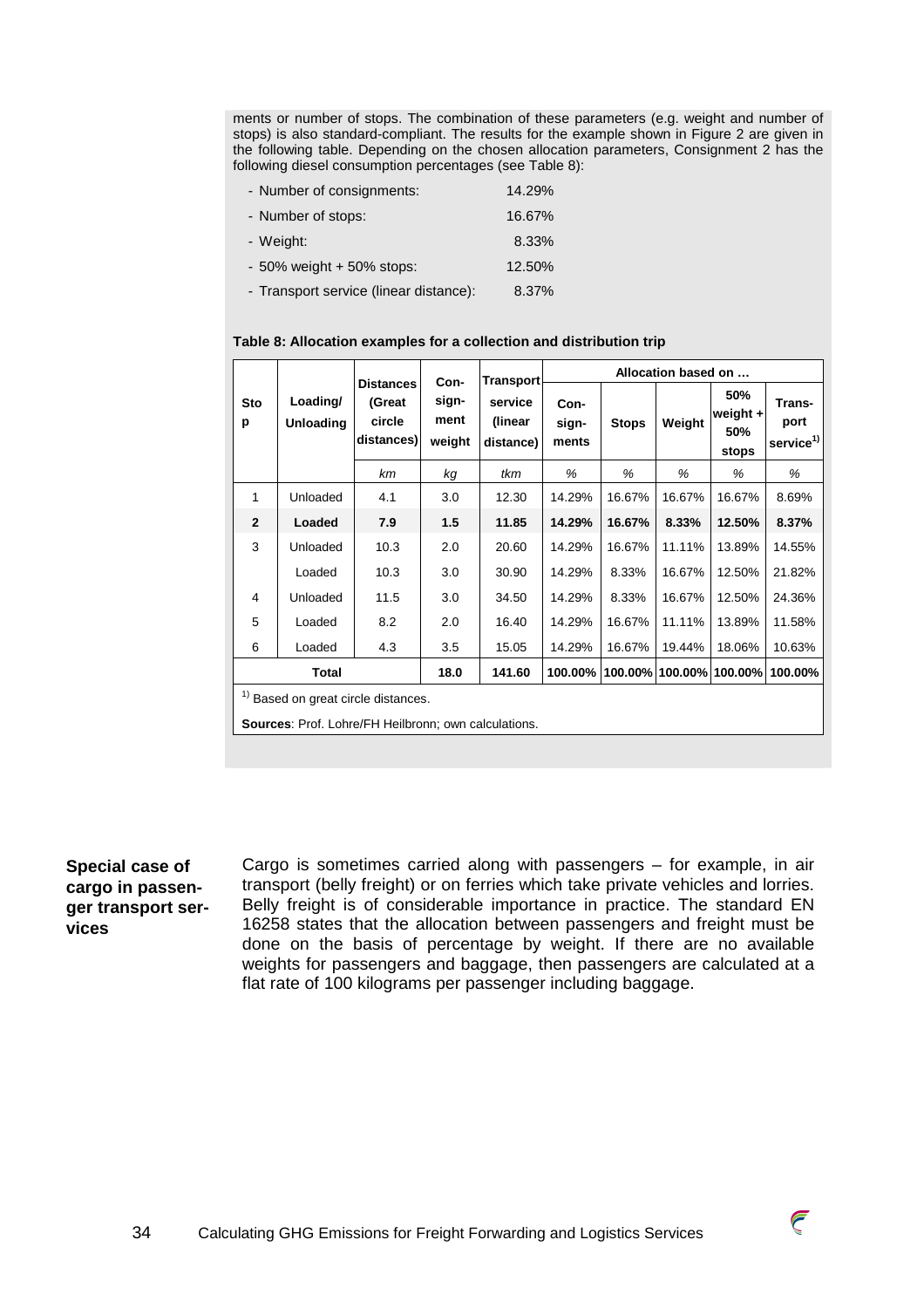ments or number of stops. The combination of these parameters (e.g. weight and number of stops) is also standard-compliant. The results for the example shown in Figure 2 are given in the following table. Depending on the chosen allocation parameters, Consignment 2 has the following diesel consumption percentages (see Table 8):

- Number of consignments: 14.29%
- Number of stops: 16.67%
- Weight: 8.33%
- 50% weight + 50% stops: 12.50%
- Transport service (linear distance): 8.37%

**Table 8: Allocation examples for a collection and distribution trip**

| Stop | Loading/ Unloading | Distances (Great circle distances) | Con-sign-ment weight | Transport service (linear distance) | Allocation based on … | | | | |
|---|---|---|---|---|---|---|---|---|---|
| | | | | | Con-sign-ments | Stops | Weight | 50% weight + 50% stops | Trans-port service[1] |
| | | km | kg | tkm | % | % | % | % | % |
| 1 | Unloaded | 4.1 | 3.0 | 12.30 | 14.29% | 16.67% | 16.67% | 16.67% | 8.69% |
| **2** | **Loaded** | **7.9** | **1.5** | **11.85** | **14.29%** | **16.67%** | **8.33%** | **12.50%** | **8.37%** |
| 3 | Unloaded | 10.3 | 2.0 | 20.60 | 14.29% | 16.67% | 11.11% | 13.89% | 14.55% |
| | Loaded | 10.3 | 3.0 | 30.90 | 14.29% | 8.33% | 16.67% | 12.50% | 21.82% |
| 4 | Unloaded | 11.5 | 3.0 | 34.50 | 14.29% | 8.33% | 16.67% | 12.50% | 24.36% |
| 5 | Loaded | 8.2 | 2.0 | 16.40 | 14.29% | 16.67% | 11.11% | 13.89% | 11.58% |
| 6 | Loaded | 4.3 | 3.5 | 15.05 | 14.29% | 16.67% | 19.44% | 18.06% | 10.63% |
| **Total** | | | **18.0** | **141.60** | **100.00%** | **100.00%** | **100.00%** | **100.00%** | **100.00%** |

[1] Based on great circle distances.

**Sources**: Prof. Lohre/FH Heilbronn; own calculations.

**Special case of cargo in passenger transport services**

Cargo is sometimes carried along with passengers – for example, in air transport (belly freight) or on ferries which take private vehicles and lorries. Belly freight is of considerable importance in practice. The standard EN 16258 states that the allocation between passengers and freight must be done on the basis of percentage by weight. If there are no available weights for passengers and baggage, then passengers are calculated at a flat rate of 100 kilograms per passenger including baggage.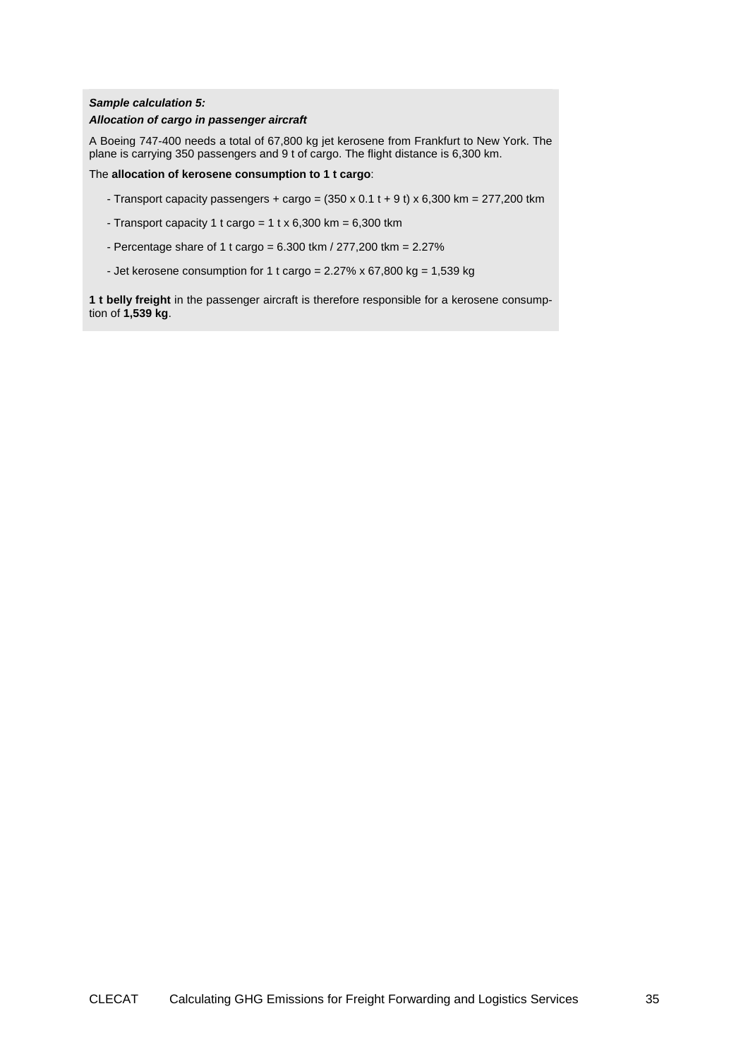***Sample calculation 5:***
***Allocation of cargo in passenger aircraft***

A Boeing 747-400 needs a total of 67,800 kg jet kerosene from Frankfurt to New York. The plane is carrying 350 passengers and 9 t of cargo. The flight distance is 6,300 km.

The **allocation of kerosene consumption to 1 t cargo**:

- Transport capacity passengers + cargo = (350 x 0.1 t + 9 t) x 6,300 km = 277,200 tkm
- Transport capacity 1 t cargo = 1 t x 6,300 km = 6,300 tkm
- Percentage share of 1 t cargo = 6.300 tkm / 277,200 tkm = 2.27%
- Jet kerosene consumption for 1 t cargo = 2.27% x 67,800 kg = 1,539 kg

**1 t belly freight** in the passenger aircraft is therefore responsible for a kerosene consumption of **1,539 kg**.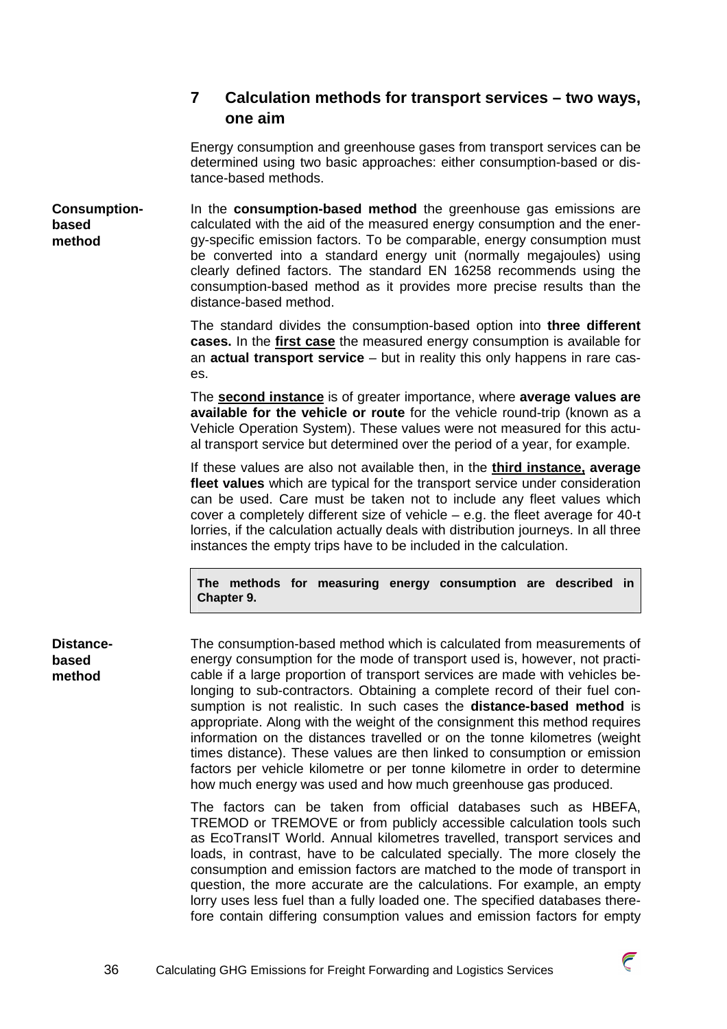## 7 Calculation methods for transport services – two ways, one aim

Energy consumption and greenhouse gases from transport services can be determined using two basic approaches: either consumption-based or distance-based methods.

**Consumption-based method**

In the **consumption-based method** the greenhouse gas emissions are calculated with the aid of the measured energy consumption and the energy-specific emission factors. To be comparable, energy consumption must be converted into a standard energy unit (normally megajoules) using clearly defined factors. The standard EN 16258 recommends using the consumption-based method as it provides more precise results than the distance-based method.

The standard divides the consumption-based option into **three different cases.** In the **first case** the measured energy consumption is available for an **actual transport service** – but in reality this only happens in rare cases.

The **second instance** is of greater importance, where **average values are available for the vehicle or route** for the vehicle round-trip (known as a Vehicle Operation System). These values were not measured for this actual transport service but determined over the period of a year, for example.

If these values are also not available then, in the **third instance, average fleet values** which are typical for the transport service under consideration can be used. Care must be taken not to include any fleet values which cover a completely different size of vehicle – e.g. the fleet average for 40-t lorries, if the calculation actually deals with distribution journeys. In all three instances the empty trips have to be included in the calculation.

> **The methods for measuring energy consumption are described in Chapter 9.**

**Distance-based method**

The consumption-based method which is calculated from measurements of energy consumption for the mode of transport used is, however, not practicable if a large proportion of transport services are made with vehicles belonging to sub-contractors. Obtaining a complete record of their fuel consumption is not realistic. In such cases the **distance-based method** is appropriate. Along with the weight of the consignment this method requires information on the distances travelled or on the tonne kilometres (weight times distance). These values are then linked to consumption or emission factors per vehicle kilometre or per tonne kilometre in order to determine how much energy was used and how much greenhouse gas produced.

The factors can be taken from official databases such as HBEFA, TREMOD or TREMOVE or from publicly accessible calculation tools such as EcoTransIT World. Annual kilometres travelled, transport services and loads, in contrast, have to be calculated specially. The more closely the consumption and emission factors are matched to the mode of transport in question, the more accurate are the calculations. For example, an empty lorry uses less fuel than a fully loaded one. The specified databases therefore contain differing consumption values and emission factors for empty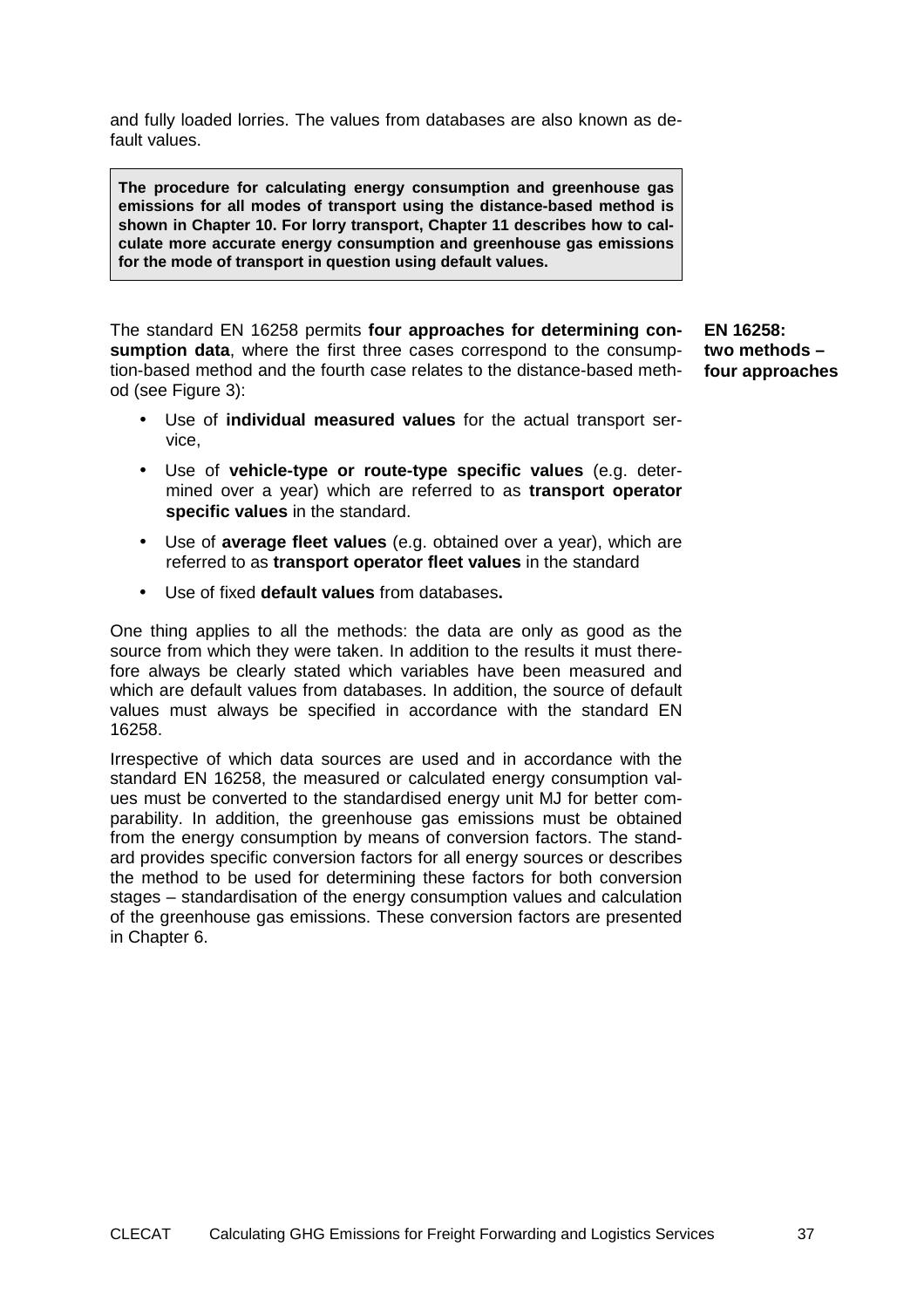and fully loaded lorries. The values from databases are also known as default values.

> **The procedure for calculating energy consumption and greenhouse gas emissions for all modes of transport using the distance-based method is shown in Chapter 10. For lorry transport, Chapter 11 describes how to calculate more accurate energy consumption and greenhouse gas emissions for the mode of transport in question using default values.**

**EN 16258: two methods – four approaches**

The standard EN 16258 permits **four approaches for determining consumption data**, where the first three cases correspond to the consumption-based method and the fourth case relates to the distance-based method (see Figure 3):

- Use of **individual measured values** for the actual transport service,
- Use of **vehicle-type or route-type specific values** (e.g. determined over a year) which are referred to as **transport operator specific values** in the standard.
- Use of **average fleet values** (e.g. obtained over a year), which are referred to as **transport operator fleet values** in the standard
- Use of fixed **default values** from databases**.**

One thing applies to all the methods: the data are only as good as the source from which they were taken. In addition to the results it must therefore always be clearly stated which variables have been measured and which are default values from databases. In addition, the source of default values must always be specified in accordance with the standard EN 16258.

Irrespective of which data sources are used and in accordance with the standard EN 16258, the measured or calculated energy consumption values must be converted to the standardised energy unit MJ for better comparability. In addition, the greenhouse gas emissions must be obtained from the energy consumption by means of conversion factors. The standard provides specific conversion factors for all energy sources or describes the method to be used for determining these factors for both conversion stages – standardisation of the energy consumption values and calculation of the greenhouse gas emissions. These conversion factors are presented in Chapter 6.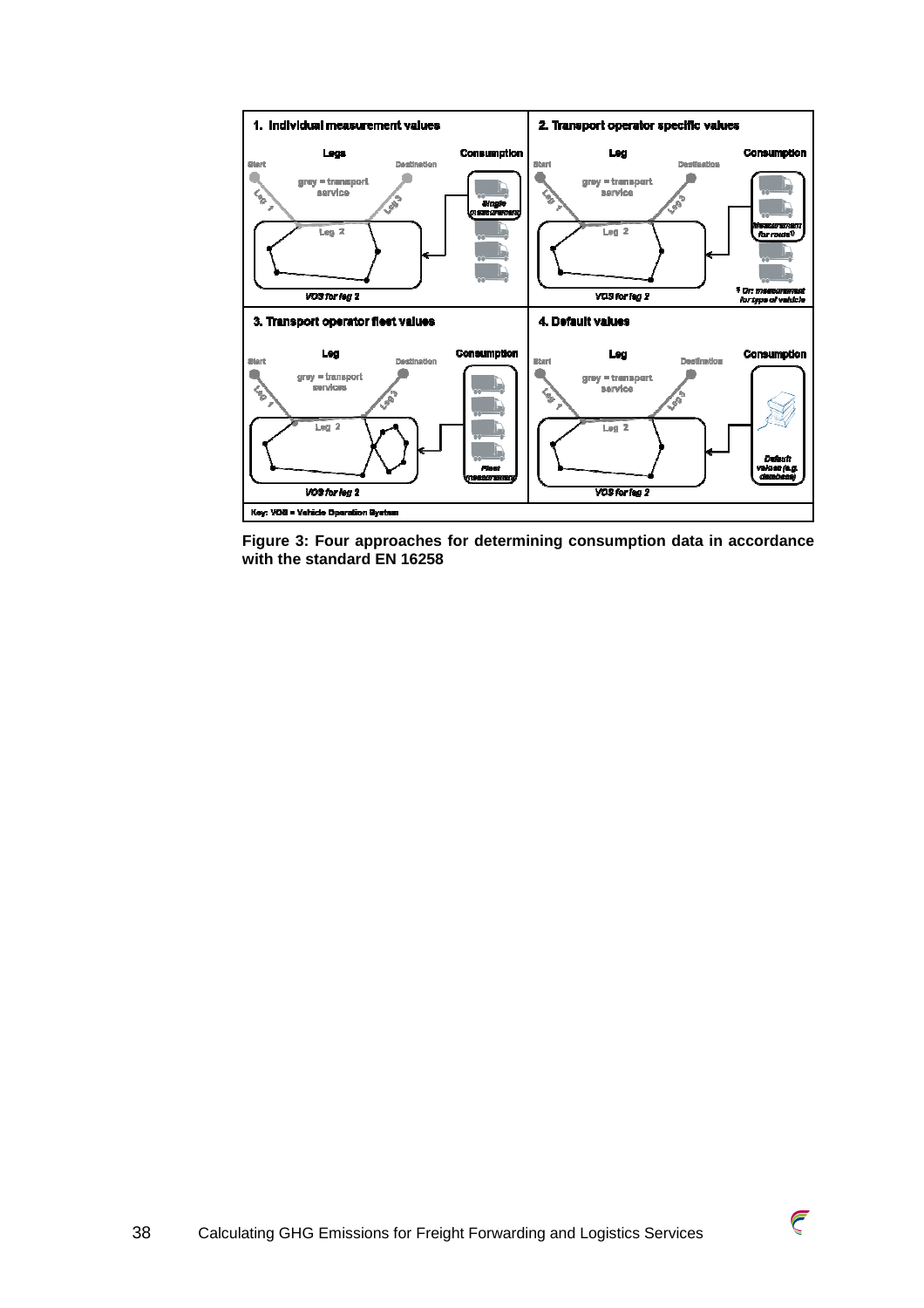Figure 3: Four approaches for determining consumption data in accordance with the standard EN 16258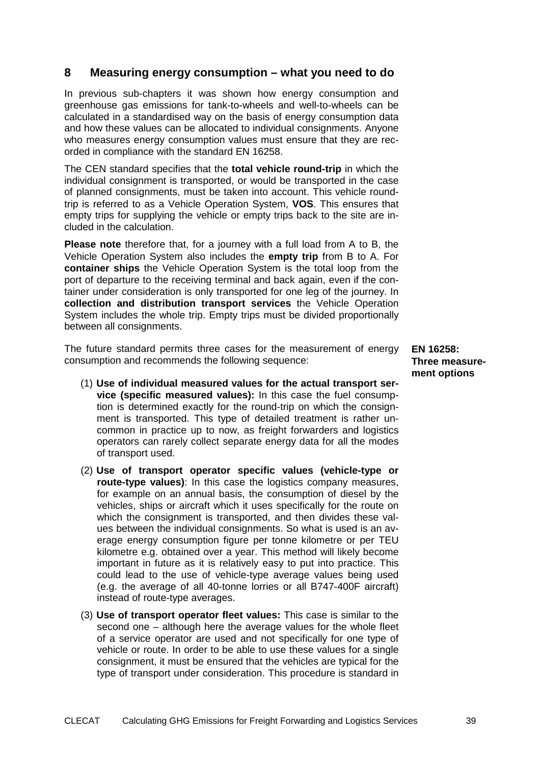## 8 Measuring energy consumption – what you need to do

In previous sub-chapters it was shown how energy consumption and greenhouse gas emissions for tank-to-wheels and well-to-wheels can be calculated in a standardised way on the basis of energy consumption data and how these values can be allocated to individual consignments. Anyone who measures energy consumption values must ensure that they are recorded in compliance with the standard EN 16258.

The CEN standard specifies that the **total vehicle round-trip** in which the individual consignment is transported, or would be transported in the case of planned consignments, must be taken into account. This vehicle round-trip is referred to as a Vehicle Operation System, **VOS**. This ensures that empty trips for supplying the vehicle or empty trips back to the site are included in the calculation.

**Please note** therefore that, for a journey with a full load from A to B, the Vehicle Operation System also includes the **empty trip** from B to A. For **container ships** the Vehicle Operation System is the total loop from the port of departure to the receiving terminal and back again, even if the container under consideration is only transported for one leg of the journey. In **collection and distribution transport services** the Vehicle Operation System includes the whole trip. Empty trips must be divided proportionally between all consignments.

**EN 16258: Three measurement options**

The future standard permits three cases for the measurement of energy consumption and recommends the following sequence:

(1) **Use of individual measured values for the actual transport service (specific measured values):** In this case the fuel consumption is determined exactly for the round-trip on which the consignment is transported. This type of detailed treatment is rather uncommon in practice up to now, as freight forwarders and logistics operators can rarely collect separate energy data for all the modes of transport used.

(2) **Use of transport operator specific values (vehicle-type or route-type values)**: In this case the logistics company measures, for example on an annual basis, the consumption of diesel by the vehicles, ships or aircraft which it uses specifically for the route on which the consignment is transported, and then divides these values between the individual consignments. So what is used is an average energy consumption figure per tonne kilometre or per TEU kilometre e.g. obtained over a year. This method will likely become important in future as it is relatively easy to put into practice. This could lead to the use of vehicle-type average values being used (e.g. the average of all 40-tonne lorries or all B747-400F aircraft) instead of route-type averages.

(3) **Use of transport operator fleet values:** This case is similar to the second one – although here the average values for the whole fleet of a service operator are used and not specifically for one type of vehicle or route. In order to be able to use these values for a single consignment, it must be ensured that the vehicles are typical for the type of transport under consideration. This procedure is standard in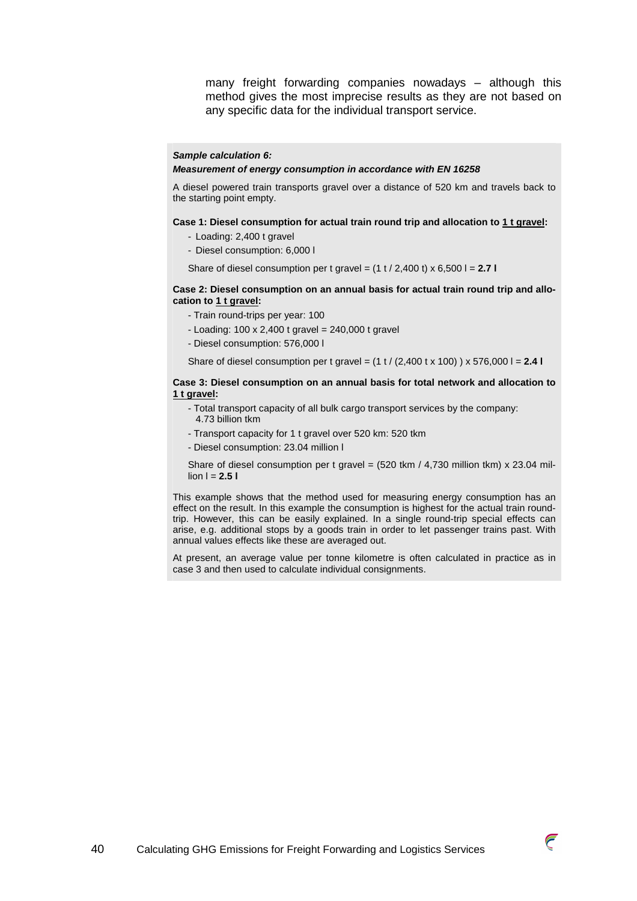many freight forwarding companies nowadays – although this method gives the most imprecise results as they are not based on any specific data for the individual transport service.

***Sample calculation 6:***
***Measurement of energy consumption in accordance with EN 16258***

A diesel powered train transports gravel over a distance of 520 km and travels back to the starting point empty.

**Case 1: Diesel consumption for actual train round trip and allocation to 1 t gravel:**

- Loading: 2,400 t gravel
- Diesel consumption: 6,000 l

Share of diesel consumption per t gravel = (1 t / 2,400 t) x 6,500 l = **2.7 l**

**Case 2: Diesel consumption on an annual basis for actual train round trip and allocation to 1 t gravel:**

- Train round-trips per year: 100
- Loading: 100 x 2,400 t gravel = 240,000 t gravel
- Diesel consumption: 576,000 l

Share of diesel consumption per t gravel = (1 t / (2,400 t x 100) ) x 576,000 l = **2.4 l**

**Case 3: Diesel consumption on an annual basis for total network and allocation to 1 t gravel:**

- Total transport capacity of all bulk cargo transport services by the company: 4.73 billion tkm
- Transport capacity for 1 t gravel over 520 km: 520 tkm
- Diesel consumption: 23.04 million l

Share of diesel consumption per t gravel = (520 tkm / 4,730 million tkm) x 23.04 million l = **2.5 l**

This example shows that the method used for measuring energy consumption has an effect on the result. In this example the consumption is highest for the actual train round-trip. However, this can be easily explained. In a single round-trip special effects can arise, e.g. additional stops by a goods train in order to let passenger trains past. With annual values effects like these are averaged out.

At present, an average value per tonne kilometre is often calculated in practice as in case 3 and then used to calculate individual consignments.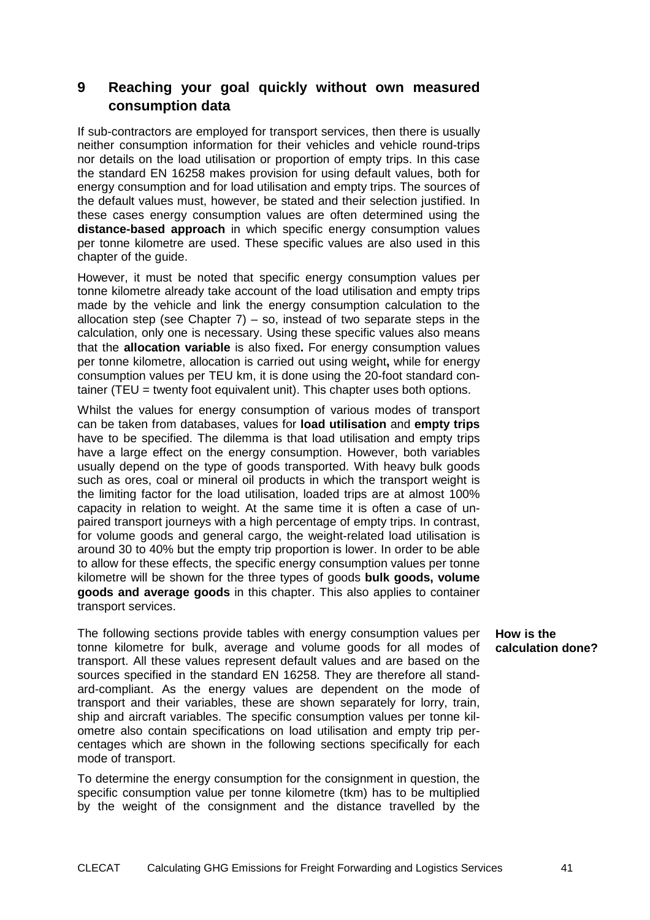# 9 Reaching your goal quickly without own measured consumption data

If sub-contractors are employed for transport services, then there is usually neither consumption information for their vehicles and vehicle round-trips nor details on the load utilisation or proportion of empty trips. In this case the standard EN 16258 makes provision for using default values, both for energy consumption and for load utilisation and empty trips. The sources of the default values must, however, be stated and their selection justified. In these cases energy consumption values are often determined using the **distance-based approach** in which specific energy consumption values per tonne kilometre are used. These specific values are also used in this chapter of the guide.

However, it must be noted that specific energy consumption values per tonne kilometre already take account of the load utilisation and empty trips made by the vehicle and link the energy consumption calculation to the allocation step (see Chapter 7) – so, instead of two separate steps in the calculation, only one is necessary. Using these specific values also means that the **allocation variable** is also fixed**.** For energy consumption values per tonne kilometre, allocation is carried out using weight**,** while for energy consumption values per TEU km, it is done using the 20-foot standard container (TEU = twenty foot equivalent unit). This chapter uses both options.

Whilst the values for energy consumption of various modes of transport can be taken from databases, values for **load utilisation** and **empty trips** have to be specified. The dilemma is that load utilisation and empty trips have a large effect on the energy consumption. However, both variables usually depend on the type of goods transported. With heavy bulk goods such as ores, coal or mineral oil products in which the transport weight is the limiting factor for the load utilisation, loaded trips are at almost 100% capacity in relation to weight. At the same time it is often a case of unpaired transport journeys with a high percentage of empty trips. In contrast, for volume goods and general cargo, the weight-related load utilisation is around 30 to 40% but the empty trip proportion is lower. In order to be able to allow for these effects, the specific energy consumption values per tonne kilometre will be shown for the three types of goods **bulk goods, volume goods and average goods** in this chapter. This also applies to container transport services.

**How is the calculation done?**

The following sections provide tables with energy consumption values per tonne kilometre for bulk, average and volume goods for all modes of transport. All these values represent default values and are based on the sources specified in the standard EN 16258. They are therefore all standard-compliant. As the energy values are dependent on the mode of transport and their variables, these are shown separately for lorry, train, ship and aircraft variables. The specific consumption values per tonne kilometre also contain specifications on load utilisation and empty trip percentages which are shown in the following sections specifically for each mode of transport.

To determine the energy consumption for the consignment in question, the specific consumption value per tonne kilometre (tkm) has to be multiplied by the weight of the consignment and the distance travelled by the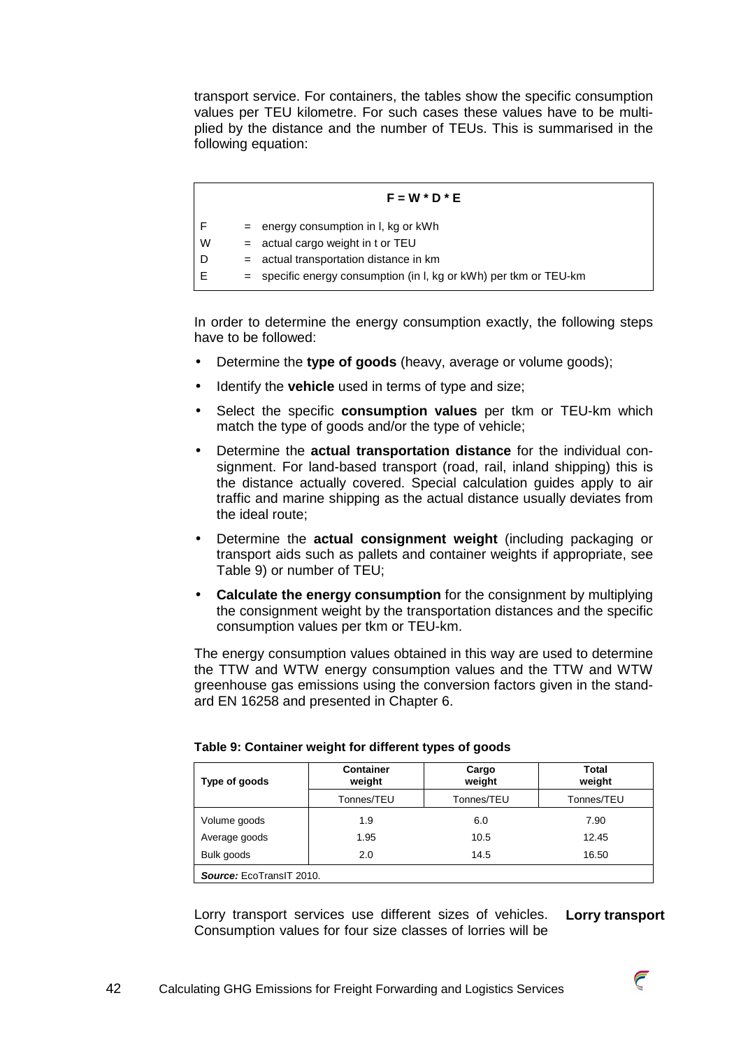transport service. For containers, the tables show the specific consumption values per TEU kilometre. For such cases these values have to be multiplied by the distance and the number of TEUs. This is summarised in the following equation:

$$F = W * D * E$$

| | | |
|---|---|---|
| F | = | energy consumption in l, kg or kWh |
| W | = | actual cargo weight in t or TEU |
| D | = | actual transportation distance in km |
| E | = | specific energy consumption (in l, kg or kWh) per tkm or TEU-km |

In order to determine the energy consumption exactly, the following steps have to be followed:

- Determine the **type of goods** (heavy, average or volume goods);
- Identify the **vehicle** used in terms of type and size;
- Select the specific **consumption values** per tkm or TEU-km which match the type of goods and/or the type of vehicle;
- Determine the **actual transportation distance** for the individual consignment. For land-based transport (road, rail, inland shipping) this is the distance actually covered. Special calculation guides apply to air traffic and marine shipping as the actual distance usually deviates from the ideal route;
- Determine the **actual consignment weight** (including packaging or transport aids such as pallets and container weights if appropriate, see Table 9) or number of TEU;
- **Calculate the energy consumption** for the consignment by multiplying the consignment weight by the transportation distances and the specific consumption values per tkm or TEU-km.

The energy consumption values obtained in this way are used to determine the TTW and WTW energy consumption values and the TTW and WTW greenhouse gas emissions using the conversion factors given in the standard EN 16258 and presented in Chapter 6.

**Table 9: Container weight for different types of goods**

| Type of goods | Container weight | Cargo weight | Total weight |
|---|---|---|---|
| | Tonnes/TEU | Tonnes/TEU | Tonnes/TEU |
| Volume goods | 1.9 | 6.0 | 7.90 |
| Average goods | 1.95 | 10.5 | 12.45 |
| Bulk goods | 2.0 | 14.5 | 16.50 |

***Source:*** EcoTransIT 2010.

**Lorry transport**

Lorry transport services use different sizes of vehicles. Consumption values for four size classes of lorries will be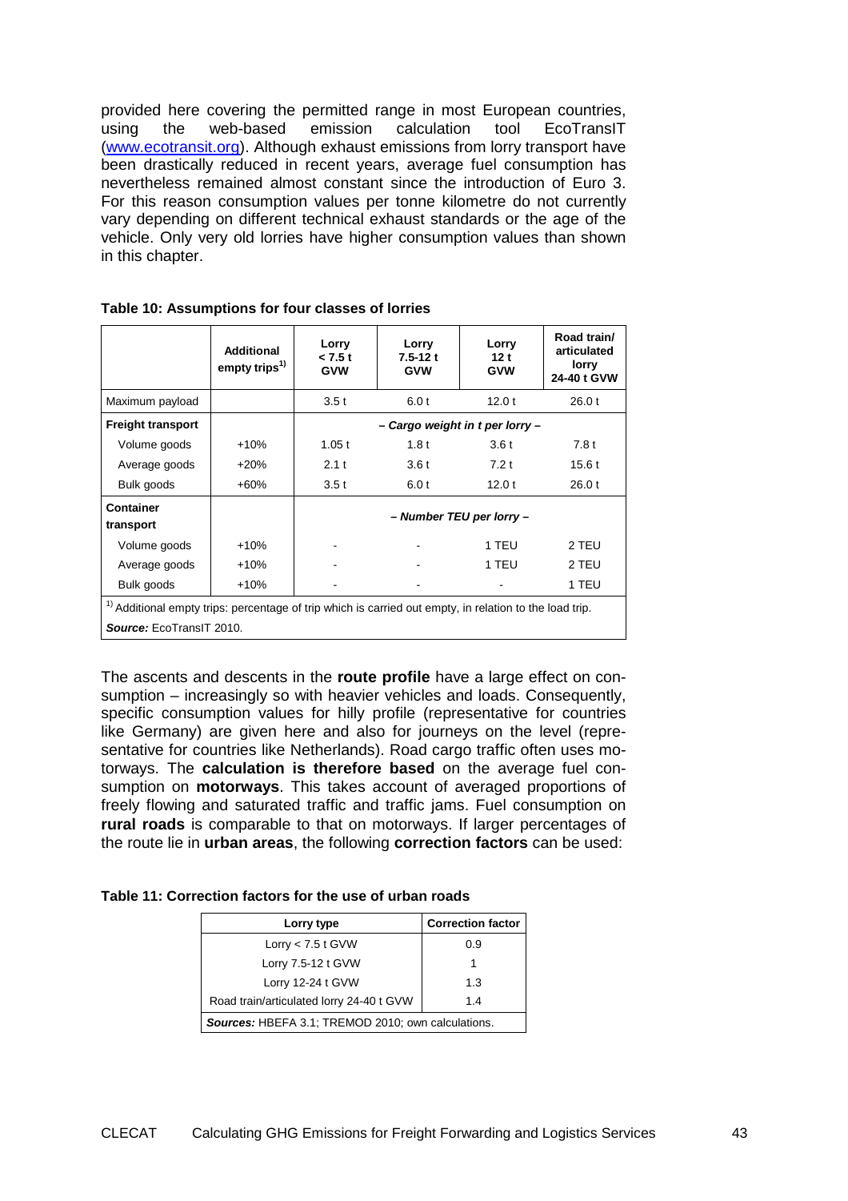provided here covering the permitted range in most European countries, using the web-based emission calculation tool EcoTransIT (www.ecotransit.org). Although exhaust emissions from lorry transport have been drastically reduced in recent years, average fuel consumption has nevertheless remained almost constant since the introduction of Euro 3. For this reason consumption values per tonne kilometre do not currently vary depending on different technical exhaust standards or the age of the vehicle. Only very old lorries have higher consumption values than shown in this chapter.

**Table 10: Assumptions for four classes of lorries**

| | Additional empty trips[1] | Lorry < 7.5 t GVW | Lorry 7.5-12 t GVW | Lorry 12 t GVW | Road train/ articulated lorry 24-40 t GVW |
|---|---|---|---|---|---|
| Maximum payload | | 3.5 t | 6.0 t | 12.0 t | 26.0 t |
| **Freight transport** | | *– Cargo weight in t per lorry –* | | | |
| Volume goods | +10% | 1.05 t | 1.8 t | 3.6 t | 7.8 t |
| Average goods | +20% | 2.1 t | 3.6 t | 7.2 t | 15.6 t |
| Bulk goods | +60% | 3.5 t | 6.0 t | 12.0 t | 26.0 t |
| **Container transport** | | *– Number TEU per lorry –* | | | |
| Volume goods | +10% | - | - | 1 TEU | 2 TEU |
| Average goods | +10% | - | - | 1 TEU | 2 TEU |
| Bulk goods | +10% | - | - | - | 1 TEU |

[1] Additional empty trips: percentage of trip which is carried out empty, in relation to the load trip.

***Source:*** EcoTransIT 2010.

The ascents and descents in the **route profile** have a large effect on consumption – increasingly so with heavier vehicles and loads. Consequently, specific consumption values for hilly profile (representative for countries like Germany) are given here and also for journeys on the level (representative for countries like Netherlands). Road cargo traffic often uses motorways. The **calculation is therefore based** on the average fuel consumption on **motorways**. This takes account of averaged proportions of freely flowing and saturated traffic and traffic jams. Fuel consumption on **rural roads** is comparable to that on motorways. If larger percentages of the route lie in **urban areas**, the following **correction factors** can be used:

**Table 11: Correction factors for the use of urban roads**

| Lorry type | Correction factor |
|---|---|
| Lorry < 7.5 t GVW | 0.9 |
| Lorry 7.5-12 t GVW | 1 |
| Lorry 12-24 t GVW | 1.3 |
| Road train/articulated lorry 24-40 t GVW | 1.4 |

***Sources:*** HBEFA 3.1; TREMOD 2010; own calculations.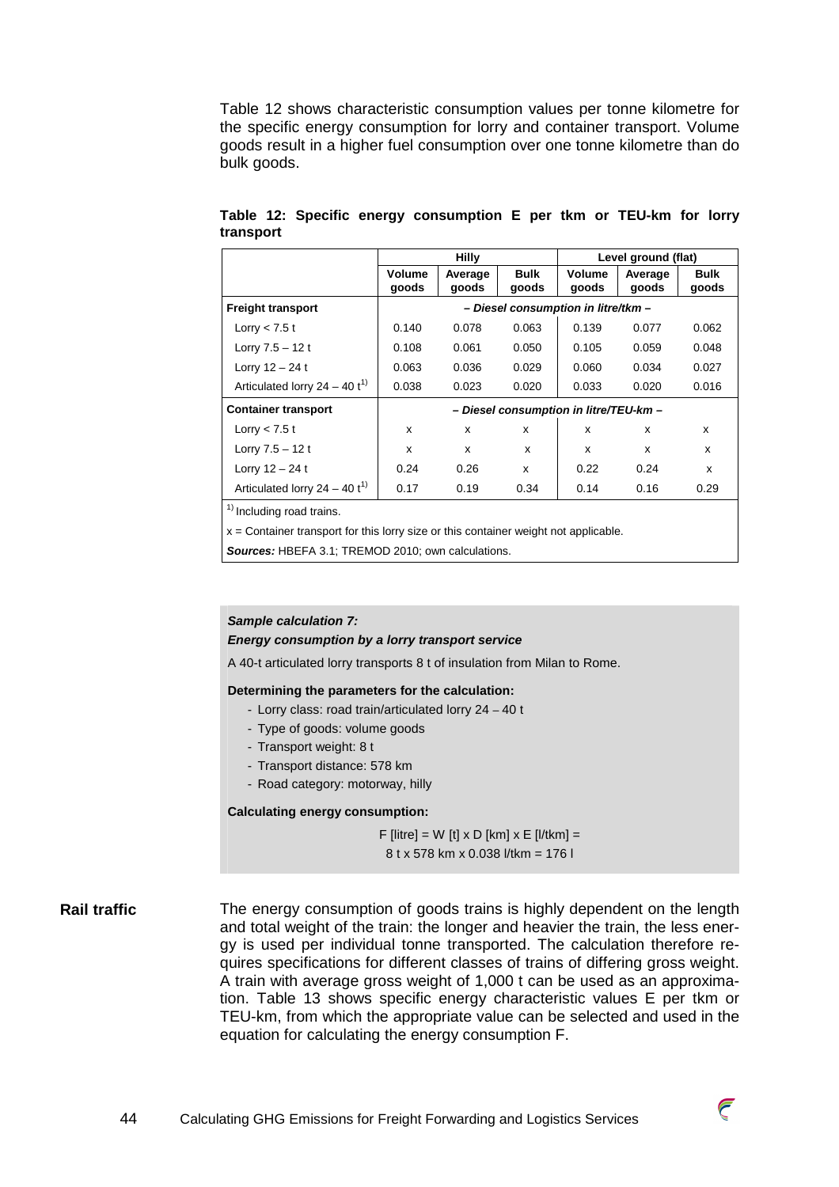Table 12 shows characteristic consumption values per tonne kilometre for the specific energy consumption for lorry and container transport. Volume goods result in a higher fuel consumption over one tonne kilometre than do bulk goods.

**Table 12: Specific energy consumption E per tkm or TEU-km for lorry transport**

| | Hilly | | | Level ground (flat) | | |
|---|---|---|---|---|---|---|
| | **Volume goods** | **Average goods** | **Bulk goods** | **Volume goods** | **Average goods** | **Bulk goods** |
| **Freight transport** | *– Diesel consumption in litre/tkm –* | | | | | |
| Lorry < 7.5 t | 0.140 | 0.078 | 0.063 | 0.139 | 0.077 | 0.062 |
| Lorry 7.5 – 12 t | 0.108 | 0.061 | 0.050 | 0.105 | 0.059 | 0.048 |
| Lorry 12 – 24 t | 0.063 | 0.036 | 0.029 | 0.060 | 0.034 | 0.027 |
| Articulated lorry 24 – 40 t[1)] | 0.038 | 0.023 | 0.020 | 0.033 | 0.020 | 0.016 |
| **Container transport** | *– Diesel consumption in litre/TEU-km –* | | | | | |
| Lorry < 7.5 t | x | x | x | x | x | x |
| Lorry 7.5 – 12 t | x | x | x | x | x | x |
| Lorry 12 – 24 t | 0.24 | 0.26 | x | 0.22 | 0.24 | x |
| Articulated lorry 24 – 40 t[1)] | 0.17 | 0.19 | 0.34 | 0.14 | 0.16 | 0.29 |

[1)] Including road trains.

x = Container transport for this lorry size or this container weight not applicable.

***Sources:*** HBEFA 3.1; TREMOD 2010; own calculations.

> ***Sample calculation 7:***
> ***Energy consumption by a lorry transport service***
>
> A 40-t articulated lorry transports 8 t of insulation from Milan to Rome.
>
> **Determining the parameters for the calculation:**
>
> - Lorry class: road train/articulated lorry 24 – 40 t
> - Type of goods: volume goods
> - Transport weight: 8 t
> - Transport distance: 578 km
> - Road category: motorway, hilly
>
> **Calculating energy consumption:**
>
> F [litre] = W [t] x D [km] x E [l/tkm] =
> 8 t x 578 km x 0.038 l/tkm = 176 l

**Rail traffic**

The energy consumption of goods trains is highly dependent on the length and total weight of the train: the longer and heavier the train, the less energy is used per individual tonne transported. The calculation therefore requires specifications for different classes of trains of differing gross weight. A train with average gross weight of 1,000 t can be used as an approximation. Table 13 shows specific energy characteristic values E per tkm or TEU-km, from which the appropriate value can be selected and used in the equation for calculating the energy consumption F.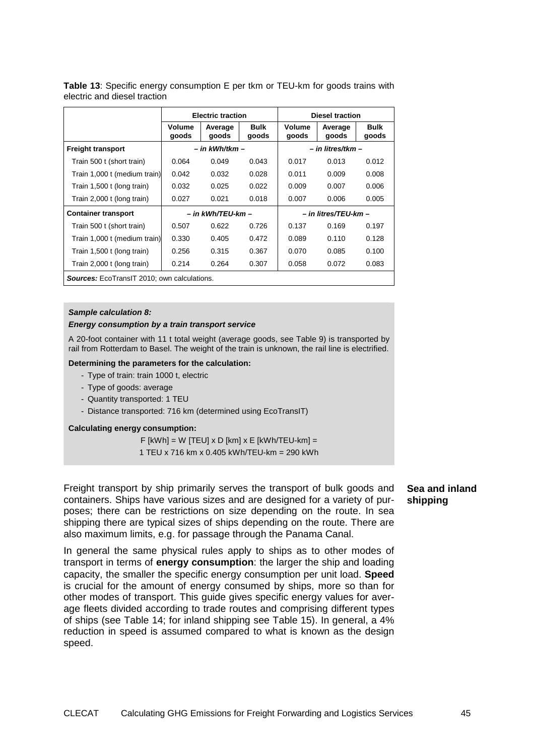**Table 13**: Specific energy consumption E per tkm or TEU-km for goods trains with electric and diesel traction

| | Electric traction | | | Diesel traction | | |
|---|---|---|---|---|---|---|
| | Volume goods | Average goods | Bulk goods | Volume goods | Average goods | Bulk goods |
| **Freight transport** | *– in kWh/tkm –* | | | *– in litres/tkm –* | | |
| Train 500 t (short train) | 0.064 | 0.049 | 0.043 | 0.017 | 0.013 | 0.012 |
| Train 1,000 t (medium train) | 0.042 | 0.032 | 0.028 | 0.011 | 0.009 | 0.008 |
| Train 1,500 t (long train) | 0.032 | 0.025 | 0.022 | 0.009 | 0.007 | 0.006 |
| Train 2,000 t (long train) | 0.027 | 0.021 | 0.018 | 0.007 | 0.006 | 0.005 |
| **Container transport** | *– in kWh/TEU-km –* | | | *– in litres/TEU-km –* | | |
| Train 500 t (short train) | 0.507 | 0.622 | 0.726 | 0.137 | 0.169 | 0.197 |
| Train 1,000 t (medium train) | 0.330 | 0.405 | 0.472 | 0.089 | 0.110 | 0.128 |
| Train 1,500 t (long train) | 0.256 | 0.315 | 0.367 | 0.070 | 0.085 | 0.100 |
| Train 2,000 t (long train) | 0.214 | 0.264 | 0.307 | 0.058 | 0.072 | 0.083 |

***Sources:*** EcoTransIT 2010; own calculations.

***Sample calculation 8:***

***Energy consumption by a train transport service***

A 20-foot container with 11 t total weight (average goods, see Table 9) is transported by rail from Rotterdam to Basel. The weight of the train is unknown, the rail line is electrified.

**Determining the parameters for the calculation:**

- Type of train: train 1000 t, electric
- Type of goods: average
- Quantity transported: 1 TEU
- Distance transported: 716 km (determined using EcoTransIT)

**Calculating energy consumption:**

F [kWh] = W [TEU] x D [km] x E [kWh/TEU-km] =

1 TEU x 716 km x 0.405 kWh/TEU-km = 290 kWh

**Sea and inland shipping**

Freight transport by ship primarily serves the transport of bulk goods and containers. Ships have various sizes and are designed for a variety of purposes; there can be restrictions on size depending on the route. In sea shipping there are typical sizes of ships depending on the route. There are also maximum limits, e.g. for passage through the Panama Canal.

In general the same physical rules apply to ships as to other modes of transport in terms of **energy consumption**: the larger the ship and loading capacity, the smaller the specific energy consumption per unit load. **Speed** is crucial for the amount of energy consumed by ships, more so than for other modes of transport. This guide gives specific energy values for average fleets divided according to trade routes and comprising different types of ships (see Table 14; for inland shipping see Table 15). In general, a 4% reduction in speed is assumed compared to what is known as the design speed.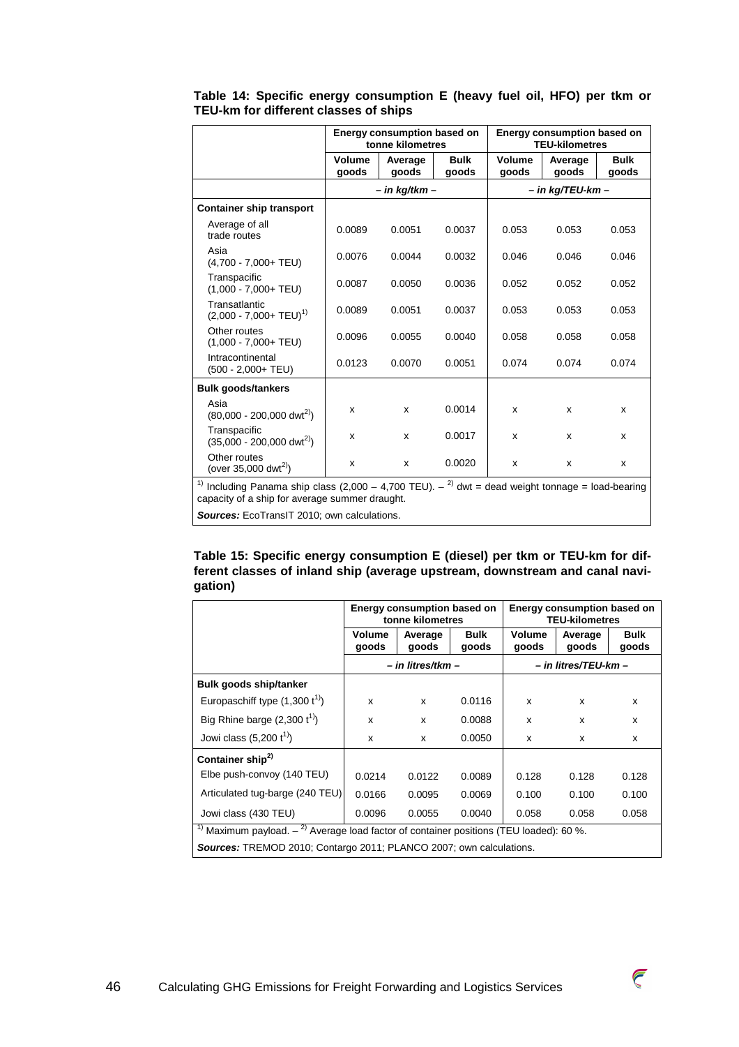**Table 14: Specific energy consumption E (heavy fuel oil, HFO) per tkm or TEU-km for different classes of ships**

| | Energy consumption based on tonne kilometres | | | Energy consumption based on TEU-kilometres | | |
|---|---|---|---|---|---|---|
| | Volume goods | Average goods | Bulk goods | Volume goods | Average goods | Bulk goods |
| | *– in kg/tkm –* | | | *– in kg/TEU-km –* | | |
| **Container ship transport** | | | | | | |
| Average of all trade routes | 0.0089 | 0.0051 | 0.0037 | 0.053 | 0.053 | 0.053 |
| Asia (4,700 - 7,000+ TEU) | 0.0076 | 0.0044 | 0.0032 | 0.046 | 0.046 | 0.046 |
| Transpacific (1,000 - 7,000+ TEU) | 0.0087 | 0.0050 | 0.0036 | 0.052 | 0.052 | 0.052 |
| Transatlantic (2,000 - 7,000+ TEU)[1] | 0.0089 | 0.0051 | 0.0037 | 0.053 | 0.053 | 0.053 |
| Other routes (1,000 - 7,000+ TEU) | 0.0096 | 0.0055 | 0.0040 | 0.058 | 0.058 | 0.058 |
| Intracontinental (500 - 2,000+ TEU) | 0.0123 | 0.0070 | 0.0051 | 0.074 | 0.074 | 0.074 |
| **Bulk goods/tankers** | | | | | | |
| Asia (80,000 - 200,000 dwt[2]) | x | x | 0.0014 | x | x | x |
| Transpacific (35,000 - 200,000 dwt[2]) | x | x | 0.0017 | x | x | x |
| Other routes (over 35,000 dwt[2]) | x | x | 0.0020 | x | x | x |

[1] Including Panama ship class (2,000 – 4,700 TEU). – [2] dwt = dead weight tonnage = load-bearing capacity of a ship for average summer draught.

***Sources:*** EcoTransIT 2010; own calculations.

**Table 15: Specific energy consumption E (diesel) per tkm or TEU-km for different classes of inland ship (average upstream, downstream and canal navigation)**

| | Energy consumption based on tonne kilometres | | | Energy consumption based on TEU-kilometres | | |
|---|---|---|---|---|---|---|
| | Volume goods | Average goods | Bulk goods | Volume goods | Average goods | Bulk goods |
| | *– in litres/tkm –* | | | *– in litres/TEU-km –* | | |
| **Bulk goods ship/tanker** | | | | | | |
| Europaschiff type (1,300 t[1]) | x | x | 0.0116 | x | x | x |
| Big Rhine barge (2,300 t[1]) | x | x | 0.0088 | x | x | x |
| Jowi class (5,200 t[1]) | x | x | 0.0050 | x | x | x |
| **Container ship[2]** | | | | | | |
| Elbe push-convoy (140 TEU) | 0.0214 | 0.0122 | 0.0089 | 0.128 | 0.128 | 0.128 |
| Articulated tug-barge (240 TEU) | 0.0166 | 0.0095 | 0.0069 | 0.100 | 0.100 | 0.100 |
| Jowi class (430 TEU) | 0.0096 | 0.0055 | 0.0040 | 0.058 | 0.058 | 0.058 |

[1] Maximum payload. – [2] Average load factor of container positions (TEU loaded): 60 %.

***Sources:*** TREMOD 2010; Contargo 2011; PLANCO 2007; own calculations.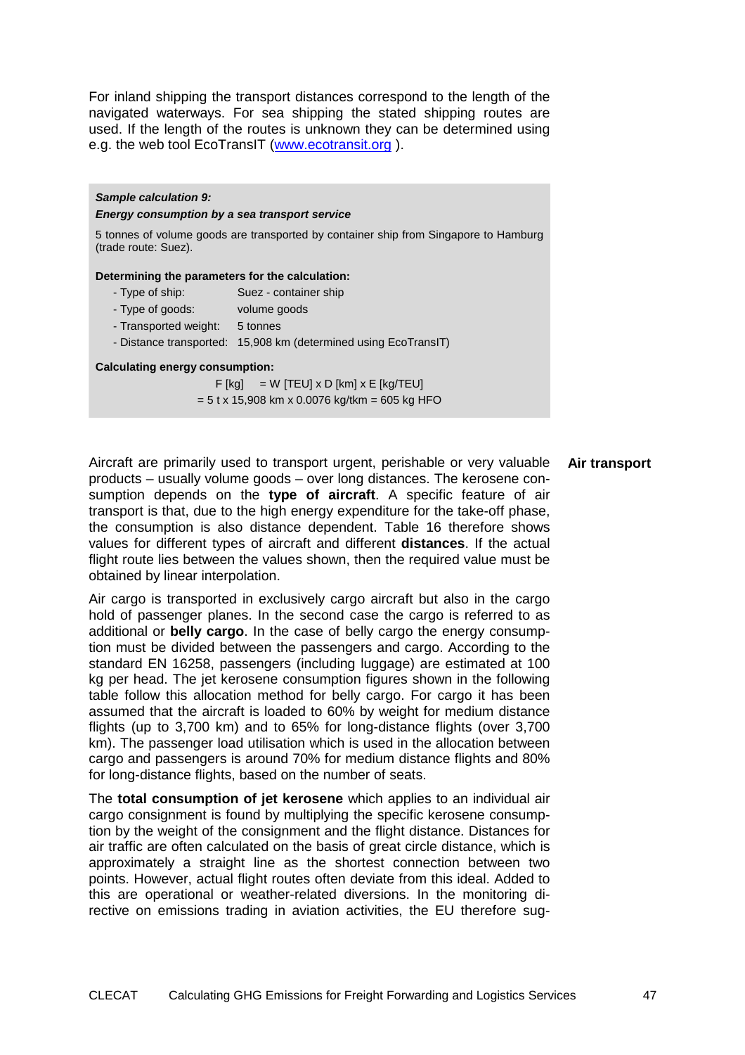For inland shipping the transport distances correspond to the length of the navigated waterways. For sea shipping the stated shipping routes are used. If the length of the routes is unknown they can be determined using e.g. the web tool EcoTransIT (www.ecotransit.org ).

> ***Sample calculation 9:***
>
> ***Energy consumption by a sea transport service***
>
> 5 tonnes of volume goods are transported by container ship from Singapore to Hamburg (trade route: Suez).
>
> **Determining the parameters for the calculation:**
>
> - Type of ship: Suez - container ship
> - Type of goods: volume goods
> - Transported weight: 5 tonnes
> - Distance transported: 15,908 km (determined using EcoTransIT)
>
> **Calculating energy consumption:**
>
> F [kg] = W [TEU] x D [km] x E [kg/TEU]
>
> = 5 t x 15,908 km x 0.0076 kg/tkm = 605 kg HFO

**Air transport**

Aircraft are primarily used to transport urgent, perishable or very valuable products – usually volume goods – over long distances. The kerosene consumption depends on the **type of aircraft**. A specific feature of air transport is that, due to the high energy expenditure for the take-off phase, the consumption is also distance dependent. Table 16 therefore shows values for different types of aircraft and different **distances**. If the actual flight route lies between the values shown, then the required value must be obtained by linear interpolation.

Air cargo is transported in exclusively cargo aircraft but also in the cargo hold of passenger planes. In the second case the cargo is referred to as additional or **belly cargo**. In the case of belly cargo the energy consumption must be divided between the passengers and cargo. According to the standard EN 16258, passengers (including luggage) are estimated at 100 kg per head. The jet kerosene consumption figures shown in the following table follow this allocation method for belly cargo. For cargo it has been assumed that the aircraft is loaded to 60% by weight for medium distance flights (up to 3,700 km) and to 65% for long-distance flights (over 3,700 km). The passenger load utilisation which is used in the allocation between cargo and passengers is around 70% for medium distance flights and 80% for long-distance flights, based on the number of seats.

The **total consumption of jet kerosene** which applies to an individual air cargo consignment is found by multiplying the specific kerosene consumption by the weight of the consignment and the flight distance. Distances for air traffic are often calculated on the basis of great circle distance, which is approximately a straight line as the shortest connection between two points. However, actual flight routes often deviate from this ideal. Added to this are operational or weather-related diversions. In the monitoring directive on emissions trading in aviation activities, the EU therefore sug-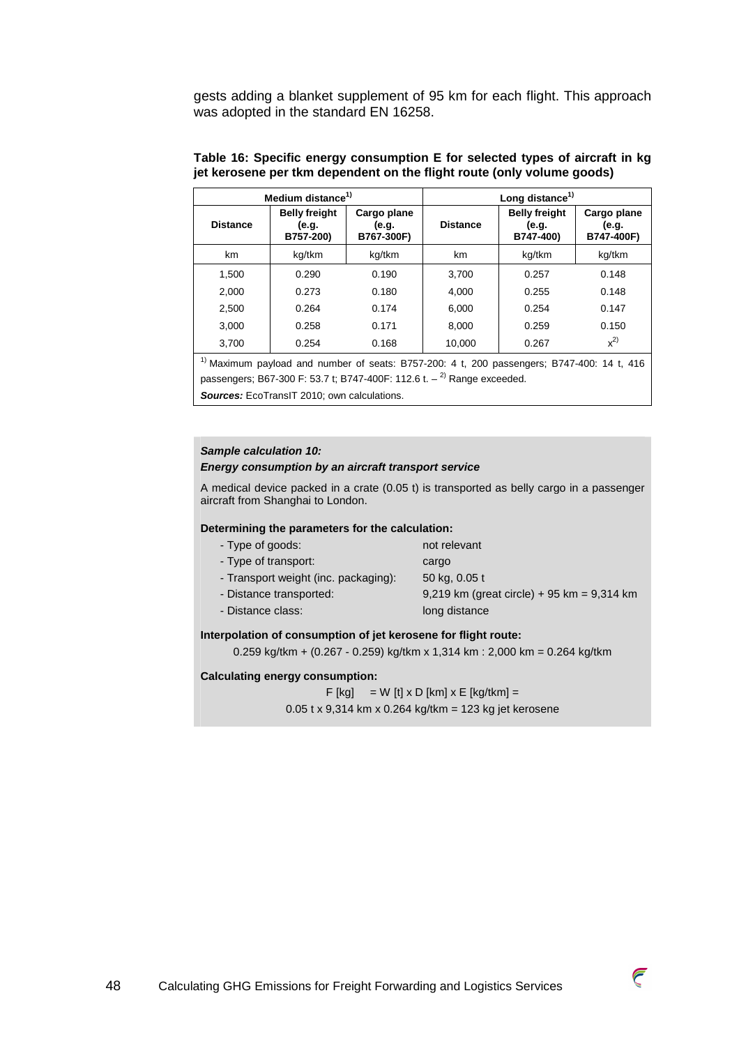gests adding a blanket supplement of 95 km for each flight. This approach was adopted in the standard EN 16258.

**Table 16: Specific energy consumption E for selected types of aircraft in kg jet kerosene per tkm dependent on the flight route (only volume goods)**

| Medium distance[1)] | | | Long distance[1)] | | |
|---|---|---|---|---|---|
| **Distance** | **Belly freight (e.g. B757-200)** | **Cargo plane (e.g. B767-300F)** | **Distance** | **Belly freight (e.g. B747-400)** | **Cargo plane (e.g. B747-400F)** |
| km | kg/tkm | kg/tkm | km | kg/tkm | kg/tkm |
| 1,500 | 0.290 | 0.190 | 3,700 | 0.257 | 0.148 |
| 2,000 | 0.273 | 0.180 | 4,000 | 0.255 | 0.148 |
| 2,500 | 0.264 | 0.174 | 6,000 | 0.254 | 0.147 |
| 3,000 | 0.258 | 0.171 | 8,000 | 0.259 | 0.150 |
| 3,700 | 0.254 | 0.168 | 10,000 | 0.267 | x[2)] |

[1)] Maximum payload and number of seats: B757-200: 4 t, 200 passengers; B747-400: 14 t, 416 passengers; B67-300 F: 53.7 t; B747-400F: 112.6 t. – [2)] Range exceeded.

***Sources:*** EcoTransIT 2010; own calculations.

***Sample calculation 10:***
***Energy consumption by an aircraft transport service***

A medical device packed in a crate (0.05 t) is transported as belly cargo in a passenger aircraft from Shanghai to London.

**Determining the parameters for the calculation:**

- Type of goods: not relevant
- Type of transport: cargo
- Transport weight (inc. packaging): 50 kg, 0.05 t
- Distance transported: 9,219 km (great circle) + 95 km = 9,314 km
- Distance class: long distance

**Interpolation of consumption of jet kerosene for flight route:**

0.259 kg/tkm + (0.267 - 0.259) kg/tkm x 1,314 km : 2,000 km = 0.264 kg/tkm

**Calculating energy consumption:**

F [kg] = W [t] x D [km] x E [kg/tkm] =

0.05 t x 9,314 km x 0.264 kg/tkm = 123 kg jet kerosene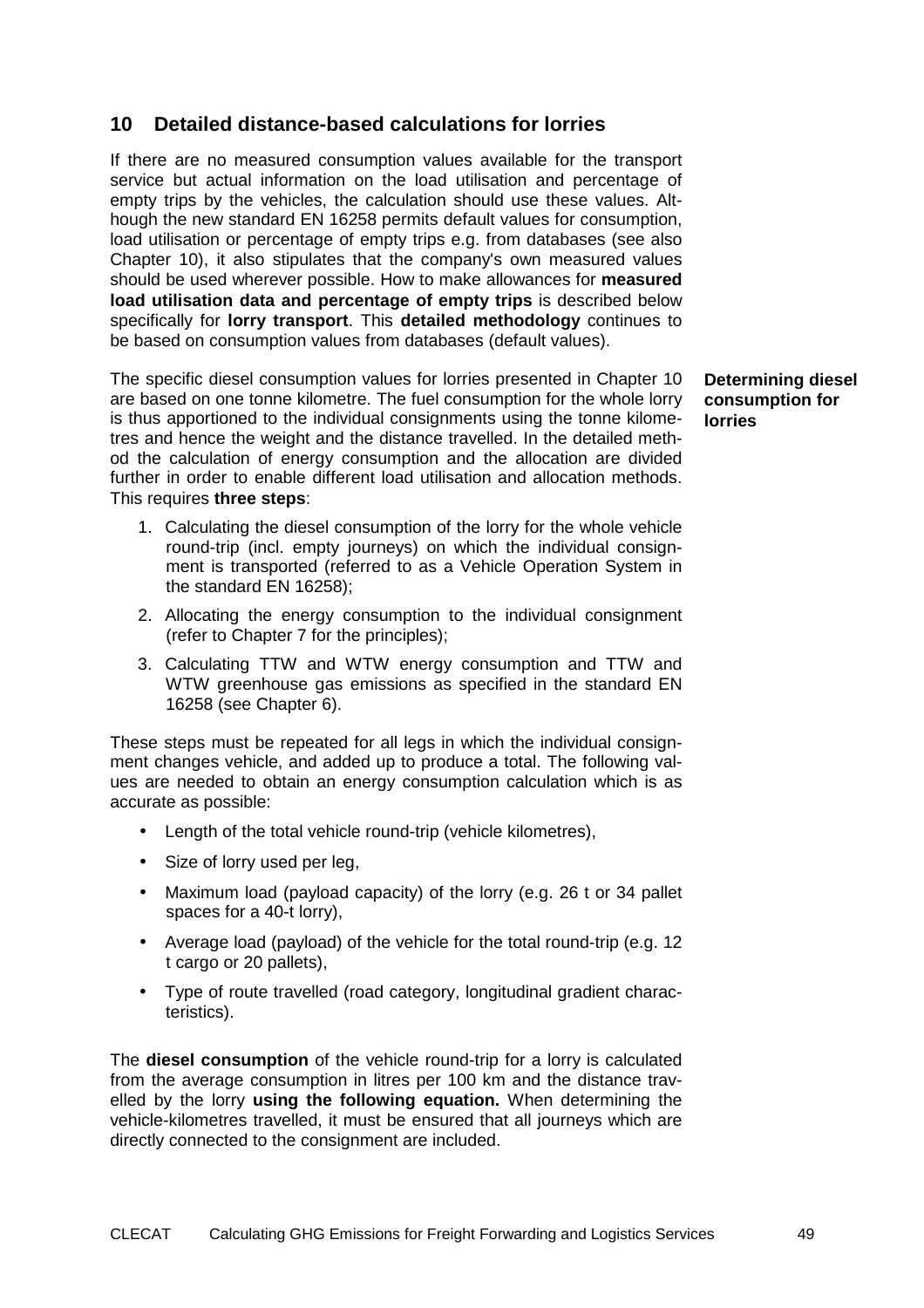## 10 Detailed distance-based calculations for lorries

If there are no measured consumption values available for the transport service but actual information on the load utilisation and percentage of empty trips by the vehicles, the calculation should use these values. Although the new standard EN 16258 permits default values for consumption, load utilisation or percentage of empty trips e.g. from databases (see also Chapter 10), it also stipulates that the company's own measured values should be used wherever possible. How to make allowances for **measured load utilisation data and percentage of empty trips** is described below specifically for **lorry transport**. This **detailed methodology** continues to be based on consumption values from databases (default values).

**Determining diesel consumption for lorries**

The specific diesel consumption values for lorries presented in Chapter 10 are based on one tonne kilometre. The fuel consumption for the whole lorry is thus apportioned to the individual consignments using the tonne kilometres and hence the weight and the distance travelled. In the detailed method the calculation of energy consumption and the allocation are divided further in order to enable different load utilisation and allocation methods. This requires **three steps**:

1. Calculating the diesel consumption of the lorry for the whole vehicle round-trip (incl. empty journeys) on which the individual consignment is transported (referred to as a Vehicle Operation System in the standard EN 16258);
2. Allocating the energy consumption to the individual consignment (refer to Chapter 7 for the principles);
3. Calculating TTW and WTW energy consumption and TTW and WTW greenhouse gas emissions as specified in the standard EN 16258 (see Chapter 6).

These steps must be repeated for all legs in which the individual consignment changes vehicle, and added up to produce a total. The following values are needed to obtain an energy consumption calculation which is as accurate as possible:

- Length of the total vehicle round-trip (vehicle kilometres),
- Size of lorry used per leg,
- Maximum load (payload capacity) of the lorry (e.g. 26 t or 34 pallet spaces for a 40-t lorry),
- Average load (payload) of the vehicle for the total round-trip (e.g. 12 t cargo or 20 pallets),
- Type of route travelled (road category, longitudinal gradient characteristics).

The **diesel consumption** of the vehicle round-trip for a lorry is calculated from the average consumption in litres per 100 km and the distance travelled by the lorry **using the following equation.** When determining the vehicle-kilometres travelled, it must be ensured that all journeys which are directly connected to the consignment are included.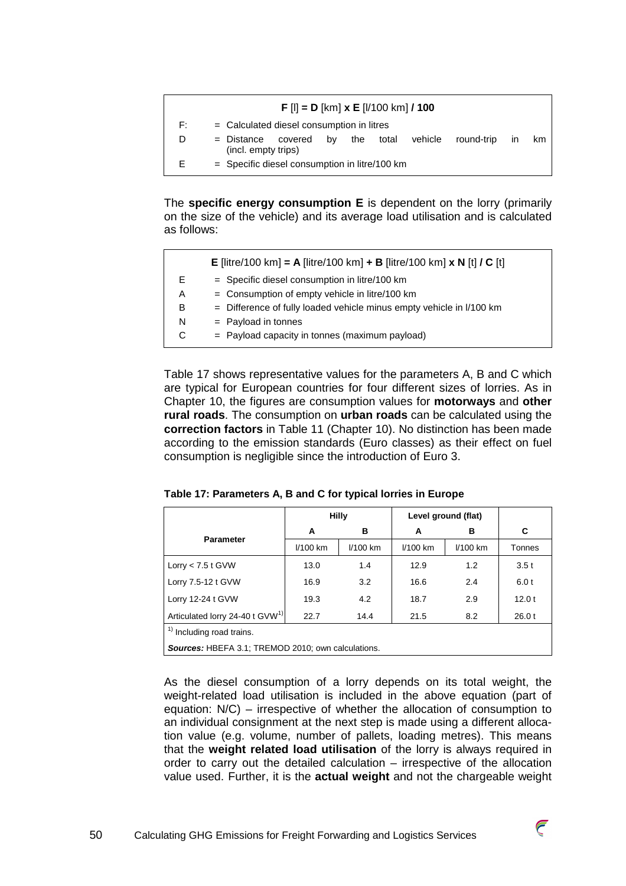$$\mathbf{F}\ [l] = \mathbf{D}\ [km]\ \mathbf{x}\ \mathbf{E}\ [l/100\ km]\ \mathbf{/\ 100}$$

| | |
|---|---|
| F: | = Calculated diesel consumption in litres |
| D | = Distance covered by the total vehicle round-trip in km (incl. empty trips) |
| E | = Specific diesel consumption in litre/100 km |

The **specific energy consumption E** is dependent on the lorry (primarily on the size of the vehicle) and its average load utilisation and is calculated as follows:

$$\mathbf{E}\ [litre/100\ km] = \mathbf{A}\ [litre/100\ km] + \mathbf{B}\ [litre/100\ km]\ \mathbf{x}\ \mathbf{N}\ [t]\ \mathbf{/\ C}\ [t]$$

| | |
|---|---|
| E | = Specific diesel consumption in litre/100 km |
| A | = Consumption of empty vehicle in litre/100 km |
| B | = Difference of fully loaded vehicle minus empty vehicle in l/100 km |
| N | = Payload in tonnes |
| C | = Payload capacity in tonnes (maximum payload) |

Table 17 shows representative values for the parameters A, B and C which are typical for European countries for four different sizes of lorries. As in Chapter 10, the figures are consumption values for **motorways** and **other rural roads**. The consumption on **urban roads** can be calculated using the **correction factors** in Table 11 (Chapter 10). No distinction has been made according to the emission standards (Euro classes) as their effect on fuel consumption is negligible since the introduction of Euro 3.

**Table 17: Parameters A, B and C for typical lorries in Europe**

| Parameter | Hilly | | Level ground (flat) | | |
|---|---|---|---|---|---|
| | A | B | A | B | C |
| | l/100 km | l/100 km | l/100 km | l/100 km | Tonnes |
| Lorry < 7.5 t GVW | 13.0 | 1.4 | 12.9 | 1.2 | 3.5 t |
| Lorry 7.5-12 t GVW | 16.9 | 3.2 | 16.6 | 2.4 | 6.0 t |
| Lorry 12-24 t GVW | 19.3 | 4.2 | 18.7 | 2.9 | 12.0 t |
| Articulated lorry 24-40 t GVW[1] | 22.7 | 14.4 | 21.5 | 8.2 | 26.0 t |

[1] Including road trains.

***Sources:*** HBEFA 3.1; TREMOD 2010; own calculations.

As the diesel consumption of a lorry depends on its total weight, the weight-related load utilisation is included in the above equation (part of equation: N/C) – irrespective of whether the allocation of consumption to an individual consignment at the next step is made using a different allocation value (e.g. volume, number of pallets, loading metres). This means that the **weight related load utilisation** of the lorry is always required in order to carry out the detailed calculation – irrespective of the allocation value used. Further, it is the **actual weight** and not the chargeable weight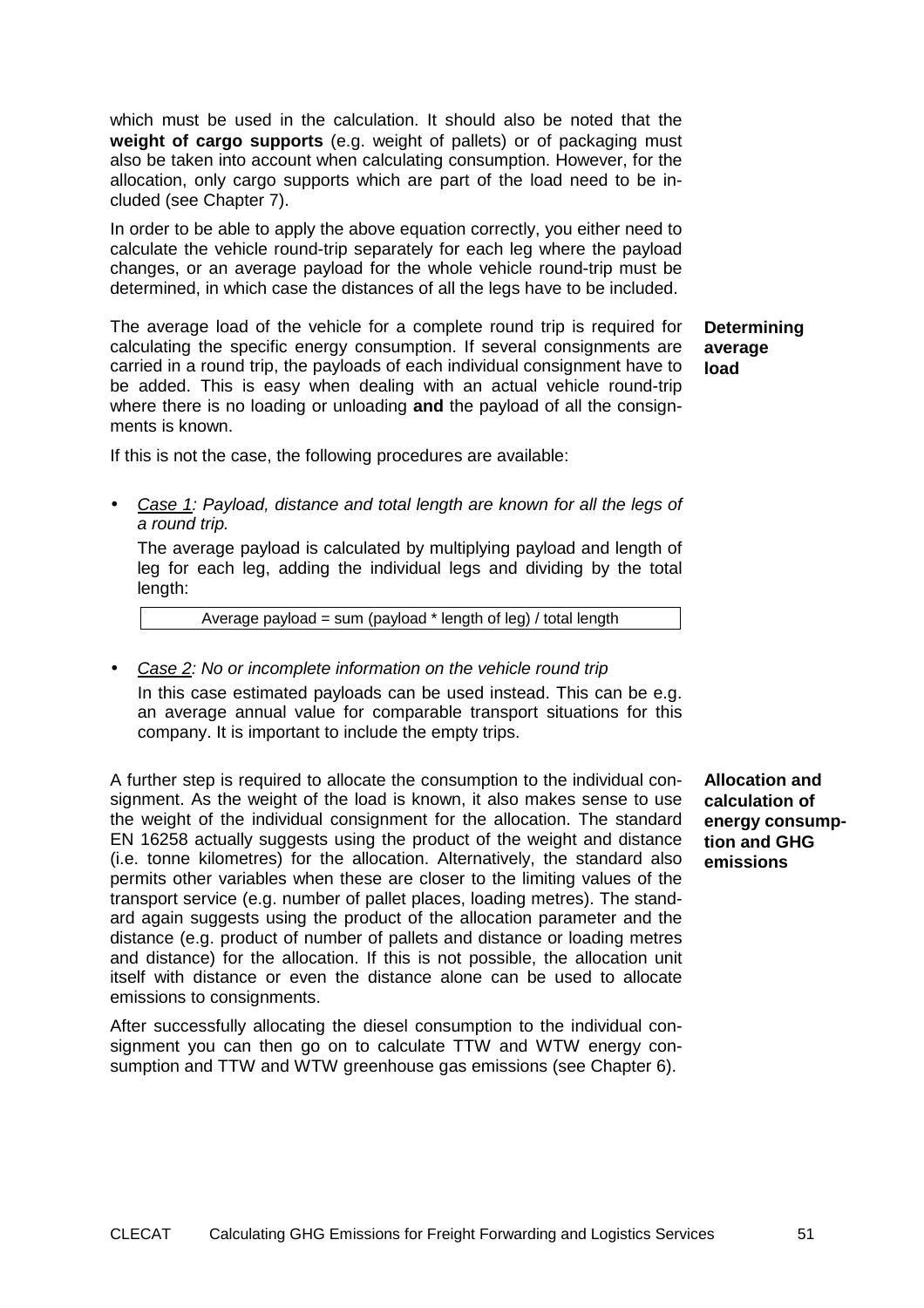which must be used in the calculation. It should also be noted that the **weight of cargo supports** (e.g. weight of pallets) or of packaging must also be taken into account when calculating consumption. However, for the allocation, only cargo supports which are part of the load need to be included (see Chapter 7).

In order to be able to apply the above equation correctly, you either need to calculate the vehicle round-trip separately for each leg where the payload changes, or an average payload for the whole vehicle round-trip must be determined, in which case the distances of all the legs have to be included.

**Determining average load**

The average load of the vehicle for a complete round trip is required for calculating the specific energy consumption. If several consignments are carried in a round trip, the payloads of each individual consignment have to be added. This is easy when dealing with an actual vehicle round-trip where there is no loading or unloading **and** the payload of all the consignments is known.

If this is not the case, the following procedures are available:

- *Case 1: Payload, distance and total length are known for all the legs of a round trip.*

  The average payload is calculated by multiplying payload and length of leg for each leg, adding the individual legs and dividing by the total length:

  | Average payload = sum (payload * length of leg) / total length |
  |---|

- *Case 2: No or incomplete information on the vehicle round trip*

  In this case estimated payloads can be used instead. This can be e.g. an average annual value for comparable transport situations for this company. It is important to include the empty trips.

**Allocation and calculation of energy consumption and GHG emissions**

A further step is required to allocate the consumption to the individual consignment. As the weight of the load is known, it also makes sense to use the weight of the individual consignment for the allocation. The standard EN 16258 actually suggests using the product of the weight and distance (i.e. tonne kilometres) for the allocation. Alternatively, the standard also permits other variables when these are closer to the limiting values of the transport service (e.g. number of pallet places, loading metres). The standard again suggests using the product of the allocation parameter and the distance (e.g. product of number of pallets and distance or loading metres and distance) for the allocation. If this is not possible, the allocation unit itself with distance or even the distance alone can be used to allocate emissions to consignments.

After successfully allocating the diesel consumption to the individual consignment you can then go on to calculate TTW and WTW energy consumption and TTW and WTW greenhouse gas emissions (see Chapter 6).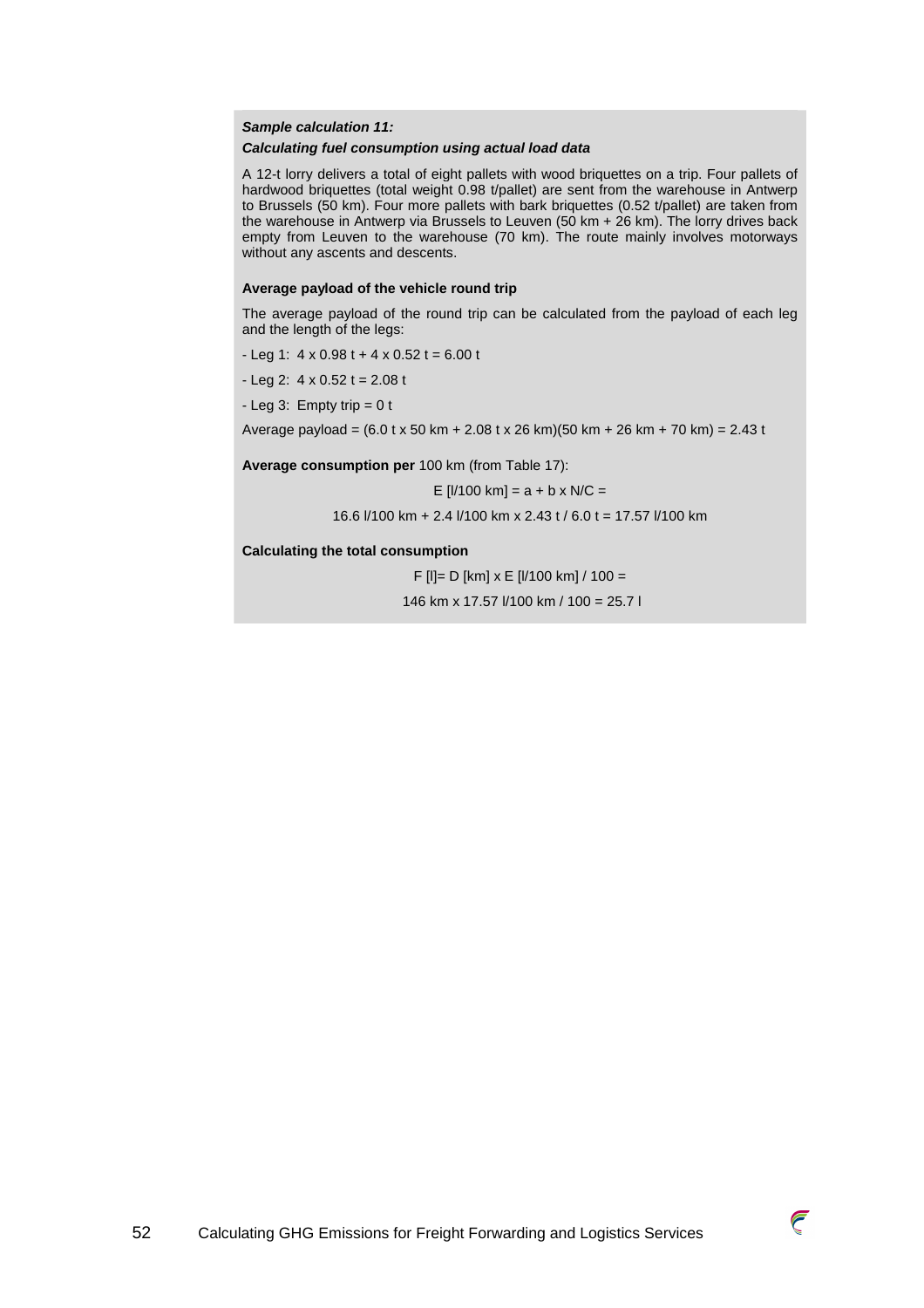***Sample calculation 11:***

***Calculating fuel consumption using actual load data***

A 12-t lorry delivers a total of eight pallets with wood briquettes on a trip. Four pallets of hardwood briquettes (total weight 0.98 t/pallet) are sent from the warehouse in Antwerp to Brussels (50 km). Four more pallets with bark briquettes (0.52 t/pallet) are taken from the warehouse in Antwerp via Brussels to Leuven (50 km + 26 km). The lorry drives back empty from Leuven to the warehouse (70 km). The route mainly involves motorways without any ascents and descents.

**Average payload of the vehicle round trip**

The average payload of the round trip can be calculated from the payload of each leg and the length of the legs:

- Leg 1: 4 x 0.98 t + 4 x 0.52 t = 6.00 t
- Leg 2: 4 x 0.52 t = 2.08 t
- Leg 3: Empty trip = 0 t

Average payload = (6.0 t x 50 km + 2.08 t x 26 km)(50 km + 26 km + 70 km) = 2.43 t

**Average consumption per** 100 km (from Table 17):

$$E\ [l/100\ km] = a + b \times N/C =$$

$$16.6\ l/100\ km + 2.4\ l/100\ km \times 2.43\ t\ /\ 6.0\ t = 17.57\ l/100\ km$$

**Calculating the total consumption**

$$F\ [l] = D\ [km] \times E\ [l/100\ km]\ /\ 100 =$$

$$146\ km \times 17.57\ l/100\ km\ /\ 100 = 25.7\ l$$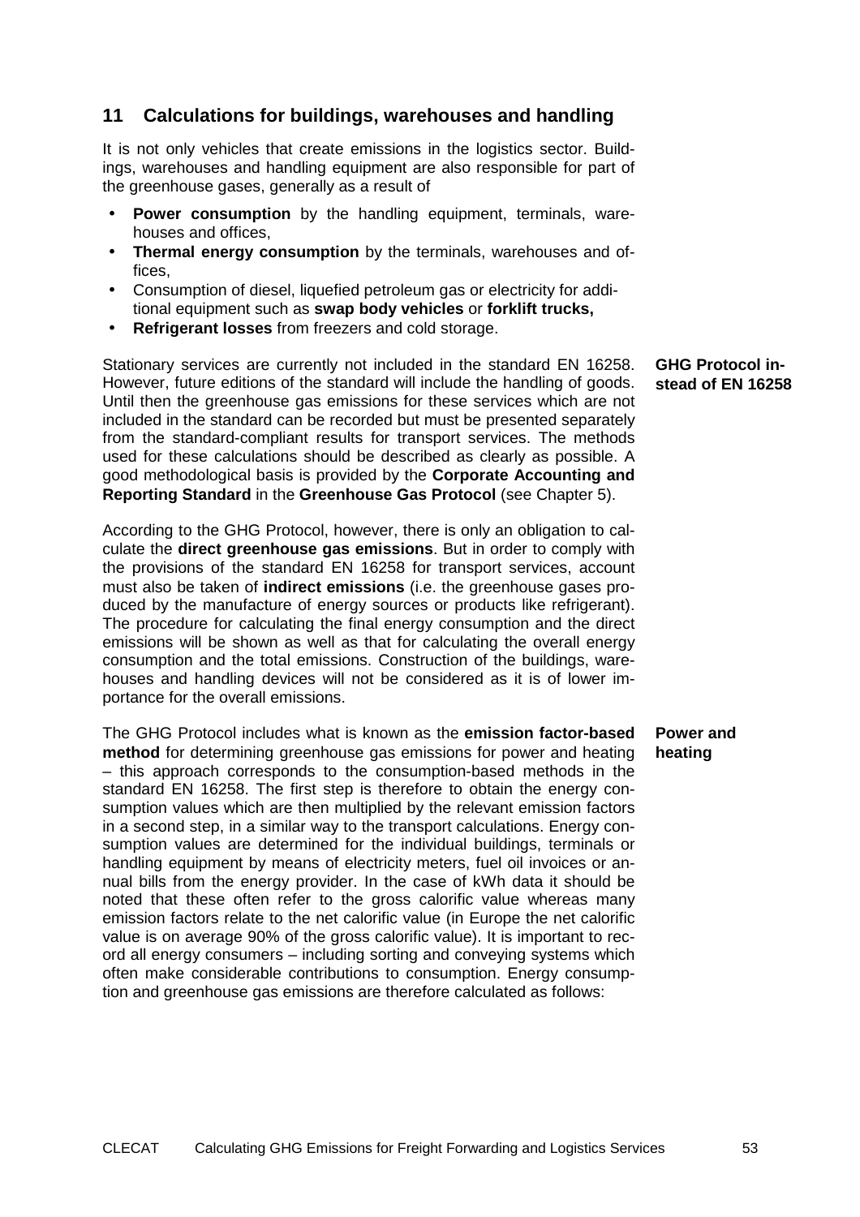## 11 Calculations for buildings, warehouses and handling

It is not only vehicles that create emissions in the logistics sector. Buildings, warehouses and handling equipment are also responsible for part of the greenhouse gases, generally as a result of

- **Power consumption** by the handling equipment, terminals, warehouses and offices,
- **Thermal energy consumption** by the terminals, warehouses and offices,
- Consumption of diesel, liquefied petroleum gas or electricity for additional equipment such as **swap body vehicles** or **forklift trucks,**
- **Refrigerant losses** from freezers and cold storage.

**GHG Protocol instead of EN 16258**

Stationary services are currently not included in the standard EN 16258. However, future editions of the standard will include the handling of goods. Until then the greenhouse gas emissions for these services which are not included in the standard can be recorded but must be presented separately from the standard-compliant results for transport services. The methods used for these calculations should be described as clearly as possible. A good methodological basis is provided by the **Corporate Accounting and Reporting Standard** in the **Greenhouse Gas Protocol** (see Chapter 5).

According to the GHG Protocol, however, there is only an obligation to calculate the **direct greenhouse gas emissions**. But in order to comply with the provisions of the standard EN 16258 for transport services, account must also be taken of **indirect emissions** (i.e. the greenhouse gases produced by the manufacture of energy sources or products like refrigerant). The procedure for calculating the final energy consumption and the direct emissions will be shown as well as that for calculating the overall energy consumption and the total emissions. Construction of the buildings, warehouses and handling devices will not be considered as it is of lower importance for the overall emissions.

**Power and heating**

The GHG Protocol includes what is known as the **emission factor-based method** for determining greenhouse gas emissions for power and heating – this approach corresponds to the consumption-based methods in the standard EN 16258. The first step is therefore to obtain the energy consumption values which are then multiplied by the relevant emission factors in a second step, in a similar way to the transport calculations. Energy consumption values are determined for the individual buildings, terminals or handling equipment by means of electricity meters, fuel oil invoices or annual bills from the energy provider. In the case of kWh data it should be noted that these often refer to the gross calorific value whereas many emission factors relate to the net calorific value (in Europe the net calorific value is on average 90% of the gross calorific value). It is important to record all energy consumers – including sorting and conveying systems which often make considerable contributions to consumption. Energy consumption and greenhouse gas emissions are therefore calculated as follows: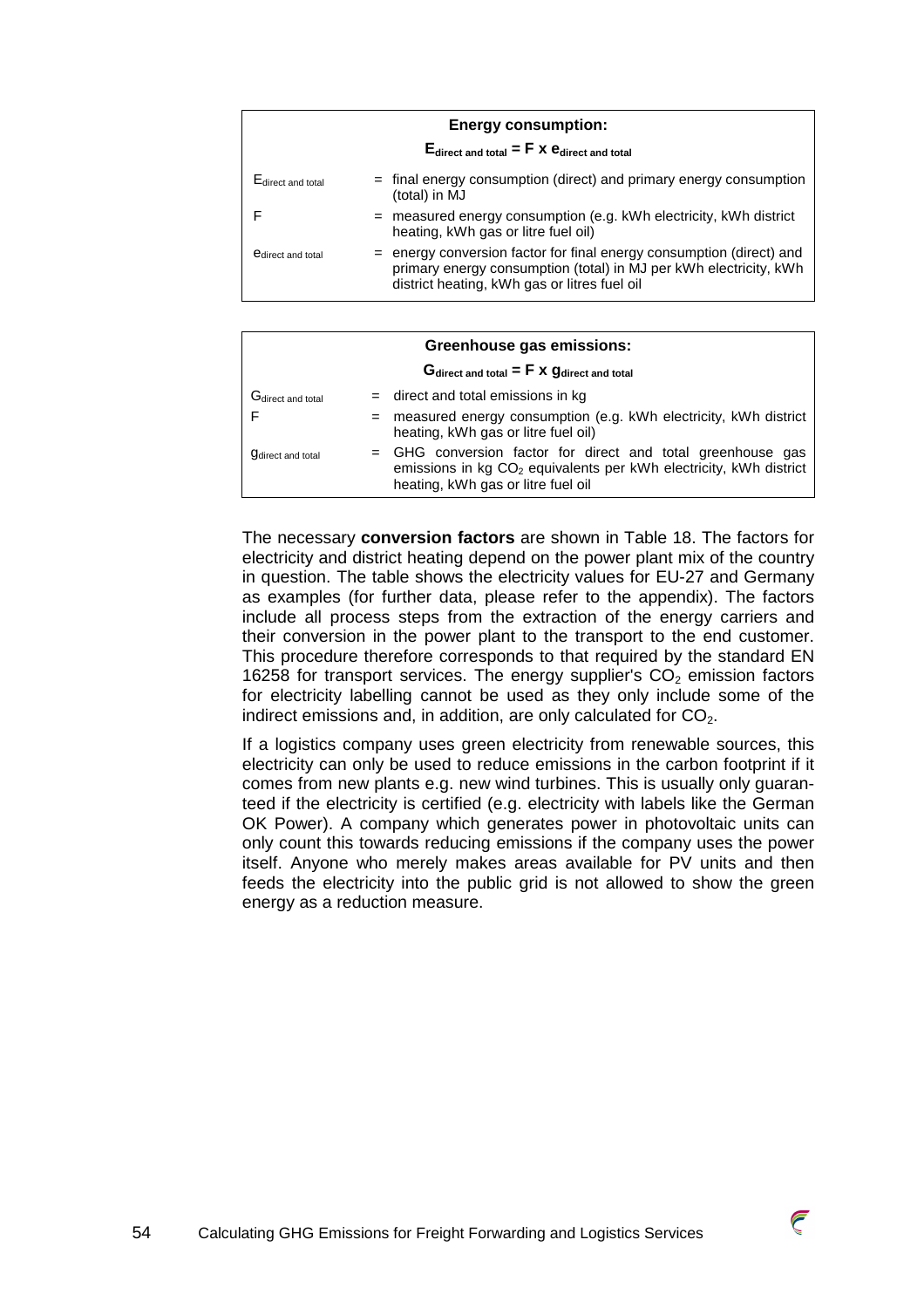**Energy consumption:**

$$E_{\text{direct and total}} = F \times e_{\text{direct and total}}$$

| | |
|---|---|
| $E_{\text{direct and total}}$ | = final energy consumption (direct) and primary energy consumption (total) in MJ |
| $F$ | = measured energy consumption (e.g. kWh electricity, kWh district heating, kWh gas or litre fuel oil) |
| $e_{\text{direct and total}}$ | = energy conversion factor for final energy consumption (direct) and primary energy consumption (total) in MJ per kWh electricity, kWh district heating, kWh gas or litres fuel oil |

**Greenhouse gas emissions:**

$$G_{\text{direct and total}} = F \times g_{\text{direct and total}}$$

| | |
|---|---|
| $G_{\text{direct and total}}$ | = direct and total emissions in kg |
| $F$ | = measured energy consumption (e.g. kWh electricity, kWh district heating, kWh gas or litre fuel oil) |
| $g_{\text{direct and total}}$ | = GHG conversion factor for direct and total greenhouse gas emissions in kg $CO_2$ equivalents per kWh electricity, kWh district heating, kWh gas or litre fuel oil |

The necessary **conversion factors** are shown in Table 18. The factors for electricity and district heating depend on the power plant mix of the country in question. The table shows the electricity values for EU-27 and Germany as examples (for further data, please refer to the appendix). The factors include all process steps from the extraction of the energy carriers and their conversion in the power plant to the transport to the end customer. This procedure therefore corresponds to that required by the standard EN 16258 for transport services. The energy supplier's $CO_2$ emission factors for electricity labelling cannot be used as they only include some of the indirect emissions and, in addition, are only calculated for $CO_2$.

If a logistics company uses green electricity from renewable sources, this electricity can only be used to reduce emissions in the carbon footprint if it comes from new plants e.g. new wind turbines. This is usually only guaranteed if the electricity is certified (e.g. electricity with labels like the German OK Power). A company which generates power in photovoltaic units can only count this towards reducing emissions if the company uses the power itself. Anyone who merely makes areas available for PV units and then feeds the electricity into the public grid is not allowed to show the green energy as a reduction measure.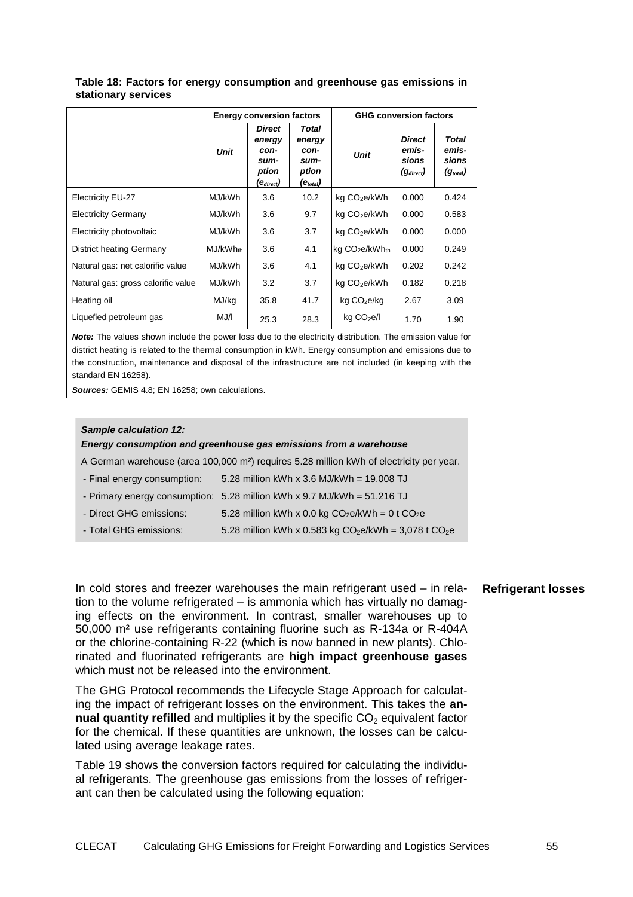**Table 18: Factors for energy consumption and greenhouse gas emissions in stationary services**

| | Energy conversion factors | | | GHG conversion factors | | |
|---|---|---|---|---|---|---|
| | *Unit* | *Direct energy consumption ($e_{direct}$)* | *Total energy consumption ($e_{total}$)* | *Unit* | *Direct emissions ($g_{direct}$)* | *Total emissions ($g_{total}$)* |
| Electricity EU-27 | MJ/kWh | 3.6 | 10.2 | kg $CO_2$e/kWh | 0.000 | 0.424 |
| Electricity Germany | MJ/kWh | 3.6 | 9.7 | kg $CO_2$e/kWh | 0.000 | 0.583 |
| Electricity photovoltaic | MJ/kWh | 3.6 | 3.7 | kg $CO_2$e/kWh | 0.000 | 0.000 |
| District heating Germany | MJ/kWh$_{th}$ | 3.6 | 4.1 | kg $CO_2$e/kWh$_{th}$ | 0.000 | 0.249 |
| Natural gas: net calorific value | MJ/kWh | 3.6 | 4.1 | kg $CO_2$e/kWh | 0.202 | 0.242 |
| Natural gas: gross calorific value | MJ/kWh | 3.2 | 3.7 | kg $CO_2$e/kWh | 0.182 | 0.218 |
| Heating oil | MJ/kg | 35.8 | 41.7 | kg $CO_2$e/kg | 2.67 | 3.09 |
| Liquefied petroleum gas | MJ/l | 25.3 | 28.3 | kg $CO_2$e/l | 1.70 | 1.90 |

***Note:*** The values shown include the power loss due to the electricity distribution. The emission value for district heating is related to the thermal consumption in kWh. Energy consumption and emissions due to the construction, maintenance and disposal of the infrastructure are not included (in keeping with the standard EN 16258).

***Sources:*** GEMIS 4.8; EN 16258; own calculations.

***Sample calculation 12:***

***Energy consumption and greenhouse gas emissions from a warehouse***

A German warehouse (area 100,000 m²) requires 5.28 million kWh of electricity per year.

- Final energy consumption: 5.28 million kWh x 3.6 MJ/kWh = 19.008 TJ
- Primary energy consumption: 5.28 million kWh x 9.7 MJ/kWh = 51.216 TJ
- Direct GHG emissions: 5.28 million kWh x 0.0 kg $CO_2$e/kWh = 0 t $CO_2$e
- Total GHG emissions: 5.28 million kWh x 0.583 kg $CO_2$e/kWh = 3,078 t $CO_2$e

**Refrigerant losses**

In cold stores and freezer warehouses the main refrigerant used – in relation to the volume refrigerated – is ammonia which has virtually no damaging effects on the environment. In contrast, smaller warehouses up to 50,000 m² use refrigerants containing fluorine such as R-134a or R-404A or the chlorine-containing R-22 (which is now banned in new plants). Chlorinated and fluorinated refrigerants are **high impact greenhouse gases** which must not be released into the environment.

The GHG Protocol recommends the Lifecycle Stage Approach for calculating the impact of refrigerant losses on the environment. This takes the **annual quantity refilled** and multiplies it by the specific $CO_2$ equivalent factor for the chemical. If these quantities are unknown, the losses can be calculated using average leakage rates.

Table 19 shows the conversion factors required for calculating the individual refrigerants. The greenhouse gas emissions from the losses of refrigerant can then be calculated using the following equation: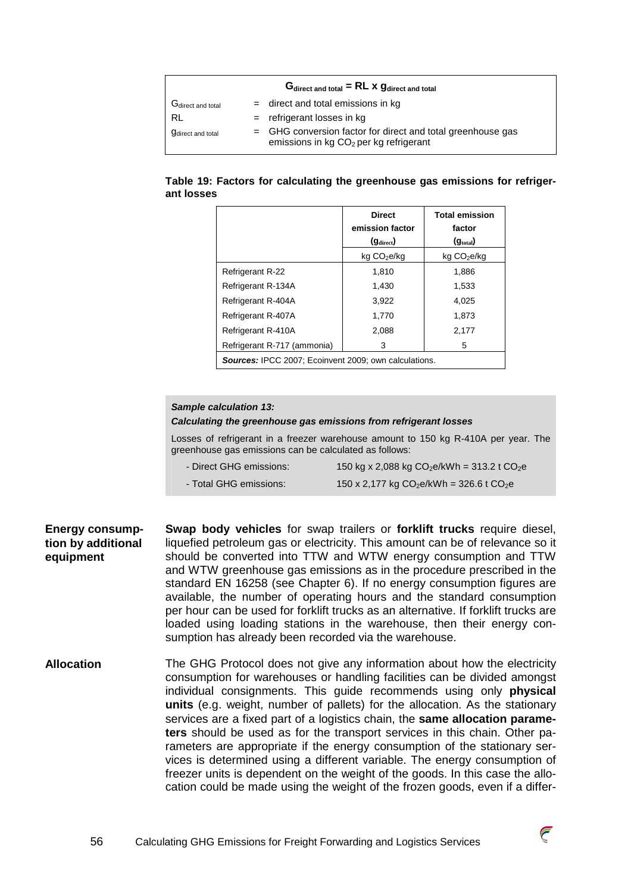$$G_{direct\ and\ total} = RL \times g_{direct\ and\ total}$$

| | | |
|---|---|---|
| $G_{direct\ and\ total}$ | = | direct and total emissions in kg |
| RL | = | refrigerant losses in kg |
| $g_{direct\ and\ total}$ | = | GHG conversion factor for direct and total greenhouse gas emissions in kg $CO_2$ per kg refrigerant |

**Table 19: Factors for calculating the greenhouse gas emissions for refrigerant losses**

| | Direct emission factor ($g_{direct}$) | Total emission factor ($g_{total}$) |
|---|---|---|
| | kg $CO_2$e/kg | kg $CO_2$e/kg |
| Refrigerant R-22 | 1,810 | 1,886 |
| Refrigerant R-134A | 1,430 | 1,533 |
| Refrigerant R-404A | 3,922 | 4,025 |
| Refrigerant R-407A | 1,770 | 1,873 |
| Refrigerant R-410A | 2,088 | 2,177 |
| Refrigerant R-717 (ammonia) | 3 | 5 |

***Sources:*** IPCC 2007; Ecoinvent 2009; own calculations.

***Sample calculation 13:***

***Calculating the greenhouse gas emissions from refrigerant losses***

Losses of refrigerant in a freezer warehouse amount to 150 kg R-410A per year. The greenhouse gas emissions can be calculated as follows:

- Direct GHG emissions: 150 kg x 2,088 kg $CO_2$e/kWh = 313.2 t $CO_2$e
- Total GHG emissions: 150 x 2,177 kg $CO_2$e/kWh = 326.6 t $CO_2$e

**Energy consumption by additional equipment**

**Swap body vehicles** for swap trailers or **forklift trucks** require diesel, liquefied petroleum gas or electricity. This amount can be of relevance so it should be converted into TTW and WTW energy consumption and TTW and WTW greenhouse gas emissions as in the procedure prescribed in the standard EN 16258 (see Chapter 6). If no energy consumption figures are available, the number of operating hours and the standard consumption per hour can be used for forklift trucks as an alternative. If forklift trucks are loaded using loading stations in the warehouse, then their energy consumption has already been recorded via the warehouse.

**Allocation**

The GHG Protocol does not give any information about how the electricity consumption for warehouses or handling facilities can be divided amongst individual consignments. This guide recommends using only **physical units** (e.g. weight, number of pallets) for the allocation. As the stationary services are a fixed part of a logistics chain, the **same allocation parameters** should be used as for the transport services in this chain. Other parameters are appropriate if the energy consumption of the stationary services is determined using a different variable. The energy consumption of freezer units is dependent on the weight of the goods. In this case the allocation could be made using the weight of the frozen goods, even if a differ-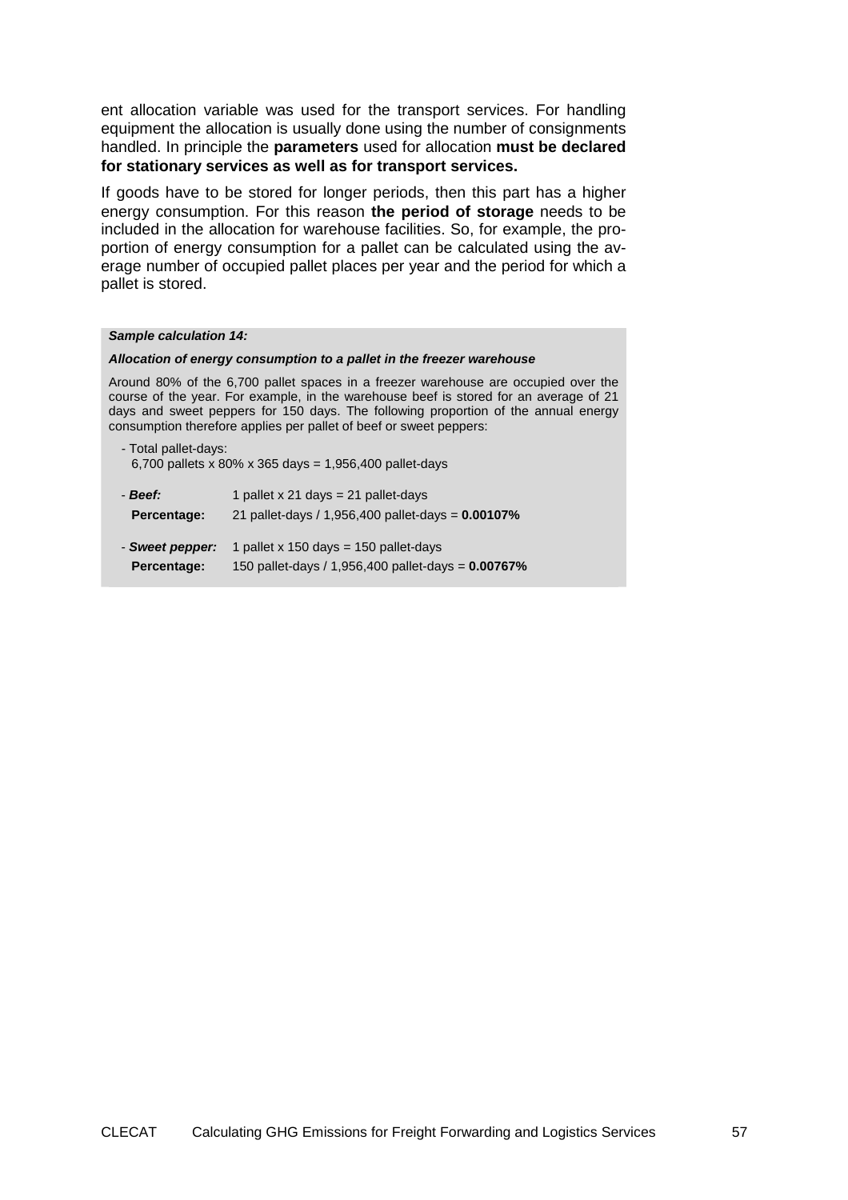ent allocation variable was used for the transport services. For handling equipment the allocation is usually done using the number of consignments handled. In principle the **parameters** used for allocation **must be declared for stationary services as well as for transport services.**

If goods have to be stored for longer periods, then this part has a higher energy consumption. For this reason **the period of storage** needs to be included in the allocation for warehouse facilities. So, for example, the proportion of energy consumption for a pallet can be calculated using the average number of occupied pallet places per year and the period for which a pallet is stored.

***Sample calculation 14:***

***Allocation of energy consumption to a pallet in the freezer warehouse***

Around 80% of the 6,700 pallet spaces in a freezer warehouse are occupied over the course of the year. For example, in the warehouse beef is stored for an average of 21 days and sweet peppers for 150 days. The following proportion of the annual energy consumption therefore applies per pallet of beef or sweet peppers:

- Total pallet-days:
  6,700 pallets x 80% x 365 days = 1,956,400 pallet-days

| | |
|---|---|
| - ***Beef:*** | 1 pallet x 21 days = 21 pallet-days |
| **Percentage:** | 21 pallet-days / 1,956,400 pallet-days = **0.00107%** |
| - ***Sweet pepper:*** | 1 pallet x 150 days = 150 pallet-days |
| **Percentage:** | 150 pallet-days / 1,956,400 pallet-days = **0.00767%** |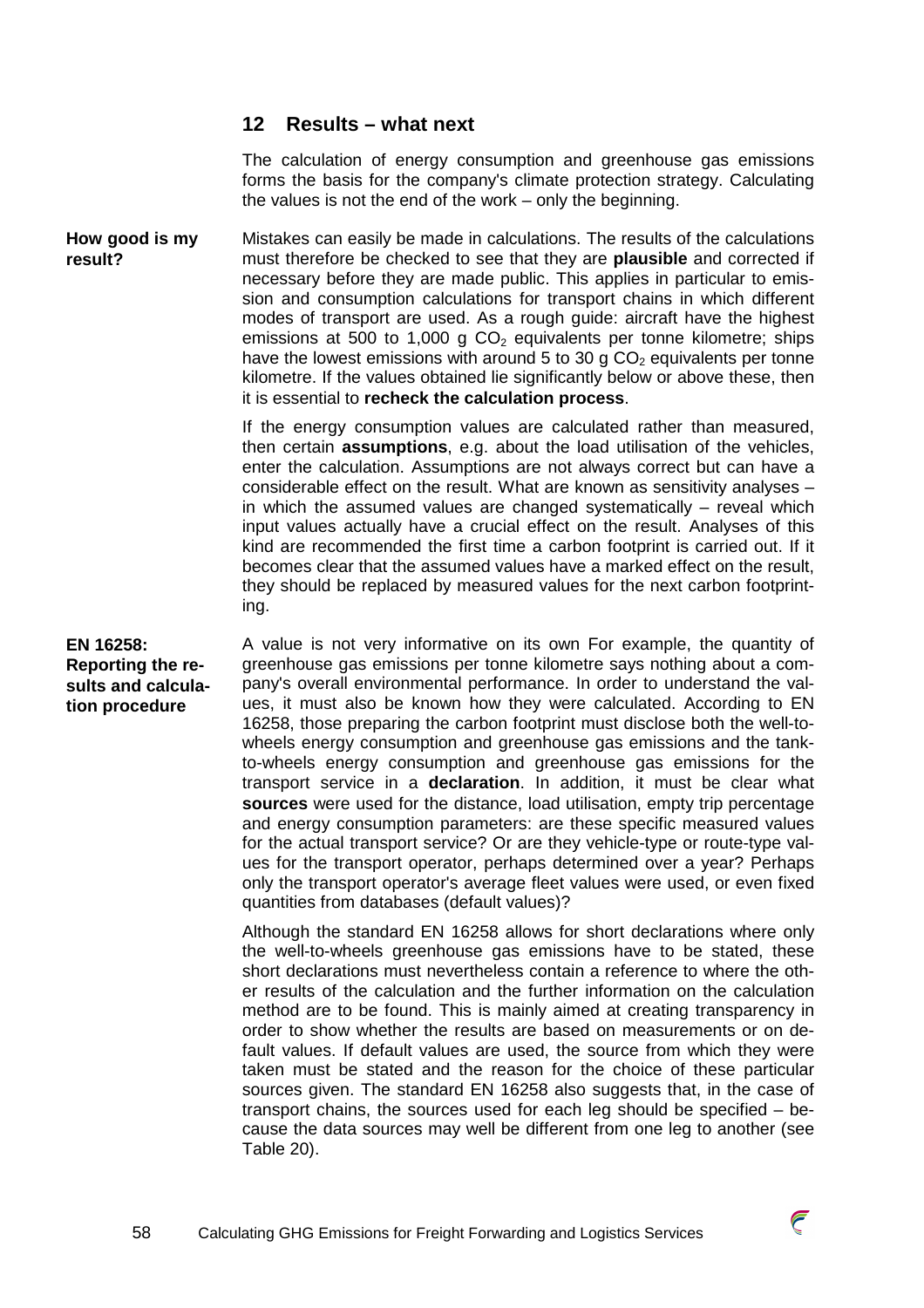## 12 Results – what next

The calculation of energy consumption and greenhouse gas emissions forms the basis for the company's climate protection strategy. Calculating the values is not the end of the work – only the beginning.

**How good is my result?**

Mistakes can easily be made in calculations. The results of the calculations must therefore be checked to see that they are **plausible** and corrected if necessary before they are made public. This applies in particular to emission and consumption calculations for transport chains in which different modes of transport are used. As a rough guide: aircraft have the highest emissions at 500 to 1,000 g $CO_2$ equivalents per tonne kilometre; ships have the lowest emissions with around 5 to 30 g $CO_2$ equivalents per tonne kilometre. If the values obtained lie significantly below or above these, then it is essential to **recheck the calculation process**.

If the energy consumption values are calculated rather than measured, then certain **assumptions**, e.g. about the load utilisation of the vehicles, enter the calculation. Assumptions are not always correct but can have a considerable effect on the result. What are known as sensitivity analyses – in which the assumed values are changed systematically – reveal which input values actually have a crucial effect on the result. Analyses of this kind are recommended the first time a carbon footprint is carried out. If it becomes clear that the assumed values have a marked effect on the result, they should be replaced by measured values for the next carbon footprinting.

**EN 16258: Reporting the results and calculation procedure**

A value is not very informative on its own For example, the quantity of greenhouse gas emissions per tonne kilometre says nothing about a company's overall environmental performance. In order to understand the values, it must also be known how they were calculated. According to EN 16258, those preparing the carbon footprint must disclose both the well-to-wheels energy consumption and greenhouse gas emissions and the tank-to-wheels energy consumption and greenhouse gas emissions for the transport service in a **declaration**. In addition, it must be clear what **sources** were used for the distance, load utilisation, empty trip percentage and energy consumption parameters: are these specific measured values for the actual transport service? Or are they vehicle-type or route-type values for the transport operator, perhaps determined over a year? Perhaps only the transport operator's average fleet values were used, or even fixed quantities from databases (default values)?

Although the standard EN 16258 allows for short declarations where only the well-to-wheels greenhouse gas emissions have to be stated, these short declarations must nevertheless contain a reference to where the other results of the calculation and the further information on the calculation method are to be found. This is mainly aimed at creating transparency in order to show whether the results are based on measurements or on default values. If default values are used, the source from which they were taken must be stated and the reason for the choice of these particular sources given. The standard EN 16258 also suggests that, in the case of transport chains, the sources used for each leg should be specified – because the data sources may well be different from one leg to another (see Table 20).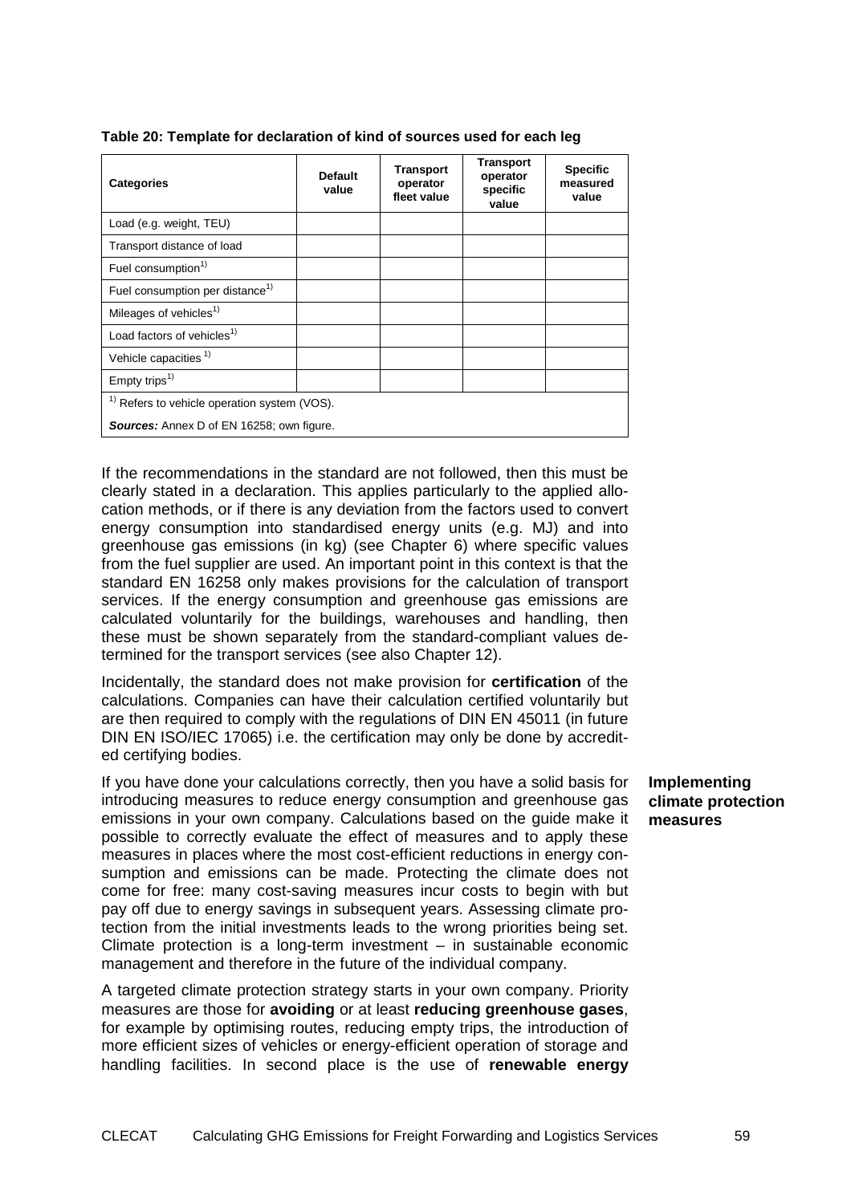**Table 20: Template for declaration of kind of sources used for each leg**

| Categories | Default value | Transport operator fleet value | Transport operator specific value | Specific measured value |
|---|---|---|---|---|
| Load (e.g. weight, TEU) | | | | |
| Transport distance of load | | | | |
| Fuel consumption[1)] | | | | |
| Fuel consumption per distance[1)] | | | | |
| Mileages of vehicles[1)] | | | | |
| Load factors of vehicles[1)] | | | | |
| Vehicle capacities [1)] | | | | |
| Empty trips[1)] | | | | |

[1)] Refers to vehicle operation system (VOS).

***Sources:*** Annex D of EN 16258; own figure.

If the recommendations in the standard are not followed, then this must be clearly stated in a declaration. This applies particularly to the applied allocation methods, or if there is any deviation from the factors used to convert energy consumption into standardised energy units (e.g. MJ) and into greenhouse gas emissions (in kg) (see Chapter 6) where specific values from the fuel supplier are used. An important point in this context is that the standard EN 16258 only makes provisions for the calculation of transport services. If the energy consumption and greenhouse gas emissions are calculated voluntarily for the buildings, warehouses and handling, then these must be shown separately from the standard-compliant values determined for the transport services (see also Chapter 12).

Incidentally, the standard does not make provision for **certification** of the calculations. Companies can have their calculation certified voluntarily but are then required to comply with the regulations of DIN EN 45011 (in future DIN EN ISO/IEC 17065) i.e. the certification may only be done by accredited certifying bodies.

**Implementing climate protection measures**

If you have done your calculations correctly, then you have a solid basis for introducing measures to reduce energy consumption and greenhouse gas emissions in your own company. Calculations based on the guide make it possible to correctly evaluate the effect of measures and to apply these measures in places where the most cost-efficient reductions in energy consumption and emissions can be made. Protecting the climate does not come for free: many cost-saving measures incur costs to begin with but pay off due to energy savings in subsequent years. Assessing climate protection from the initial investments leads to the wrong priorities being set. Climate protection is a long-term investment – in sustainable economic management and therefore in the future of the individual company.

A targeted climate protection strategy starts in your own company. Priority measures are those for **avoiding** or at least **reducing greenhouse gases**, for example by optimising routes, reducing empty trips, the introduction of more efficient sizes of vehicles or energy-efficient operation of storage and handling facilities. In second place is the use of **renewable energy**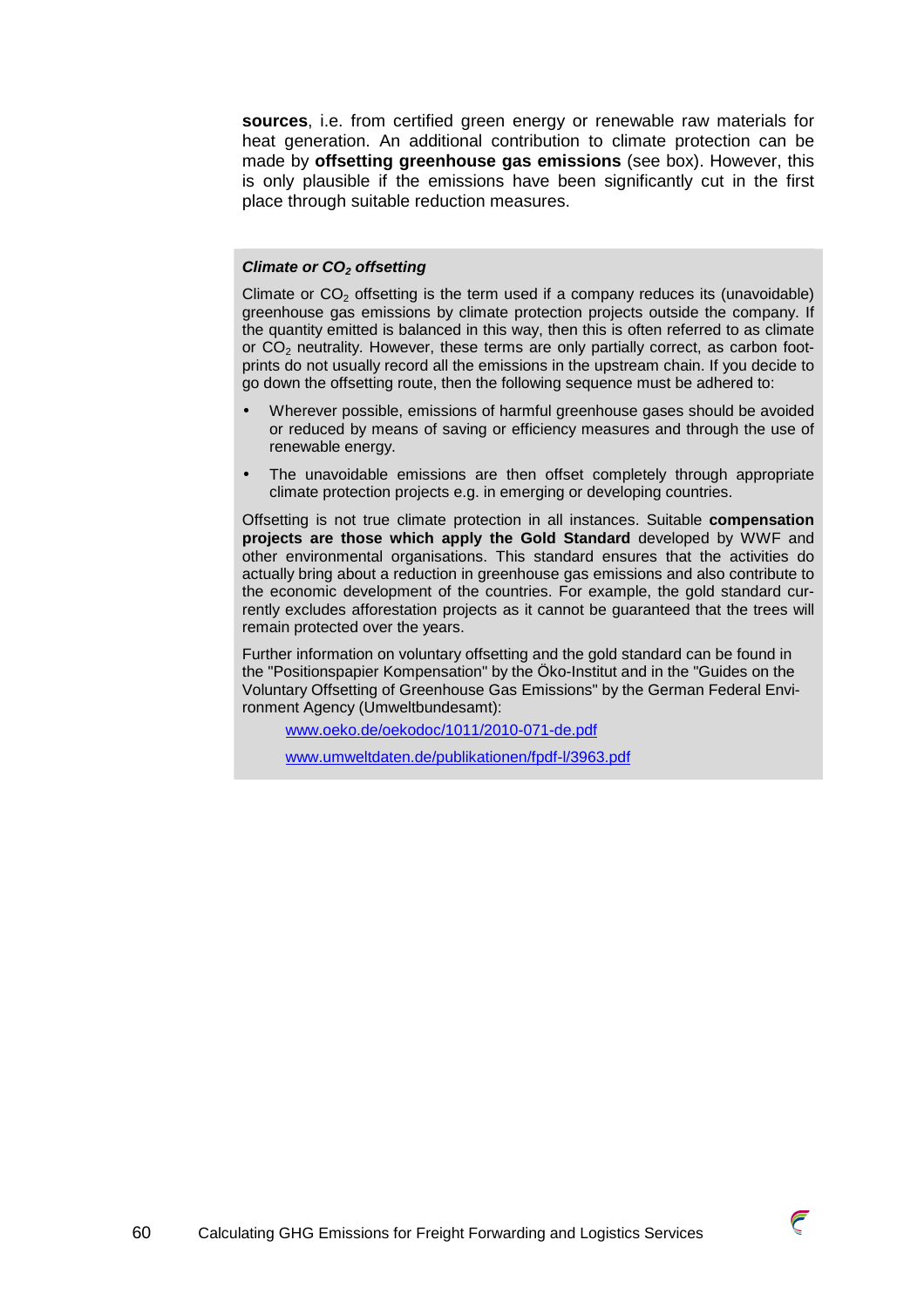**sources**, i.e. from certified green energy or renewable raw materials for heat generation. An additional contribution to climate protection can be made by **offsetting greenhouse gas emissions** (see box). However, this is only plausible if the emissions have been significantly cut in the first place through suitable reduction measures.

***Climate or $CO_2$ offsetting***

Climate or $CO_2$ offsetting is the term used if a company reduces its (unavoidable) greenhouse gas emissions by climate protection projects outside the company. If the quantity emitted is balanced in this way, then this is often referred to as climate or $CO_2$ neutrality. However, these terms are only partially correct, as carbon footprints do not usually record all the emissions in the upstream chain. If you decide to go down the offsetting route, then the following sequence must be adhered to:

- Wherever possible, emissions of harmful greenhouse gases should be avoided or reduced by means of saving or efficiency measures and through the use of renewable energy.
- The unavoidable emissions are then offset completely through appropriate climate protection projects e.g. in emerging or developing countries.

Offsetting is not true climate protection in all instances. Suitable **compensation projects are those which apply the Gold Standard** developed by WWF and other environmental organisations. This standard ensures that the activities do actually bring about a reduction in greenhouse gas emissions and also contribute to the economic development of the countries. For example, the gold standard currently excludes afforestation projects as it cannot be guaranteed that the trees will remain protected over the years.

Further information on voluntary offsetting and the gold standard can be found in the "Positionspapier Kompensation" by the Öko-Institut and in the "Guides on the Voluntary Offsetting of Greenhouse Gas Emissions" by the German Federal Environment Agency (Umweltbundesamt):

www.oeko.de/oekodoc/1011/2010-071-de.pdf

www.umweltdaten.de/publikationen/fpdf-l/3963.pdf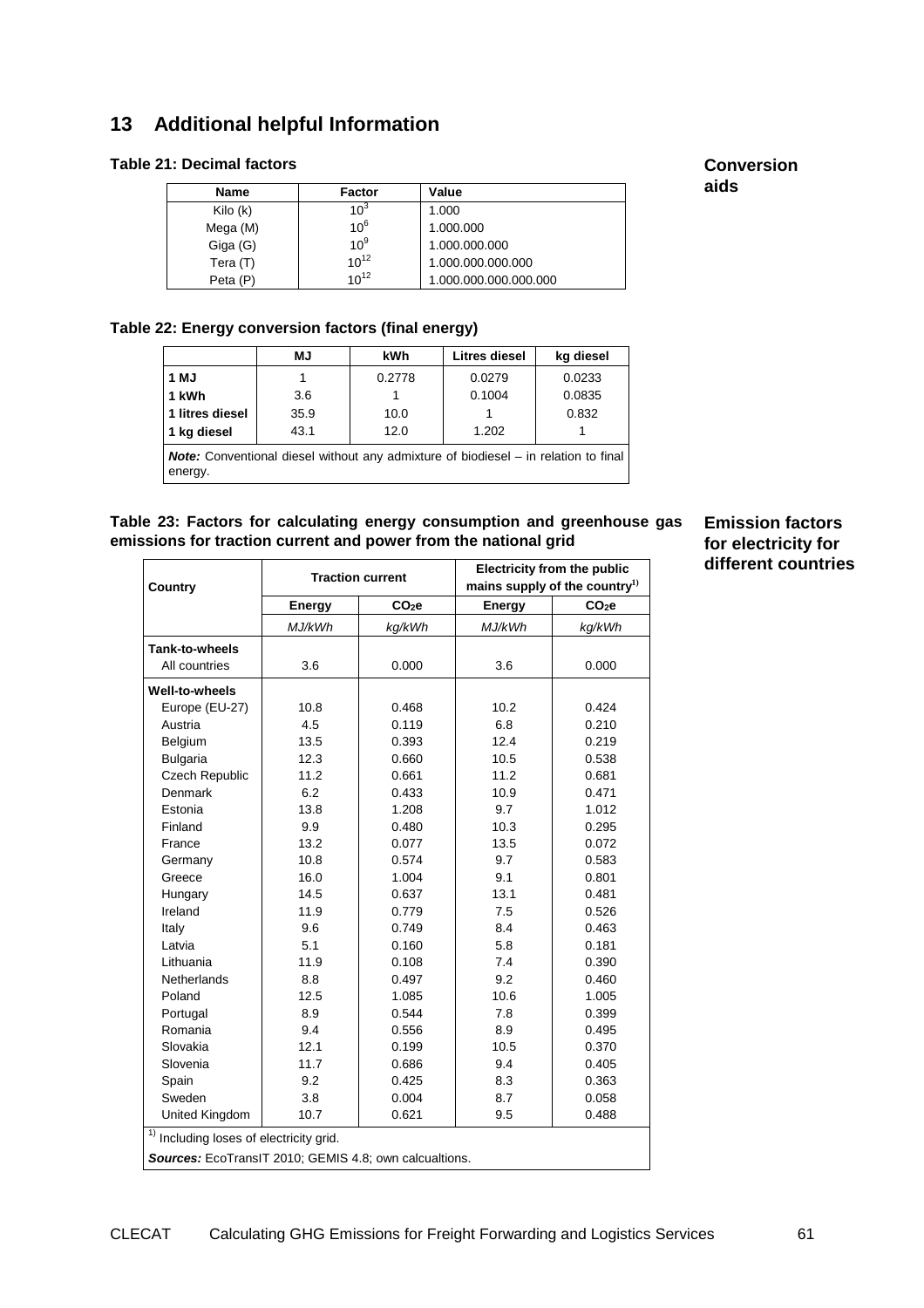# 13 Additional helpful Information

**Conversion aids**

**Table 21: Decimal factors**

| Name | Factor | Value |
|---|---|---|
| Kilo (k) | $10^3$ | 1.000 |
| Mega (M) | $10^6$ | 1.000.000 |
| Giga (G) | $10^9$ | 1.000.000.000 |
| Tera (T) | $10^{12}$ | 1.000.000.000.000 |
| Peta (P) | $10^{12}$ | 1.000.000.000.000.000 |

**Table 22: Energy conversion factors (final energy)**

| | MJ | kWh | Litres diesel | kg diesel |
|---|---|---|---|---|
| **1 MJ** | 1 | 0.2778 | 0.0279 | 0.0233 |
| **1 kWh** | 3.6 | 1 | 0.1004 | 0.0835 |
| **1 litres diesel** | 35.9 | 10.0 | 1 | 0.832 |
| **1 kg diesel** | 43.1 | 12.0 | 1.202 | 1 |

***Note:*** Conventional diesel without any admixture of biodiesel – in relation to final energy.

**Emission factors for electricity for different countries**

**Table 23: Factors for calculating energy consumption and greenhouse gas emissions for traction current and power from the national grid**

| Country | Traction current | | Electricity from the public mains supply of the country[1] | |
|---|---|---|---|---|
| | **Energy** | **$CO_2$e** | **Energy** | **$CO_2$e** |
| | *MJ/kWh* | *kg/kWh* | *MJ/kWh* | *kg/kWh* |
| **Tank-to-wheels** | | | | |
| All countries | 3.6 | 0.000 | 3.6 | 0.000 |
| **Well-to-wheels** | | | | |
| Europe (EU-27) | 10.8 | 0.468 | 10.2 | 0.424 |
| Austria | 4.5 | 0.119 | 6.8 | 0.210 |
| Belgium | 13.5 | 0.393 | 12.4 | 0.219 |
| Bulgaria | 12.3 | 0.660 | 10.5 | 0.538 |
| Czech Republic | 11.2 | 0.661 | 11.2 | 0.681 |
| Denmark | 6.2 | 0.433 | 10.9 | 0.471 |
| Estonia | 13.8 | 1.208 | 9.7 | 1.012 |
| Finland | 9.9 | 0.480 | 10.3 | 0.295 |
| France | 13.2 | 0.077 | 13.5 | 0.072 |
| Germany | 10.8 | 0.574 | 9.7 | 0.583 |
| Greece | 16.0 | 1.004 | 9.1 | 0.801 |
| Hungary | 14.5 | 0.637 | 13.1 | 0.481 |
| Ireland | 11.9 | 0.779 | 7.5 | 0.526 |
| Italy | 9.6 | 0.749 | 8.4 | 0.463 |
| Latvia | 5.1 | 0.160 | 5.8 | 0.181 |
| Lithuania | 11.9 | 0.108 | 7.4 | 0.390 |
| Netherlands | 8.8 | 0.497 | 9.2 | 0.460 |
| Poland | 12.5 | 1.085 | 10.6 | 1.005 |
| Portugal | 8.9 | 0.544 | 7.8 | 0.399 |
| Romania | 9.4 | 0.556 | 8.9 | 0.495 |
| Slovakia | 12.1 | 0.199 | 10.5 | 0.370 |
| Slovenia | 11.7 | 0.686 | 9.4 | 0.405 |
| Spain | 9.2 | 0.425 | 8.3 | 0.363 |
| Sweden | 3.8 | 0.004 | 8.7 | 0.058 |
| United Kingdom | 10.7 | 0.621 | 9.5 | 0.488 |

[1] Including loses of electricity grid.

***Sources:*** EcoTransIT 2010; GEMIS 4.8; own calcualtions.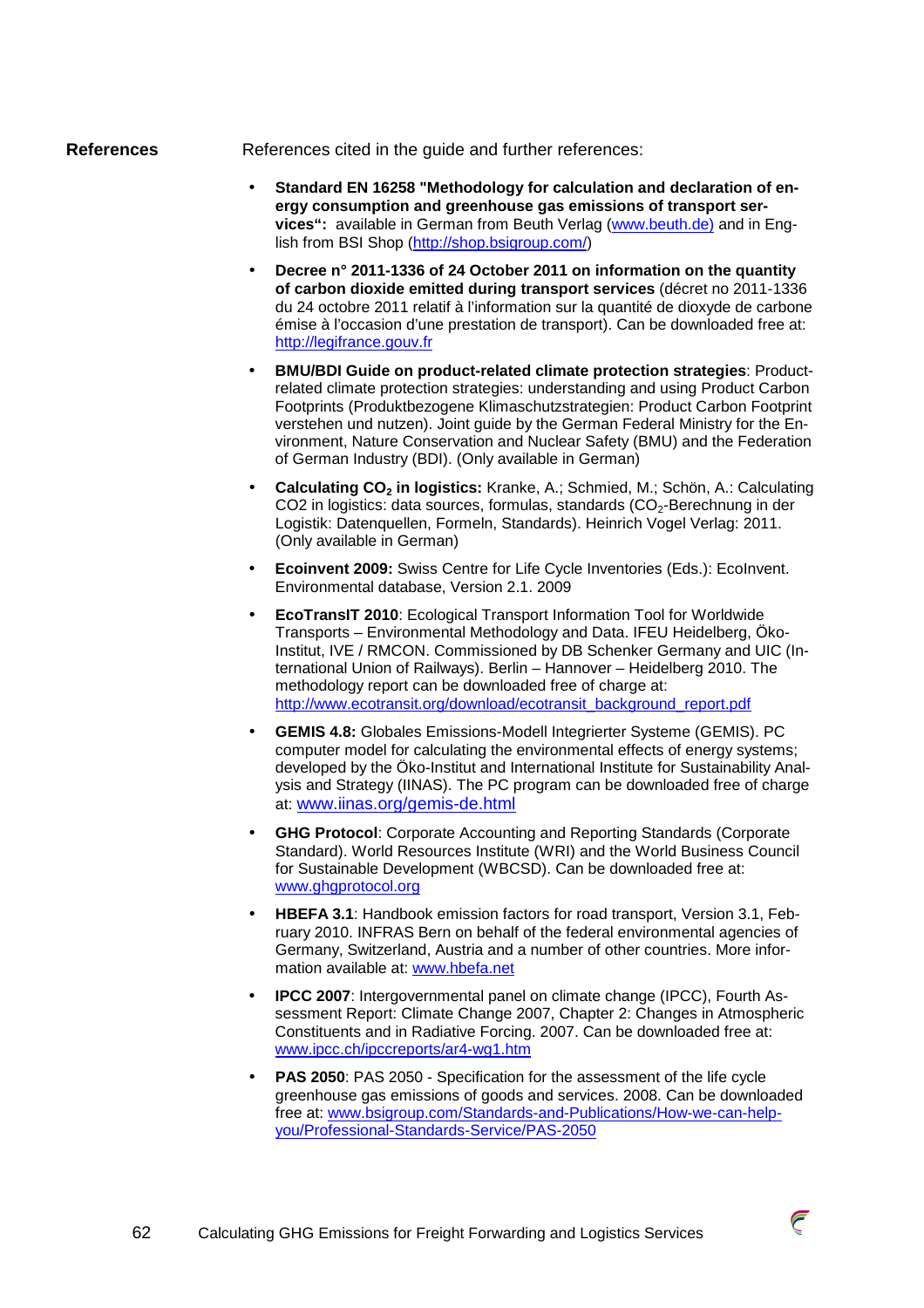## References

References cited in the guide and further references:

- **Standard EN 16258 "Methodology for calculation and declaration of energy consumption and greenhouse gas emissions of transport services":** available in German from Beuth Verlag (www.beuth.de) and in English from BSI Shop (http://shop.bsigroup.com/)
- **Decree n° 2011-1336 of 24 October 2011 on information on the quantity of carbon dioxide emitted during transport services** (décret no 2011-1336 du 24 octobre 2011 relatif à l'information sur la quantité de dioxyde de carbone émise à l'occasion d'une prestation de transport). Can be downloaded free at: http://legifrance.gouv.fr
- **BMU/BDI Guide on product-related climate protection strategies**: Product-related climate protection strategies: understanding and using Product Carbon Footprints (Produktbezogene Klimaschutzstrategien: Product Carbon Footprint verstehen und nutzen). Joint guide by the German Federal Ministry for the Environment, Nature Conservation and Nuclear Safety (BMU) and the Federation of German Industry (BDI). (Only available in German)
- **Calculating $CO_2$ in logistics:** Kranke, A.; Schmied, M.; Schön, A.: Calculating CO2 in logistics: data sources, formulas, standards ($CO_2$-Berechnung in der Logistik: Datenquellen, Formeln, Standards). Heinrich Vogel Verlag: 2011. (Only available in German)
- **Ecoinvent 2009:** Swiss Centre for Life Cycle Inventories (Eds.): EcoInvent. Environmental database, Version 2.1. 2009
- **EcoTransIT 2010**: Ecological Transport Information Tool for Worldwide Transports – Environmental Methodology and Data. IFEU Heidelberg, Öko-Institut, IVE / RMCON. Commissioned by DB Schenker Germany and UIC (International Union of Railways). Berlin – Hannover – Heidelberg 2010. The methodology report can be downloaded free of charge at: http://www.ecotransit.org/download/ecotransit_background_report.pdf
- **GEMIS 4.8:** Globales Emissions-Modell Integrierter Systeme (GEMIS). PC computer model for calculating the environmental effects of energy systems; developed by the Öko-Institut and International Institute for Sustainability Analysis and Strategy (IINAS). The PC program can be downloaded free of charge at: www.iinas.org/gemis-de.html
- **GHG Protocol**: Corporate Accounting and Reporting Standards (Corporate Standard). World Resources Institute (WRI) and the World Business Council for Sustainable Development (WBCSD). Can be downloaded free at: www.ghgprotocol.org
- **HBEFA 3.1**: Handbook emission factors for road transport, Version 3.1, February 2010. INFRAS Bern on behalf of the federal environmental agencies of Germany, Switzerland, Austria and a number of other countries. More information available at: www.hbefa.net
- **IPCC 2007**: Intergovernmental panel on climate change (IPCC), Fourth Assessment Report: Climate Change 2007, Chapter 2: Changes in Atmospheric Constituents and in Radiative Forcing. 2007. Can be downloaded free at: www.ipcc.ch/ipccreports/ar4-wg1.htm
- **PAS 2050**: PAS 2050 - Specification for the assessment of the life cycle greenhouse gas emissions of goods and services. 2008. Can be downloaded free at: www.bsigroup.com/Standards-and-Publications/How-we-can-help-you/Professional-Standards-Service/PAS-2050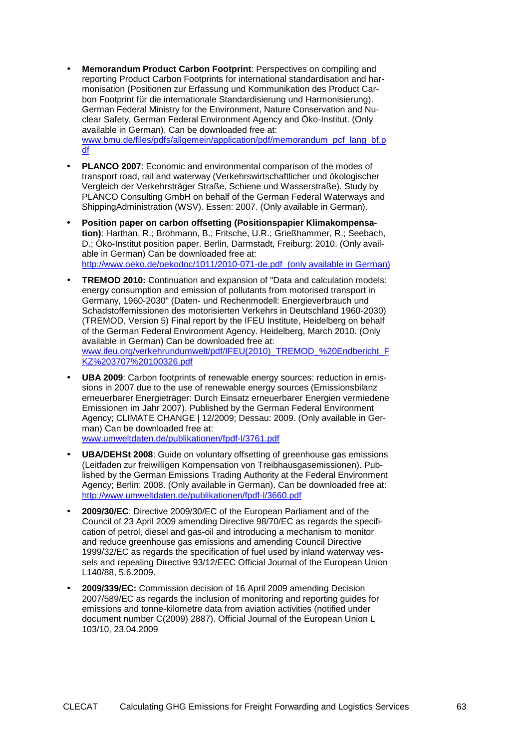- **Memorandum Product Carbon Footprint**: Perspectives on compiling and reporting Product Carbon Footprints for international standardisation and harmonisation (Positionen zur Erfassung und Kommunikation des Product Carbon Footprint für die internationale Standardisierung und Harmonisierung). German Federal Ministry for the Environment, Nature Conservation and Nuclear Safety, German Federal Environment Agency and Öko-Institut. (Only available in German). Can be downloaded free at: www.bmu.de/files/pdfs/allgemein/application/pdf/memorandum_pcf_lang_bf.pdf

- **PLANCO 2007**: Economic and environmental comparison of the modes of transport road, rail and waterway (Verkehrswirtschaftlicher und ökologischer Vergleich der Verkehrsträger Straße, Schiene und Wasserstraße). Study by PLANCO Consulting GmbH on behalf of the German Federal Waterways and ShippingAdministration (WSV). Essen: 2007. (Only available in German).

- **Position paper on carbon offsetting (Positionspapier Klimakompensation)**: Harthan, R.; Brohmann, B.; Fritsche, U.R.; Grießhammer, R.; Seebach, D.; Öko-Institut position paper. Berlin, Darmstadt, Freiburg: 2010. (Only available in German) Can be downloaded free at: http://www.oeko.de/oekodoc/1011/2010-071-de.pdf (only available in German)

- **TREMOD 2010:** Continuation and expansion of "Data and calculation models: energy consumption and emission of pollutants from motorised transport in Germany, 1960-2030" (Daten- und Rechenmodell: Energieverbrauch und Schadstoffemissionen des motorisierten Verkehrs in Deutschland 1960-2030) (TREMOD, Version 5) Final report by the IFEU Institute, Heidelberg on behalf of the German Federal Environment Agency. Heidelberg, March 2010. (Only available in German) Can be downloaded free at: www.ifeu.org/verkehrundumwelt/pdf/IFEU(2010)_TREMOD_%20Endbericht_FKZ%203707%20100326.pdf

- **UBA 2009**: Carbon footprints of renewable energy sources: reduction in emissions in 2007 due to the use of renewable energy sources (Emissionsbilanz erneuerbarer Energieträger: Durch Einsatz erneuerbarer Energien vermiedene Emissionen im Jahr 2007). Published by the German Federal Environment Agency; CLIMATE CHANGE | 12/2009; Dessau: 2009. (Only available in German) Can be downloaded free at: www.umweltdaten.de/publikationen/fpdf-l/3761.pdf

- **UBA/DEHSt 2008**: Guide on voluntary offsetting of greenhouse gas emissions (Leitfaden zur freiwilligen Kompensation von Treibhausgasemissionen). Published by the German Emissions Trading Authority at the Federal Environment Agency; Berlin: 2008. (Only available in German). Can be downloaded free at: http://www.umweltdaten.de/publikationen/fpdf-l/3660.pdf

- **2009/30/EC**: Directive 2009/30/EC of the European Parliament and of the Council of 23 April 2009 amending Directive 98/70/EC as regards the specification of petrol, diesel and gas-oil and introducing a mechanism to monitor and reduce greenhouse gas emissions and amending Council Directive 1999/32/EC as regards the specification of fuel used by inland waterway vessels and repealing Directive 93/12/EEC Official Journal of the European Union L140/88, 5.6.2009.

- **2009/339/EC:** Commission decision of 16 April 2009 amending Decision 2007/589/EC as regards the inclusion of monitoring and reporting guides for emissions and tonne-kilometre data from aviation activities (notified under document number C(2009) 2887). Official Journal of the European Union L 103/10, 23.04.2009